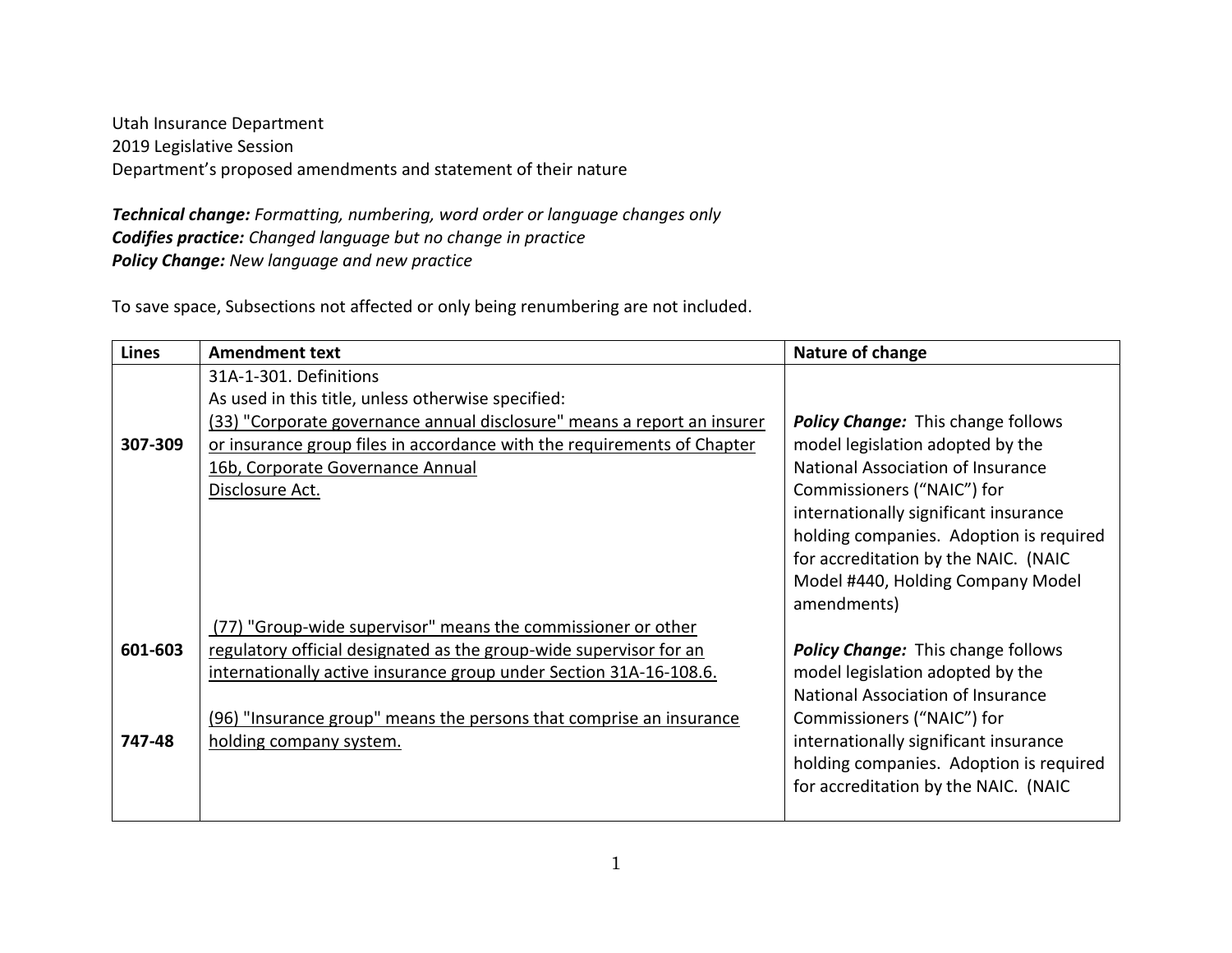Utah Insurance Department
2019 Legislative Session
Department's proposed amendments and statement of their nature

***Technical change:*** *Formatting, numbering, word order or language changes only*
***Codifies practice:*** *Changed language but no change in practice*
***Policy Change:*** *New language and new practice*

To save space, Subsections not affected or only being renumbering are not included.

| Lines | Amendment text | Nature of change |
|---|---|---|
| 307-309 | 31A-1-301. Definitions<br>As used in this title, unless otherwise specified:<br><u>(33) "Corporate governance annual disclosure" means a report an insurer or insurance group files in accordance with the requirements of Chapter 16b, Corporate Governance Annual Disclosure Act.</u> | ***Policy Change:*** This change follows model legislation adopted by the National Association of Insurance Commissioners ("NAIC") for internationally significant insurance holding companies. Adoption is required for accreditation by the NAIC. (NAIC Model #440, Holding Company Model amendments) |
| 601-603<br><br>747-48 | <u>(77) "Group-wide supervisor" means the commissioner or other regulatory official designated as the group-wide supervisor for an internationally active insurance group under Section 31A-16-108.6.</u><br><br><u>(96) "Insurance group" means the persons that comprise an insurance holding company system.</u> | ***Policy Change:*** This change follows model legislation adopted by the National Association of Insurance Commissioners ("NAIC") for internationally significant insurance holding companies. Adoption is required for accreditation by the NAIC. (NAIC |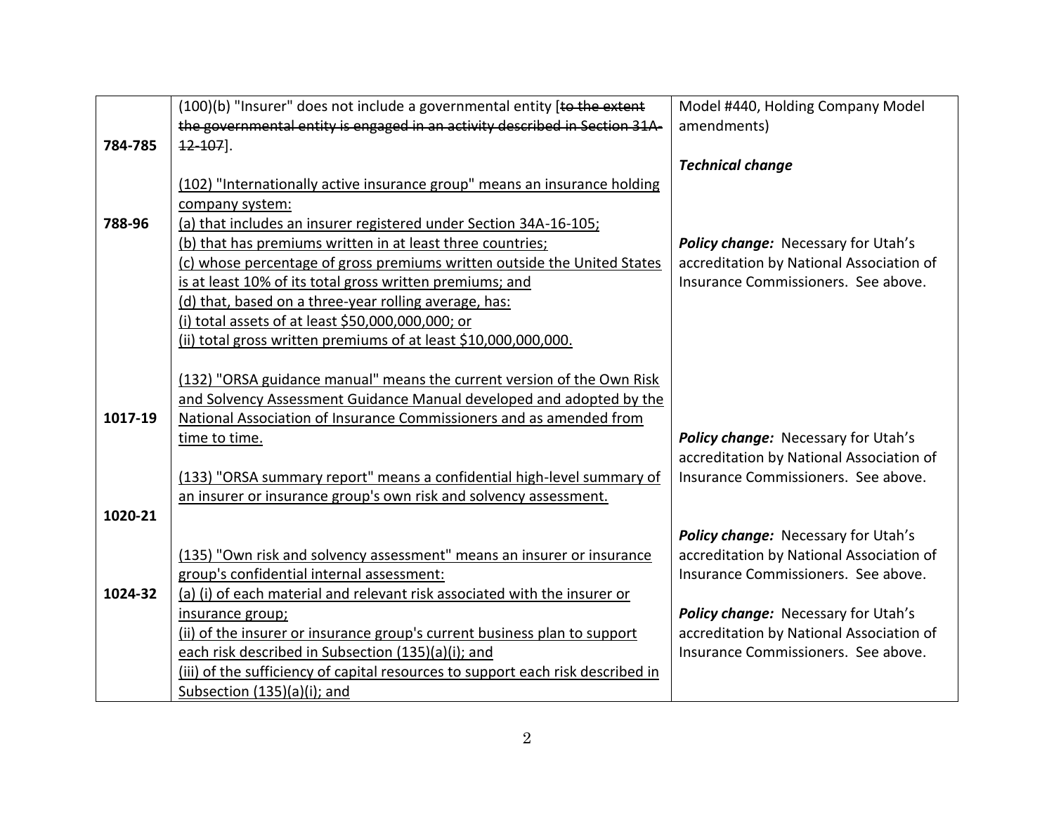| | | |
|---|---|---|
| 784-785 | (100)(b) "Insurer" does not include a governmental entity [~~to the extent the governmental entity is engaged in an activity described in Section 31A-12-107~~]. | Model #440, Holding Company Model amendments)<br><br>***Technical change*** |
| 788-96 | <u>(102) "Internationally active insurance group" means an insurance holding company system:</u><br><u>(a) that includes an insurer registered under Section 34A-16-105;</u><br><u>(b) that has premiums written in at least three countries;</u><br><u>(c) whose percentage of gross premiums written outside the United States is at least 10% of its total gross written premiums; and</u><br><u>(d) that, based on a three-year rolling average, has:</u><br><u>(i) total assets of at least $50,000,000,000; or</u><br><u>(ii) total gross written premiums of at least $10,000,000,000.</u> | ***Policy change:*** Necessary for Utah's accreditation by National Association of Insurance Commissioners. See above. |
| 1017-19 | <u>(132) "ORSA guidance manual" means the current version of the Own Risk and Solvency Assessment Guidance Manual developed and adopted by the National Association of Insurance Commissioners and as amended from time to time.</u> | ***Policy change:*** Necessary for Utah's accreditation by National Association of Insurance Commissioners. See above. |
| 1020-21 | <u>(133) "ORSA summary report" means a confidential high-level summary of an insurer or insurance group's own risk and solvency assessment.</u> | ***Policy change:*** Necessary for Utah's accreditation by National Association of Insurance Commissioners. See above. |
| 1024-32 | <u>(135) "Own risk and solvency assessment" means an insurer or insurance group's confidential internal assessment:</u><br><u>(a) (i) of each material and relevant risk associated with the insurer or insurance group;</u><br><u>(ii) of the insurer or insurance group's current business plan to support each risk described in Subsection (135)(a)(i); and</u><br><u>(iii) of the sufficiency of capital resources to support each risk described in Subsection (135)(a)(i); and</u> | ***Policy change:*** Necessary for Utah's accreditation by National Association of Insurance Commissioners. See above. |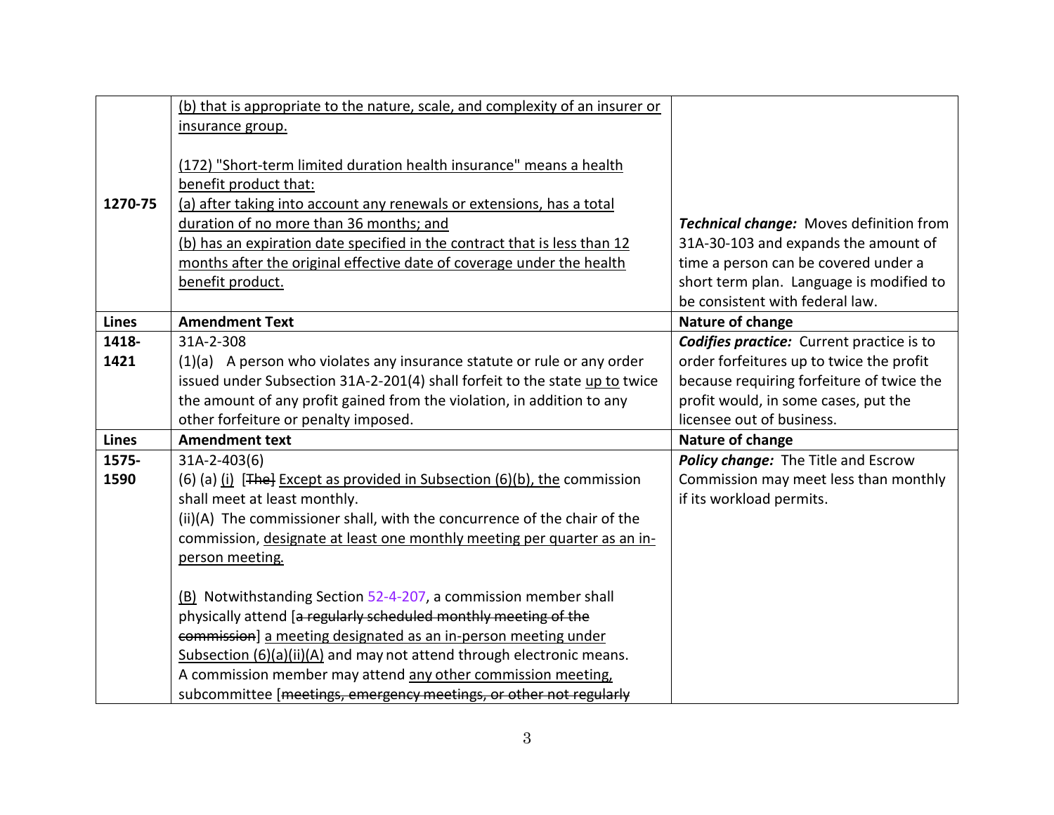| | | |
|---|---|---|
| 1270-75 | <u>(b) that is appropriate to the nature, scale, and complexity of an insurer or insurance group.</u><br><br><u>(172) "Short-term limited duration health insurance" means a health benefit product that:</u><br><u>(a) after taking into account any renewals or extensions, has a total duration of no more than 36 months; and</u><br><u>(b) has an expiration date specified in the contract that is less than 12 months after the original effective date of coverage under the health benefit product.</u> | ***Technical change:*** Moves definition from 31A-30-103 and expands the amount of time a person can be covered under a short term plan. Language is modified to be consistent with federal law. |
| **Lines** | **Amendment Text** | **Nature of change** |
| 1418-1421 | 31A-2-308<br>(1)(a) A person who violates any insurance statute or rule or any order issued under Subsection 31A-2-201(4) shall forfeit to the state <u>up to</u> twice the amount of any profit gained from the violation, in addition to any other forfeiture or penalty imposed. | ***Codifies practice:*** Current practice is to order forfeitures up to twice the profit because requiring forfeiture of twice the profit would, in some cases, put the licensee out of business. |
| **Lines** | **Amendment text** | **Nature of change** |
| 1575-1590 | 31A-2-403(6)<br>(6) (a) <u>(i)</u> [~~The~~] <u>Except as provided in Subsection (6)(b), the</u> commission shall meet at least monthly.<br>(ii)(A) The commissioner shall, with the concurrence of the chair of the commission, <u>designate at least one monthly meeting per quarter as an in-person meeting.</u><br><br><u>(B)</u> Notwithstanding Section 52-4-207, a commission member shall physically attend [~~a regularly scheduled monthly meeting of the commission~~] <u>a meeting designated as an in-person meeting under Subsection (6)(a)(ii)(A)</u> and may not attend through electronic means. A commission member may attend <u>any other commission meeting,</u> subcommittee [~~meetings, emergency meetings, or other not regularly~~ | ***Policy change:*** The Title and Escrow Commission may meet less than monthly if its workload permits. |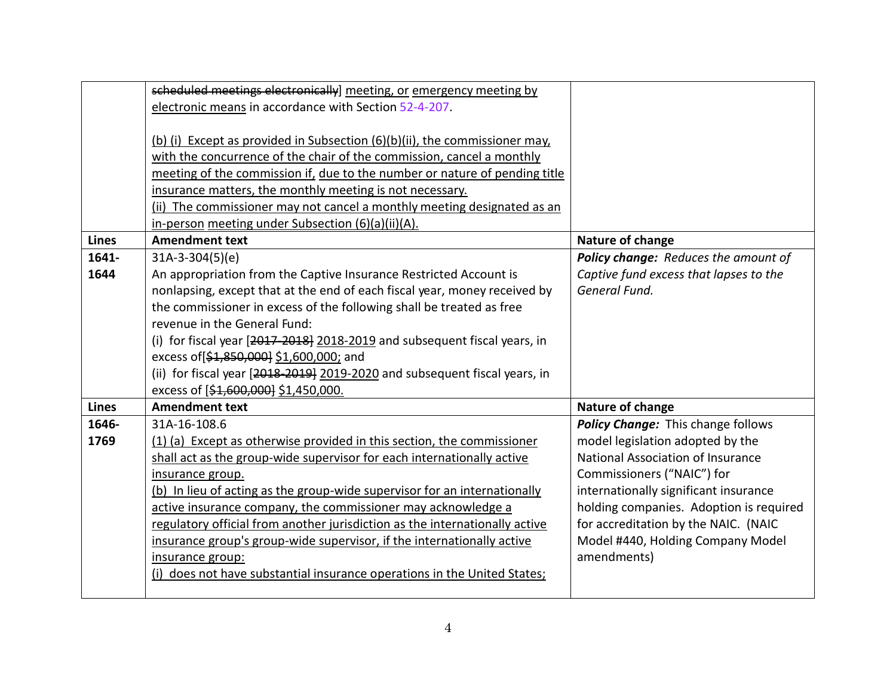| Lines | Amendment text | Nature of change |
|---|---|---|
| | ~~scheduled meetings electronically~~] <u>meeting, or</u> <u>emergency meeting by electronic means</u> in accordance with Section 52-4-207.<br><br><u>(b) (i) Except as provided in Subsection (6)(b)(ii), the commissioner may, with the concurrence of the chair of the commission, cancel a monthly meeting of the commission if, due to the number or nature of pending title insurance matters, the monthly meeting is not necessary.</u><br><u>(ii) The commissioner may not cancel a monthly meeting designated as an in-person meeting under Subsection (6)(a)(ii)(A).</u> | |
| **Lines** | **Amendment text** | **Nature of change** |
| **1641-1644** | 31A-3-304(5)(e)<br>An appropriation from the Captive Insurance Restricted Account is nonlapsing, except that at the end of each fiscal year, money received by the commissioner in excess of the following shall be treated as free revenue in the General Fund:<br>(i) for fiscal year [~~2017-2018~~] <u>2018-2019</u> and subsequent fiscal years, in excess of[~~$1,850,000~~] <u>$1,600,000;</u> and<br>(ii) for fiscal year [~~2018-2019~~] <u>2019-2020</u> and subsequent fiscal years, in excess of [~~$1,600,000~~] <u>$1,450,000.</u> | ***Policy change:*** *Reduces the amount of Captive fund excess that lapses to the General Fund.* |
| **Lines** | **Amendment text** | **Nature of change** |
| **1646-1769** | 31A-16-108.6<br><u>(1) (a) Except as otherwise provided in this section, the commissioner shall act as the group-wide supervisor for each internationally active insurance group.</u><br><u>(b) In lieu of acting as the group-wide supervisor for an internationally active insurance company, the commissioner may acknowledge a regulatory official from another jurisdiction as the internationally active insurance group's group-wide supervisor, if the internationally active insurance group:</u><br><u>(i) does not have substantial insurance operations in the United States;</u> | ***Policy Change:*** This change follows model legislation adopted by the National Association of Insurance Commissioners ("NAIC") for internationally significant insurance holding companies. Adoption is required for accreditation by the NAIC. (NAIC Model #440, Holding Company Model amendments) |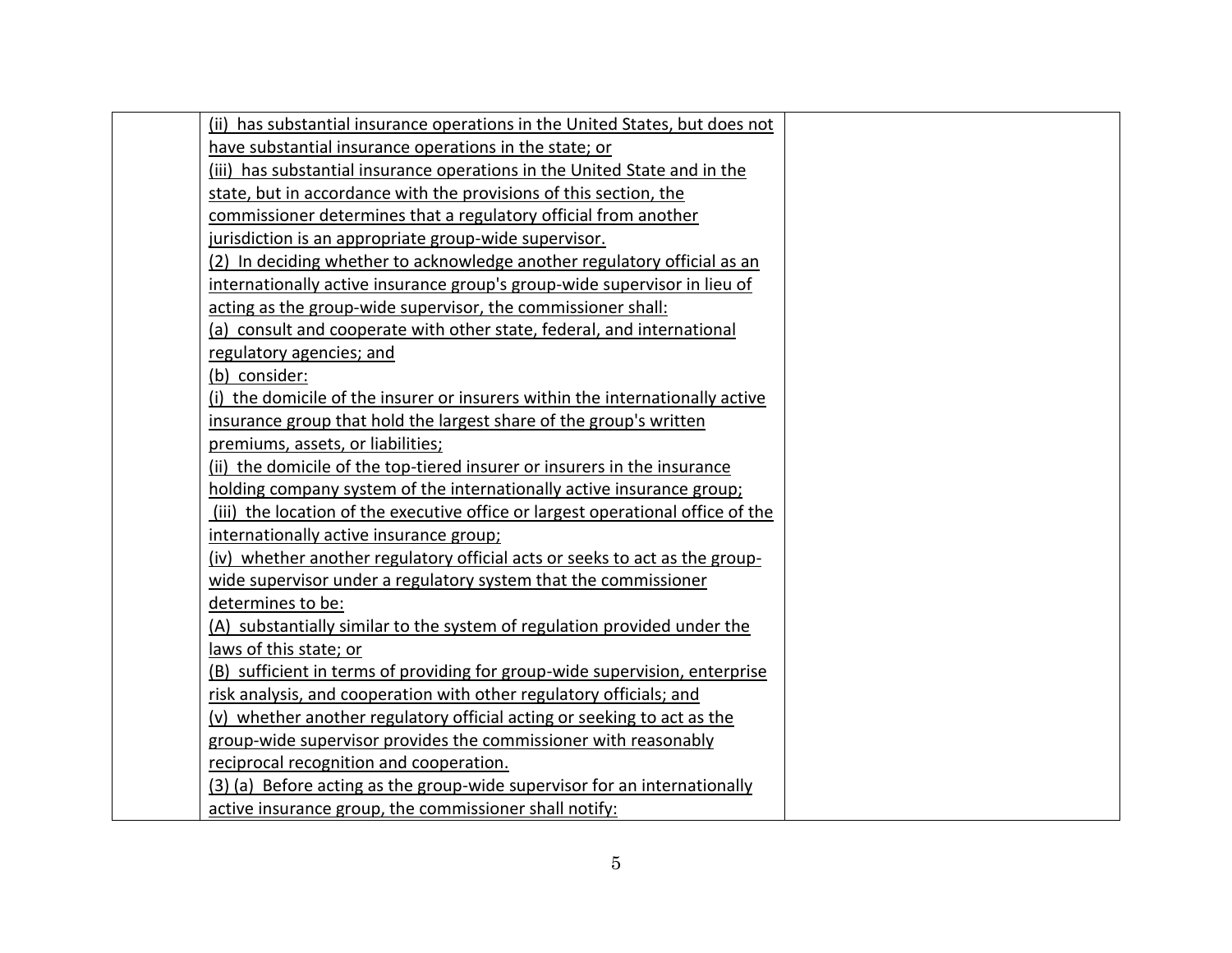|  |  |  |
|---|---|---|
|  | (ii) has substantial insurance operations in the United States, but does not have substantial insurance operations in the state; or<br>(iii) has substantial insurance operations in the United State and in the state, but in accordance with the provisions of this section, the commissioner determines that a regulatory official from another jurisdiction is an appropriate group-wide supervisor.<br>(2) In deciding whether to acknowledge another regulatory official as an internationally active insurance group's group-wide supervisor in lieu of acting as the group-wide supervisor, the commissioner shall:<br>(a) consult and cooperate with other state, federal, and international regulatory agencies; and<br>(b) consider:<br>(i) the domicile of the insurer or insurers within the internationally active insurance group that hold the largest share of the group's written premiums, assets, or liabilities;<br>(ii) the domicile of the top-tiered insurer or insurers in the insurance holding company system of the internationally active insurance group;<br>(iii) the location of the executive office or largest operational office of the internationally active insurance group;<br>(iv) whether another regulatory official acts or seeks to act as the group-wide supervisor under a regulatory system that the commissioner determines to be:<br>(A) substantially similar to the system of regulation provided under the laws of this state; or<br>(B) sufficient in terms of providing for group-wide supervision, enterprise risk analysis, and cooperation with other regulatory officials; and<br>(v) whether another regulatory official acting or seeking to act as the group-wide supervisor provides the commissioner with reasonably reciprocal recognition and cooperation.<br>(3) (a) Before acting as the group-wide supervisor for an internationally active insurance group, the commissioner shall notify: |  |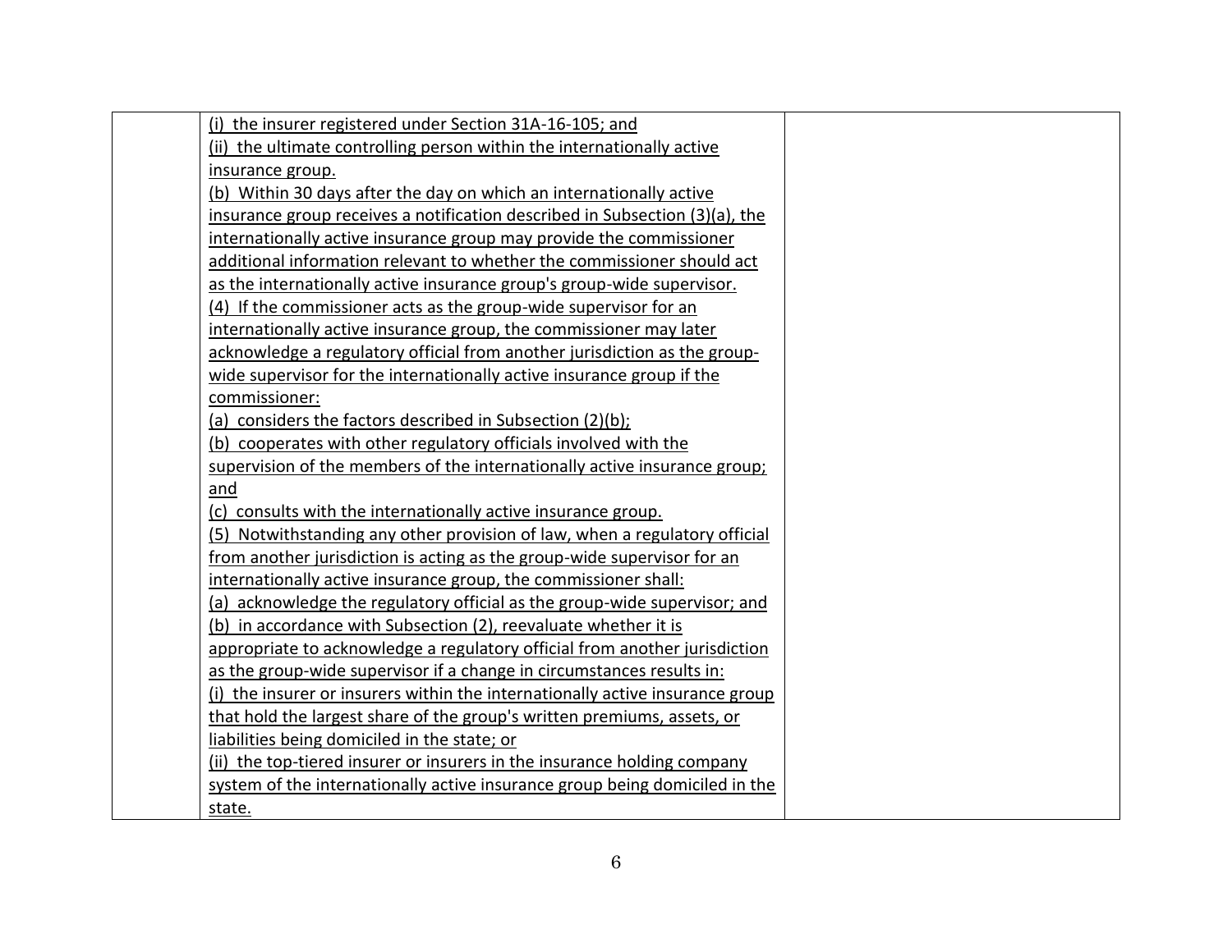| | | |
|---|---|---|
| | (i) the insurer registered under Section 31A-16-105; and<br>(ii) the ultimate controlling person within the internationally active insurance group.<br>(b) Within 30 days after the day on which an internationally active insurance group receives a notification described in Subsection (3)(a), the internationally active insurance group may provide the commissioner additional information relevant to whether the commissioner should act as the internationally active insurance group's group-wide supervisor.<br>(4) If the commissioner acts as the group-wide supervisor for an internationally active insurance group, the commissioner may later acknowledge a regulatory official from another jurisdiction as the group-wide supervisor for the internationally active insurance group if the commissioner:<br>(a) considers the factors described in Subsection (2)(b);<br>(b) cooperates with other regulatory officials involved with the supervision of the members of the internationally active insurance group; and<br>(c) consults with the internationally active insurance group.<br>(5) Notwithstanding any other provision of law, when a regulatory official from another jurisdiction is acting as the group-wide supervisor for an internationally active insurance group, the commissioner shall:<br>(a) acknowledge the regulatory official as the group-wide supervisor; and<br>(b) in accordance with Subsection (2), reevaluate whether it is appropriate to acknowledge a regulatory official from another jurisdiction as the group-wide supervisor if a change in circumstances results in:<br>(i) the insurer or insurers within the internationally active insurance group that hold the largest share of the group's written premiums, assets, or liabilities being domiciled in the state; or<br>(ii) the top-tiered insurer or insurers in the insurance holding company system of the internationally active insurance group being domiciled in the state. | |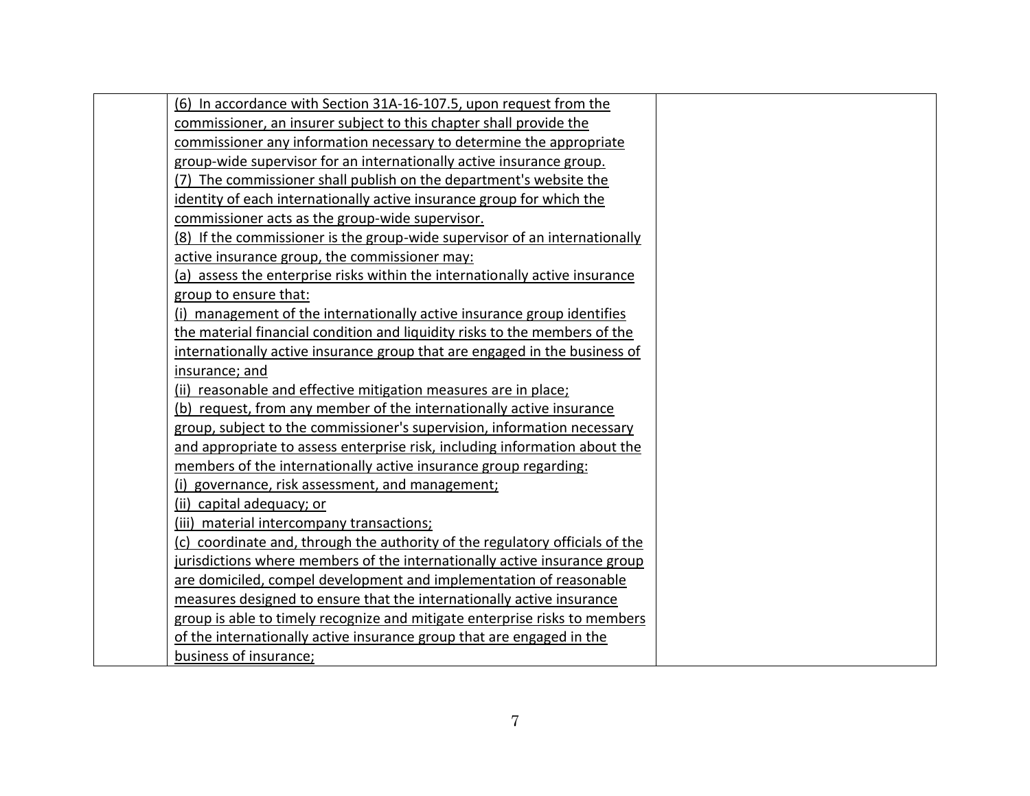| | | |
|---|---|---|
| | <u>(6) In accordance with Section 31A-16-107.5, upon request from the commissioner, an insurer subject to this chapter shall provide the commissioner any information necessary to determine the appropriate group-wide supervisor for an internationally active insurance group.</u><br><u>(7) The commissioner shall publish on the department's website the identity of each internationally active insurance group for which the commissioner acts as the group-wide supervisor.</u><br><u>(8) If the commissioner is the group-wide supervisor of an internationally active insurance group, the commissioner may:</u><br><u>(a) assess the enterprise risks within the internationally active insurance group to ensure that:</u><br><u>(i) management of the internationally active insurance group identifies the material financial condition and liquidity risks to the members of the internationally active insurance group that are engaged in the business of insurance; and</u><br><u>(ii) reasonable and effective mitigation measures are in place;</u><br><u>(b) request, from any member of the internationally active insurance group, subject to the commissioner's supervision, information necessary and appropriate to assess enterprise risk, including information about the members of the internationally active insurance group regarding:</u><br><u>(i) governance, risk assessment, and management;</u><br><u>(ii) capital adequacy; or</u><br><u>(iii) material intercompany transactions;</u><br><u>(c) coordinate and, through the authority of the regulatory officials of the jurisdictions where members of the internationally active insurance group are domiciled, compel development and implementation of reasonable measures designed to ensure that the internationally active insurance group is able to timely recognize and mitigate enterprise risks to members of the internationally active insurance group that are engaged in the business of insurance;</u> | |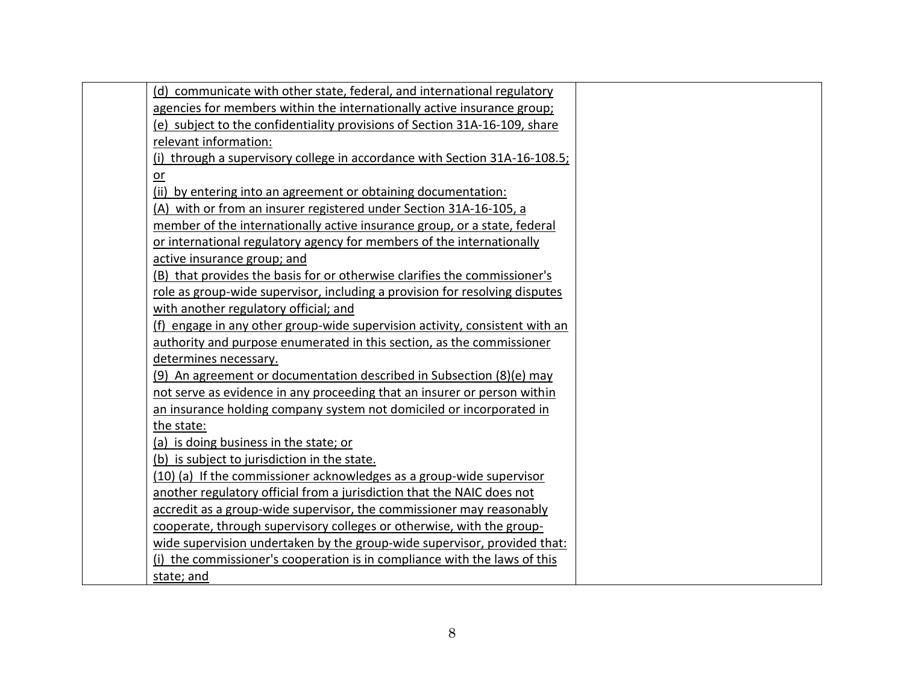| | (d) communicate with other state, federal, and international regulatory agencies for members within the internationally active insurance group;<br>(e) subject to the confidentiality provisions of Section 31A-16-109, share relevant information:<br>(i) through a supervisory college in accordance with Section 31A-16-108.5; or<br>(ii) by entering into an agreement or obtaining documentation:<br>(A) with or from an insurer registered under Section 31A-16-105, a member of the internationally active insurance group, or a state, federal or international regulatory agency for members of the internationally active insurance group; and<br>(B) that provides the basis for or otherwise clarifies the commissioner's role as group-wide supervisor, including a provision for resolving disputes with another regulatory official; and<br>(f) engage in any other group-wide supervision activity, consistent with an authority and purpose enumerated in this section, as the commissioner determines necessary.<br>(9) An agreement or documentation described in Subsection (8)(e) may not serve as evidence in any proceeding that an insurer or person within an insurance holding company system not domiciled or incorporated in the state:<br>(a) is doing business in the state; or<br>(b) is subject to jurisdiction in the state.<br>(10) (a) If the commissioner acknowledges as a group-wide supervisor another regulatory official from a jurisdiction that the NAIC does not accredit as a group-wide supervisor, the commissioner may reasonably cooperate, through supervisory colleges or otherwise, with the group-wide supervision undertaken by the group-wide supervisor, provided that:<br>(i) the commissioner's cooperation is in compliance with the laws of this state; and | |
|---|---|---|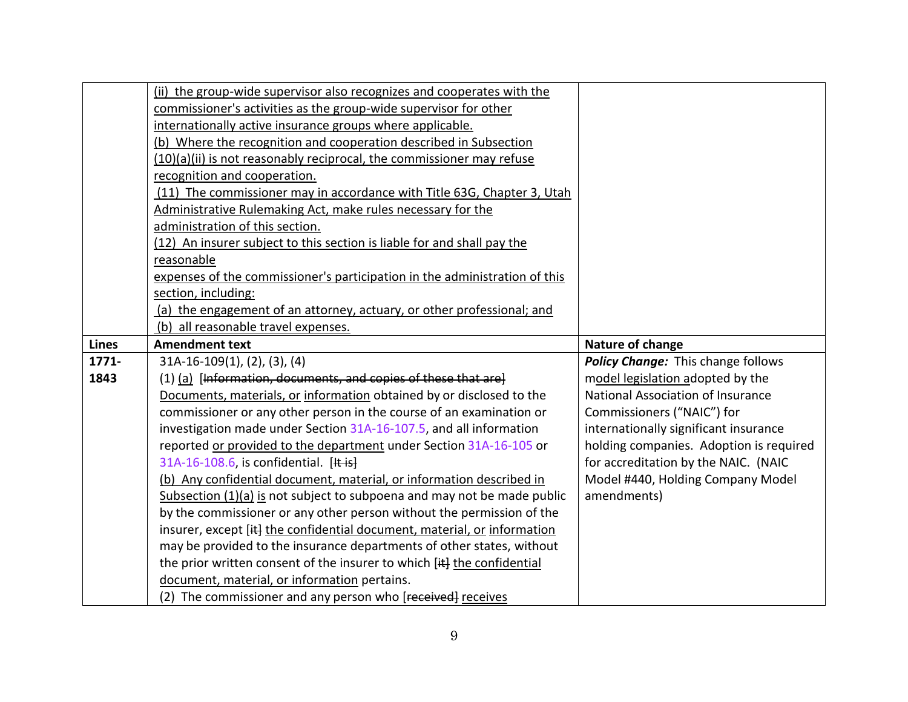| | | |
|---|---|---|
| | (ii) the group-wide supervisor also recognizes and cooperates with the commissioner's activities as the group-wide supervisor for other internationally active insurance groups where applicable.<br>(b) Where the recognition and cooperation described in Subsection (10)(a)(ii) is not reasonably reciprocal, the commissioner may refuse recognition and cooperation.<br>(11) The commissioner may in accordance with Title 63G, Chapter 3, Utah Administrative Rulemaking Act, make rules necessary for the administration of this section.<br>(12) An insurer subject to this section is liable for and shall pay the reasonable expenses of the commissioner's participation in the administration of this section, including:<br>(a) the engagement of an attorney, actuary, or other professional; and<br>(b) all reasonable travel expenses. | |
| **Lines** | **Amendment text** | **Nature of change** |
| **1771-1843** | 31A-16-109(1), (2), (3), (4)<br>(1) (a) [~~Information, documents, and copies of these that are~~] Documents, materials, or information obtained by or disclosed to the commissioner or any other person in the course of an examination or investigation made under Section 31A-16-107.5, and all information reported or provided to the department under Section 31A-16-105 or 31A-16-108.6, is confidential. [~~It is~~]<br>(b) Any confidential document, material, or information described in Subsection (1)(a) is not subject to subpoena and may not be made public by the commissioner or any other person without the permission of the insurer, except [~~it~~] the confidential document, material, or information may be provided to the insurance departments of other states, without the prior written consent of the insurer to which [~~it~~] the confidential document, material, or information pertains.<br>(2) The commissioner and any person who [~~received~~] receives | ***Policy Change:*** This change follows model legislation adopted by the National Association of Insurance Commissioners ("NAIC") for internationally significant insurance holding companies. Adoption is required for accreditation by the NAIC. (NAIC Model #440, Holding Company Model amendments) |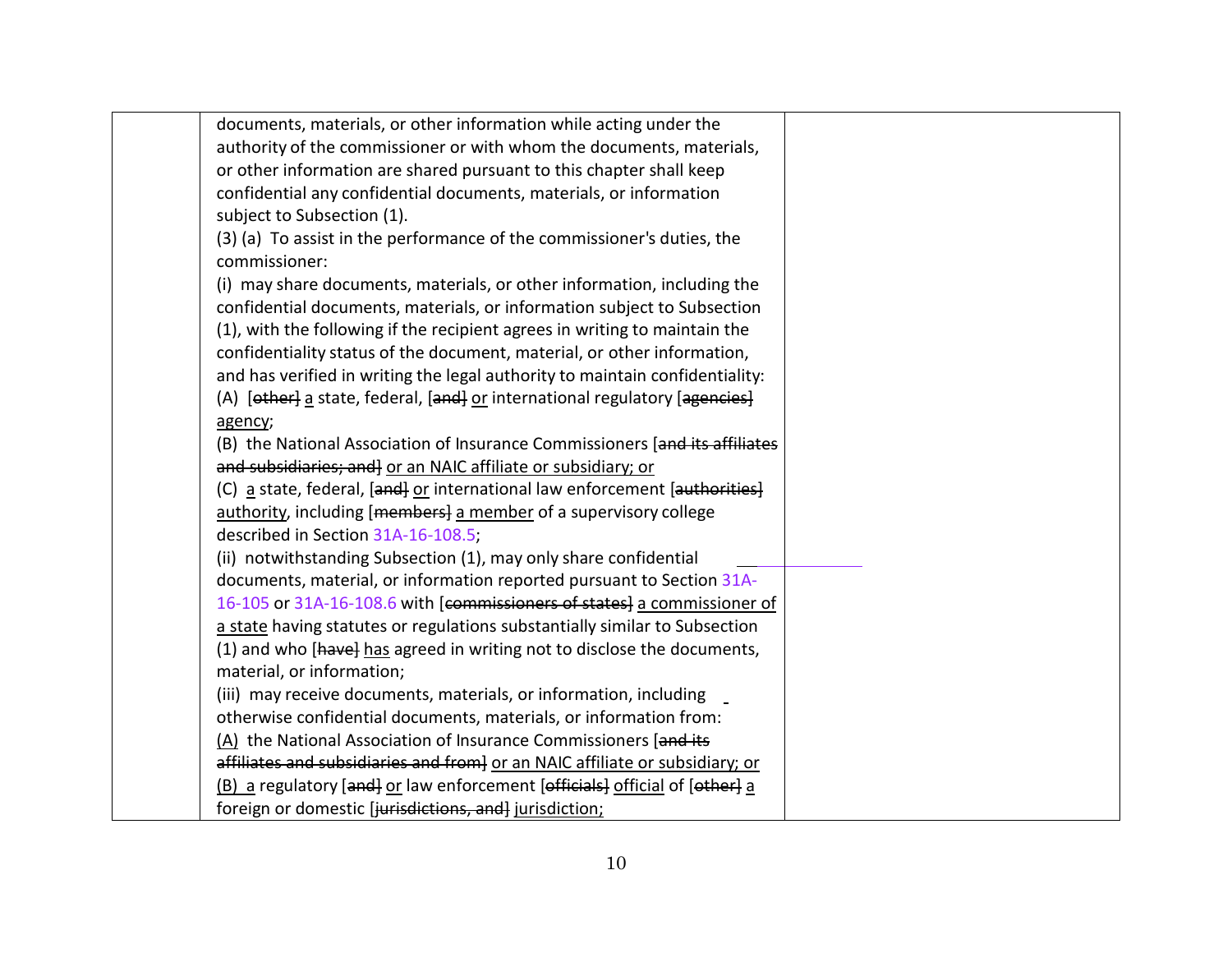documents, materials, or other information while acting under the authority of the commissioner or with whom the documents, materials, or other information are shared pursuant to this chapter shall keep confidential any confidential documents, materials, or information subject to Subsection (1).

(3) (a) To assist in the performance of the commissioner's duties, the commissioner:

(i) may share documents, materials, or other information, including the confidential documents, materials, or information subject to Subsection (1), with the following if the recipient agrees in writing to maintain the confidentiality status of the document, material, or other information, and has verified in writing the legal authority to maintain confidentiality:

(A) [~~other~~] <u>a</u> state, federal, [~~and~~] <u>or</u> international regulatory [~~agencies~~] <u>agency</u>;

(B) the National Association of Insurance Commissioners [~~and its affiliates and subsidiaries; and~~] <u>or an NAIC affiliate or subsidiary; or</u>

(C) <u>a</u> state, federal, [~~and~~] <u>or</u> international law enforcement [~~authorities~~] <u>authority</u>, including [~~members~~] <u>a member</u> of a supervisory college described in Section 31A-16-108.5;

(ii) notwithstanding Subsection (1), may only share confidential documents, material, or information reported pursuant to Section 31A-16-105 or 31A-16-108.6 with [~~commissioners of states~~] <u>a commissioner of a state</u> having statutes or regulations substantially similar to Subsection (1) and who [~~have~~] <u>has</u> agreed in writing not to disclose the documents, material, or information;

(iii) may receive documents, materials, or information, including otherwise confidential documents, materials, or information from:

<u>(A)</u> the National Association of Insurance Commissioners [~~and its affiliates and subsidiaries and from~~] <u>or an NAIC affiliate or subsidiary; or</u>

<u>(B) a</u> regulatory [~~and~~] <u>or</u> law enforcement [~~officials~~] <u>official</u> of [~~other~~] <u>a</u> foreign or domestic [~~jurisdictions, and~~] <u>jurisdiction;</u>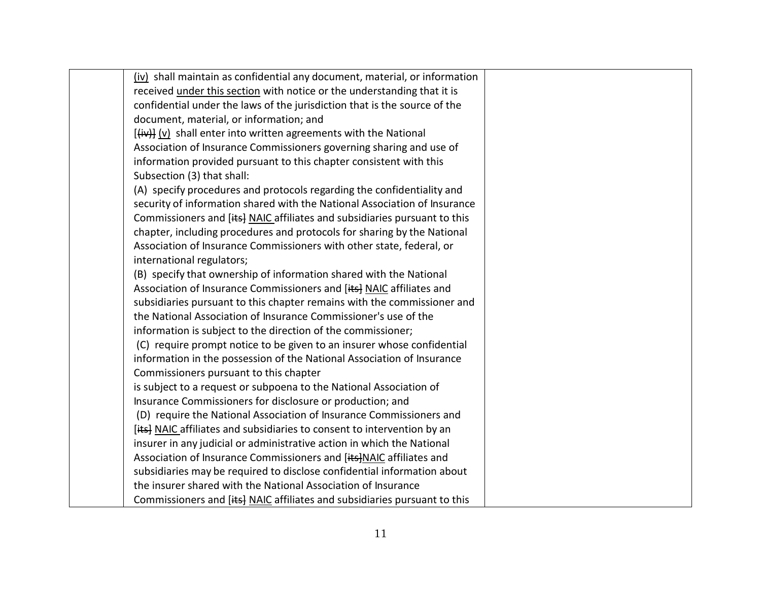| | | |
|---|---|---|
| | (iv) shall maintain as confidential any document, material, or information received under this section with notice or the understanding that it is confidential under the laws of the jurisdiction that is the source of the document, material, or information; and<br>[(iv)] (v) shall enter into written agreements with the National Association of Insurance Commissioners governing sharing and use of information provided pursuant to this chapter consistent with this Subsection (3) that shall:<br>(A) specify procedures and protocols regarding the confidentiality and security of information shared with the National Association of Insurance Commissioners and [its] NAIC affiliates and subsidiaries pursuant to this chapter, including procedures and protocols for sharing by the National Association of Insurance Commissioners with other state, federal, or international regulators;<br>(B) specify that ownership of information shared with the National Association of Insurance Commissioners and [its] NAIC affiliates and subsidiaries pursuant to this chapter remains with the commissioner and the National Association of Insurance Commissioner's use of the information is subject to the direction of the commissioner;<br>(C) require prompt notice to be given to an insurer whose confidential information in the possession of the National Association of Insurance Commissioners pursuant to this chapter<br>is subject to a request or subpoena to the National Association of Insurance Commissioners for disclosure or production; and<br>(D) require the National Association of Insurance Commissioners and [its] NAIC affiliates and subsidiaries to consent to intervention by an insurer in any judicial or administrative action in which the National Association of Insurance Commissioners and [its]NAIC affiliates and subsidiaries may be required to disclose confidential information about the insurer shared with the National Association of Insurance Commissioners and [its] NAIC affiliates and subsidiaries pursuant to this | |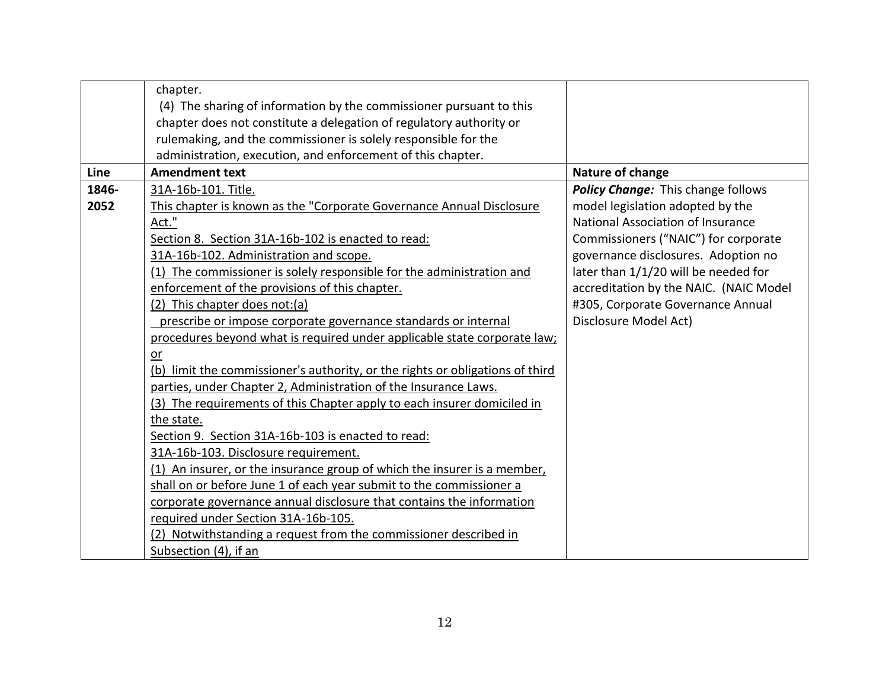| | | |
|---|---|---|
| | chapter.<br>(4) The sharing of information by the commissioner pursuant to this chapter does not constitute a delegation of regulatory authority or rulemaking, and the commissioner is solely responsible for the administration, execution, and enforcement of this chapter. | |
| **Line** | **Amendment text** | **Nature of change** |
| **1846-2052** | <u>31A-16b-101. Title.</u><br><u>This chapter is known as the "Corporate Governance Annual Disclosure Act."</u><br><u>Section 8. Section 31A-16b-102 is enacted to read:</u><br><u>31A-16b-102. Administration and scope.</u><br><u>(1) The commissioner is solely responsible for the administration and enforcement of the provisions of this chapter.</u><br><u>(2) This chapter does not:(a)</u><br><u>prescribe or impose corporate governance standards or internal procedures beyond what is required under applicable state corporate law; or</u><br><u>(b) limit the commissioner's authority, or the rights or obligations of third parties, under Chapter 2, Administration of the Insurance Laws.</u><br><u>(3) The requirements of this Chapter apply to each insurer domiciled in the state.</u><br><u>Section 9. Section 31A-16b-103 is enacted to read:</u><br><u>31A-16b-103. Disclosure requirement.</u><br><u>(1) An insurer, or the insurance group of which the insurer is a member, shall on or before June 1 of each year submit to the commissioner a corporate governance annual disclosure that contains the information required under Section 31A-16b-105.</u><br><u>(2) Notwithstanding a request from the commissioner described in Subsection (4), if an</u> | ***Policy Change:*** This change follows model legislation adopted by the National Association of Insurance Commissioners ("NAIC") for corporate governance disclosures. Adoption no later than 1/1/20 will be needed for accreditation by the NAIC. (NAIC Model #305, Corporate Governance Annual Disclosure Model Act) |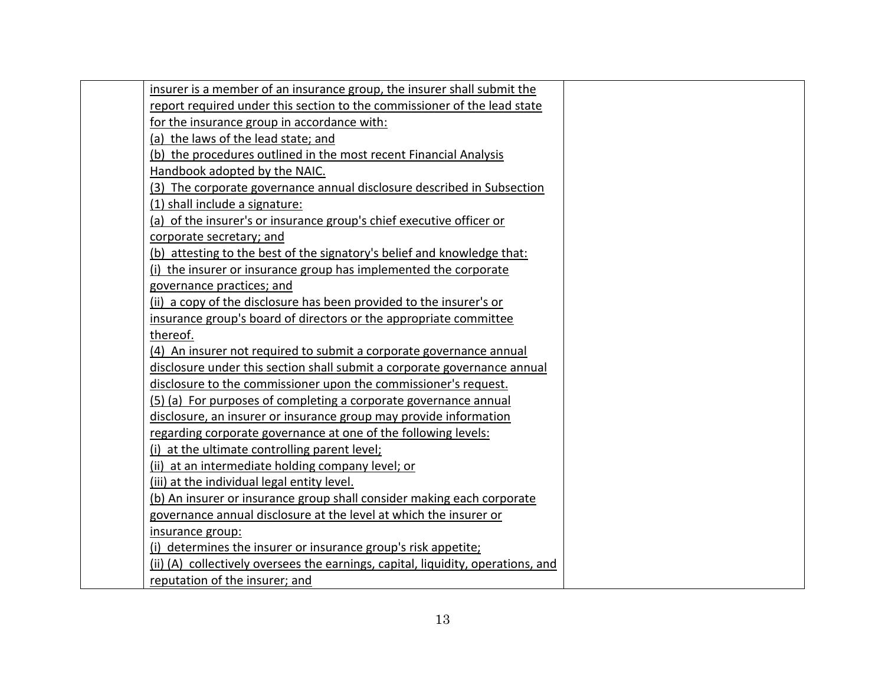| | | |
|---|---|---|
| | <u>insurer is a member of an insurance group, the insurer shall submit the report required under this section to the commissioner of the lead state for the insurance group in accordance with:</u><br><u>(a) the laws of the lead state; and</u><br><u>(b) the procedures outlined in the most recent Financial Analysis Handbook adopted by the NAIC.</u><br><u>(3) The corporate governance annual disclosure described in Subsection (1) shall include a signature:</u><br><u>(a) of the insurer's or insurance group's chief executive officer or corporate secretary; and</u><br><u>(b) attesting to the best of the signatory's belief and knowledge that:</u><br><u>(i) the insurer or insurance group has implemented the corporate governance practices; and</u><br><u>(ii) a copy of the disclosure has been provided to the insurer's or insurance group's board of directors or the appropriate committee thereof.</u><br><u>(4) An insurer not required to submit a corporate governance annual disclosure under this section shall submit a corporate governance annual disclosure to the commissioner upon the commissioner's request.</u><br><u>(5) (a) For purposes of completing a corporate governance annual disclosure, an insurer or insurance group may provide information regarding corporate governance at one of the following levels:</u><br><u>(i) at the ultimate controlling parent level;</u><br><u>(ii) at an intermediate holding company level; or</u><br><u>(iii) at the individual legal entity level.</u><br><u>(b) An insurer or insurance group shall consider making each corporate governance annual disclosure at the level at which the insurer or insurance group:</u><br><u>(i) determines the insurer or insurance group's risk appetite;</u><br><u>(ii) (A) collectively oversees the earnings, capital, liquidity, operations, and reputation of the insurer; and</u> | |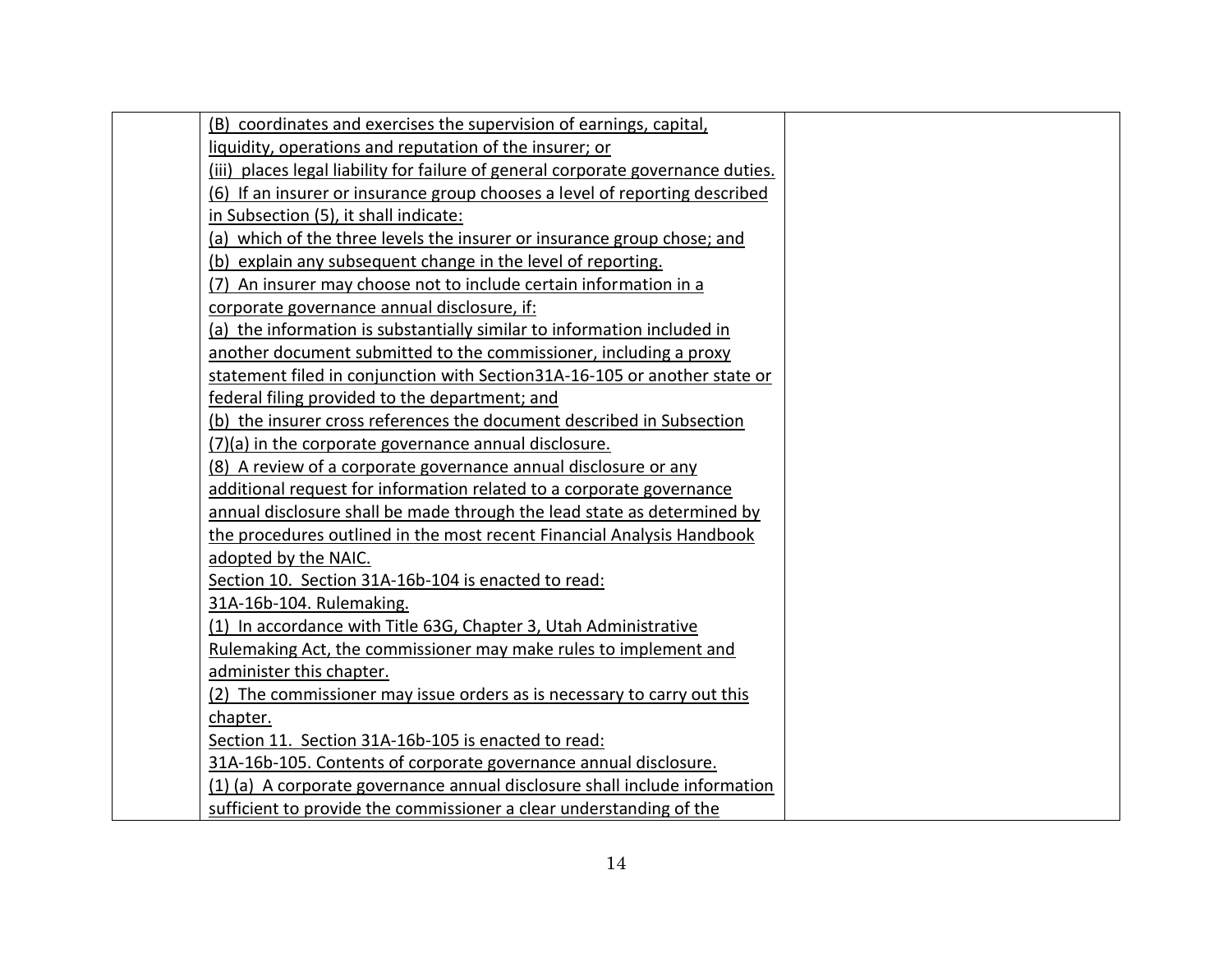| | | |
|---|---|---|
| | (B) coordinates and exercises the supervision of earnings, capital, liquidity, operations and reputation of the insurer; or<br>(iii) places legal liability for failure of general corporate governance duties.<br>(6) If an insurer or insurance group chooses a level of reporting described in Subsection (5), it shall indicate:<br>(a) which of the three levels the insurer or insurance group chose; and<br>(b) explain any subsequent change in the level of reporting.<br>(7) An insurer may choose not to include certain information in a corporate governance annual disclosure, if:<br>(a) the information is substantially similar to information included in another document submitted to the commissioner, including a proxy statement filed in conjunction with Section31A-16-105 or another state or federal filing provided to the department; and<br>(b) the insurer cross references the document described in Subsection (7)(a) in the corporate governance annual disclosure.<br>(8) A review of a corporate governance annual disclosure or any additional request for information related to a corporate governance annual disclosure shall be made through the lead state as determined by the procedures outlined in the most recent Financial Analysis Handbook adopted by the NAIC.<br>Section 10. Section 31A-16b-104 is enacted to read:<br>31A-16b-104. Rulemaking.<br>(1) In accordance with Title 63G, Chapter 3, Utah Administrative Rulemaking Act, the commissioner may make rules to implement and administer this chapter.<br>(2) The commissioner may issue orders as is necessary to carry out this chapter.<br>Section 11. Section 31A-16b-105 is enacted to read:<br>31A-16b-105. Contents of corporate governance annual disclosure.<br>(1) (a) A corporate governance annual disclosure shall include information sufficient to provide the commissioner a clear understanding of the | |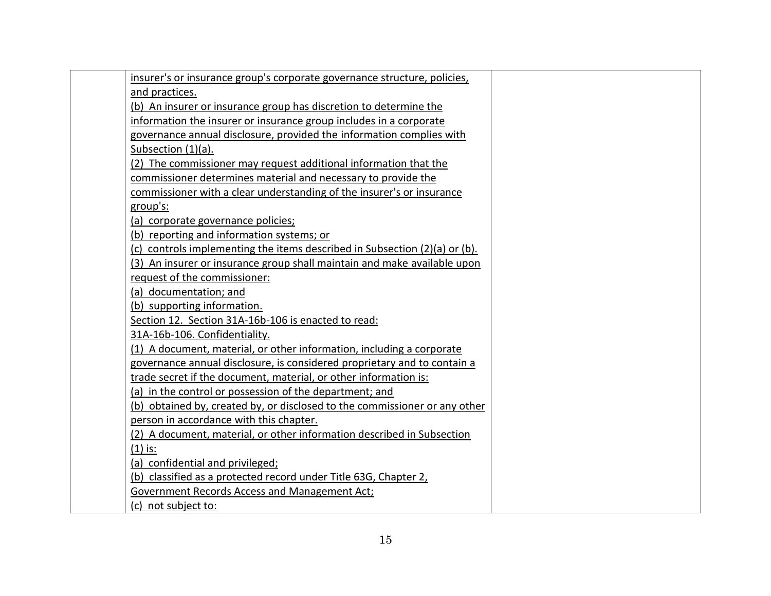| | | |
|---|---|---|
| | insurer's or insurance group's corporate governance structure, policies, and practices.<br>(b) An insurer or insurance group has discretion to determine the information the insurer or insurance group includes in a corporate governance annual disclosure, provided the information complies with Subsection (1)(a).<br>(2) The commissioner may request additional information that the commissioner determines material and necessary to provide the commissioner with a clear understanding of the insurer's or insurance group's:<br>(a) corporate governance policies;<br>(b) reporting and information systems; or<br>(c) controls implementing the items described in Subsection (2)(a) or (b).<br>(3) An insurer or insurance group shall maintain and make available upon request of the commissioner:<br>(a) documentation; and<br>(b) supporting information.<br>Section 12. Section 31A-16b-106 is enacted to read:<br>31A-16b-106. Confidentiality.<br>(1) A document, material, or other information, including a corporate governance annual disclosure, is considered proprietary and to contain a trade secret if the document, material, or other information is:<br>(a) in the control or possession of the department; and<br>(b) obtained by, created by, or disclosed to the commissioner or any other person in accordance with this chapter.<br>(2) A document, material, or other information described in Subsection (1) is:<br>(a) confidential and privileged;<br>(b) classified as a protected record under Title 63G, Chapter 2, Government Records Access and Management Act;<br>(c) not subject to: | |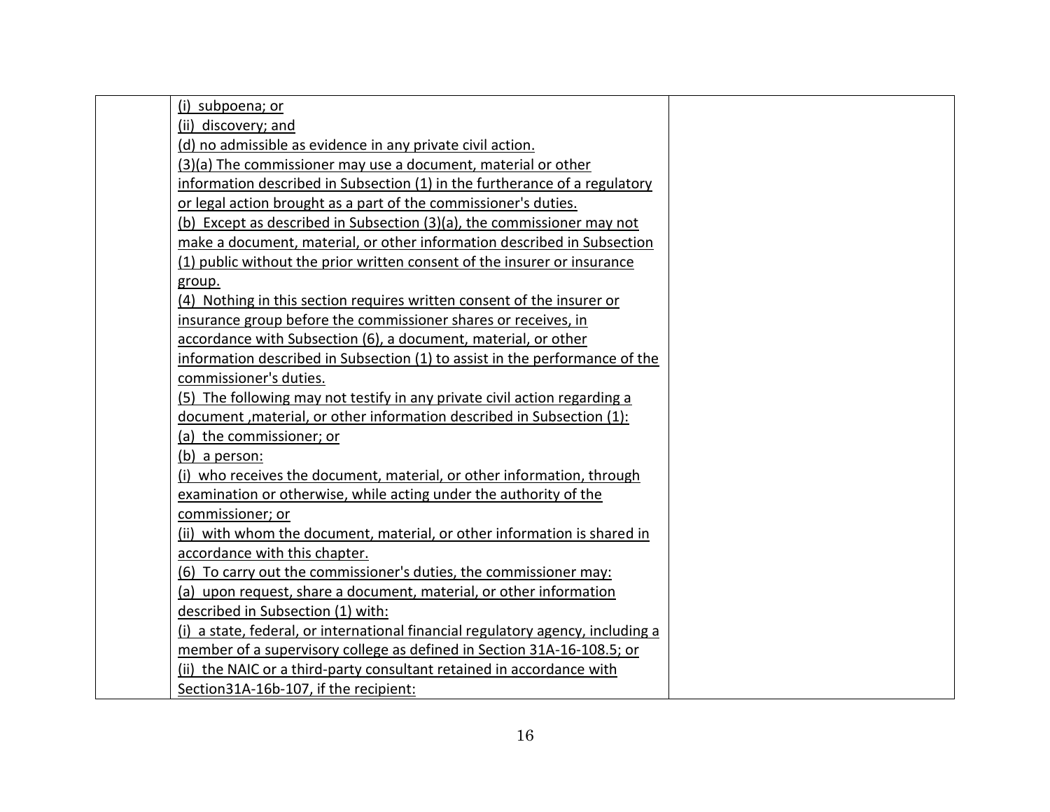| | | |
|---|---|---|
| | (i) subpoena; or<br>(ii) discovery; and<br>(d) no admissible as evidence in any private civil action.<br>(3)(a) The commissioner may use a document, material or other information described in Subsection (1) in the furtherance of a regulatory or legal action brought as a part of the commissioner's duties.<br>(b) Except as described in Subsection (3)(a), the commissioner may not make a document, material, or other information described in Subsection (1) public without the prior written consent of the insurer or insurance group.<br>(4) Nothing in this section requires written consent of the insurer or insurance group before the commissioner shares or receives, in accordance with Subsection (6), a document, material, or other information described in Subsection (1) to assist in the performance of the commissioner's duties.<br>(5) The following may not testify in any private civil action regarding a document ,material, or other information described in Subsection (1):<br>(a) the commissioner; or<br>(b) a person:<br>(i) who receives the document, material, or other information, through examination or otherwise, while acting under the authority of the commissioner; or<br>(ii) with whom the document, material, or other information is shared in accordance with this chapter.<br>(6) To carry out the commissioner's duties, the commissioner may:<br>(a) upon request, share a document, material, or other information described in Subsection (1) with:<br>(i) a state, federal, or international financial regulatory agency, including a member of a supervisory college as defined in Section 31A-16-108.5; or<br>(ii) the NAIC or a third-party consultant retained in accordance with Section31A-16b-107, if the recipient: | |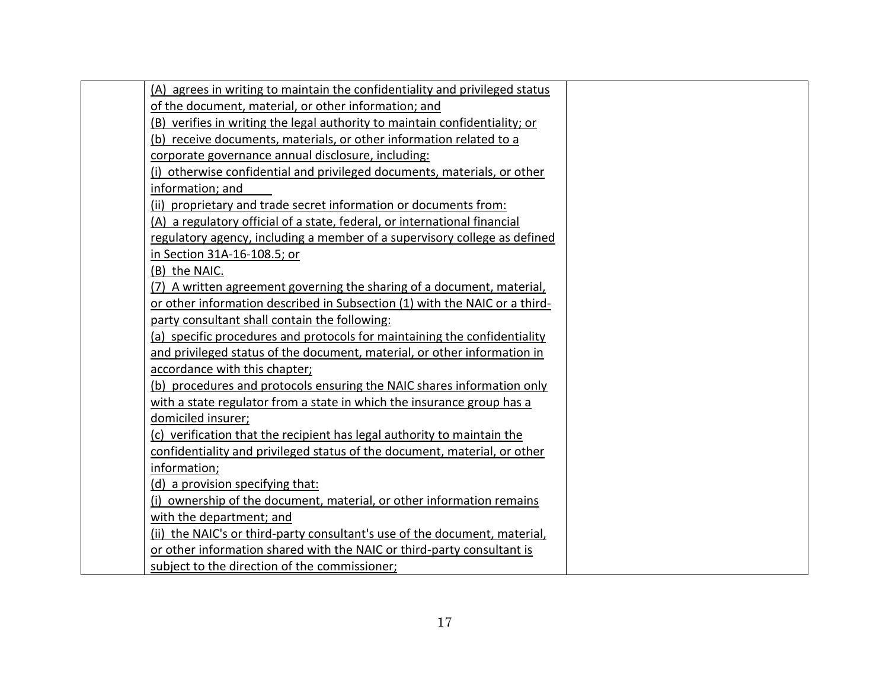| | | |
|---|---|---|
| | (A) agrees in writing to maintain the confidentiality and privileged status of the document, material, or other information; and<br>(B) verifies in writing the legal authority to maintain confidentiality; or<br>(b) receive documents, materials, or other information related to a corporate governance annual disclosure, including:<br>(i) otherwise confidential and privileged documents, materials, or other information; and<br>(ii) proprietary and trade secret information or documents from:<br>(A) a regulatory official of a state, federal, or international financial regulatory agency, including a member of a supervisory college as defined in Section 31A-16-108.5; or<br>(B) the NAIC.<br>(7) A written agreement governing the sharing of a document, material, or other information described in Subsection (1) with the NAIC or a third-party consultant shall contain the following:<br>(a) specific procedures and protocols for maintaining the confidentiality and privileged status of the document, material, or other information in accordance with this chapter;<br>(b) procedures and protocols ensuring the NAIC shares information only with a state regulator from a state in which the insurance group has a domiciled insurer;<br>(c) verification that the recipient has legal authority to maintain the confidentiality and privileged status of the document, material, or other information;<br>(d) a provision specifying that:<br>(i) ownership of the document, material, or other information remains with the department; and<br>(ii) the NAIC's or third-party consultant's use of the document, material, or other information shared with the NAIC or third-party consultant is subject to the direction of the commissioner; | |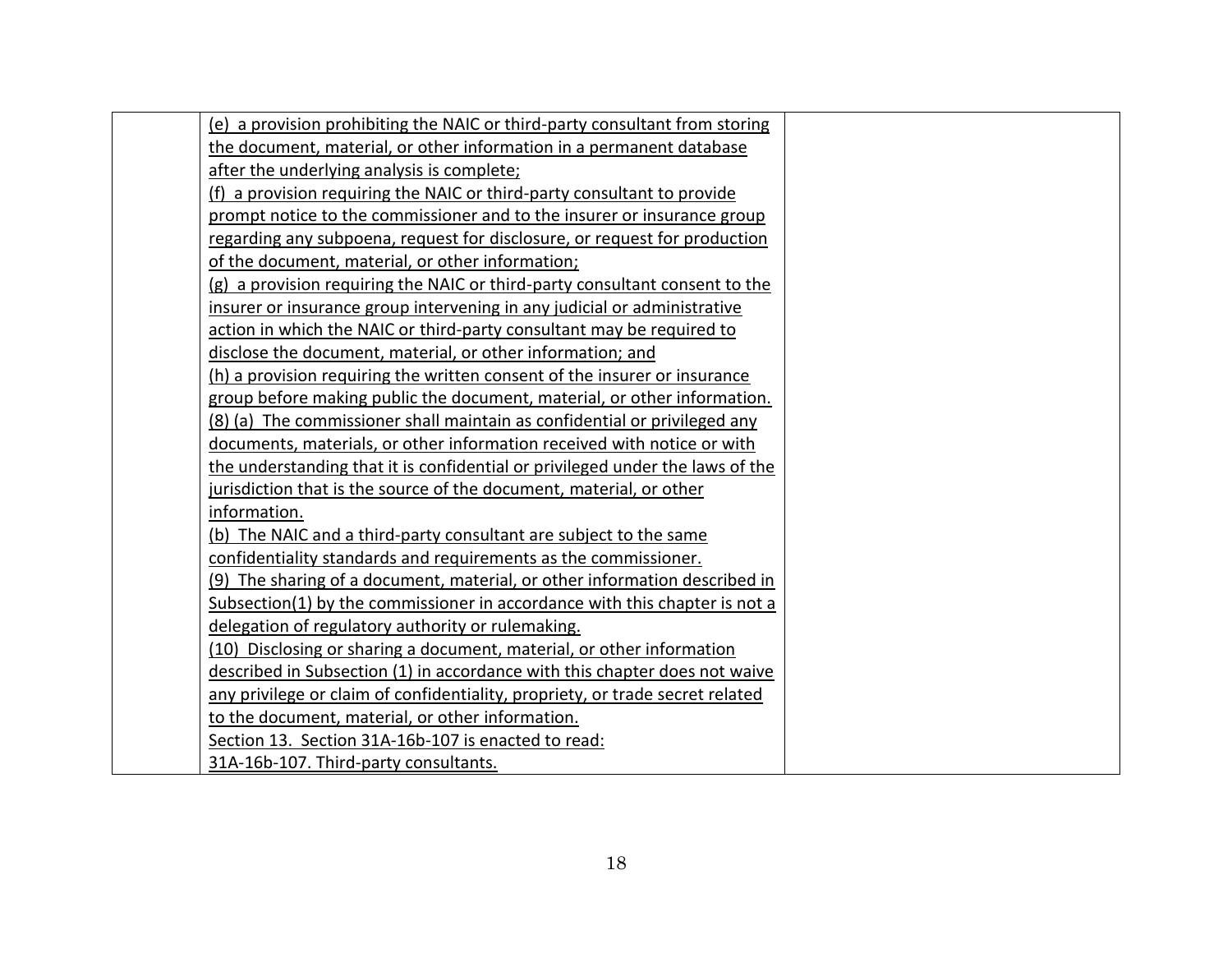| | | |
|---|---|---|
| | <u>(e) a provision prohibiting the NAIC or third-party consultant from storing the document, material, or other information in a permanent database after the underlying analysis is complete;</u><br><u>(f) a provision requiring the NAIC or third-party consultant to provide prompt notice to the commissioner and to the insurer or insurance group regarding any subpoena, request for disclosure, or request for production of the document, material, or other information;</u><br><u>(g) a provision requiring the NAIC or third-party consultant consent to the insurer or insurance group intervening in any judicial or administrative action in which the NAIC or third-party consultant may be required to disclose the document, material, or other information; and</u><br><u>(h) a provision requiring the written consent of the insurer or insurance group before making public the document, material, or other information.</u><br><u>(8) (a) The commissioner shall maintain as confidential or privileged any documents, materials, or other information received with notice or with the understanding that it is confidential or privileged under the laws of the jurisdiction that is the source of the document, material, or other information.</u><br><u>(b) The NAIC and a third-party consultant are subject to the same confidentiality standards and requirements as the commissioner.</u><br><u>(9) The sharing of a document, material, or other information described in Subsection(1) by the commissioner in accordance with this chapter is not a delegation of regulatory authority or rulemaking.</u><br><u>(10) Disclosing or sharing a document, material, or other information described in Subsection (1) in accordance with this chapter does not waive any privilege or claim of confidentiality, propriety, or trade secret related to the document, material, or other information.</u><br><u>Section 13. Section 31A-16b-107 is enacted to read:</u><br><u>31A-16b-107. Third-party consultants.</u> | |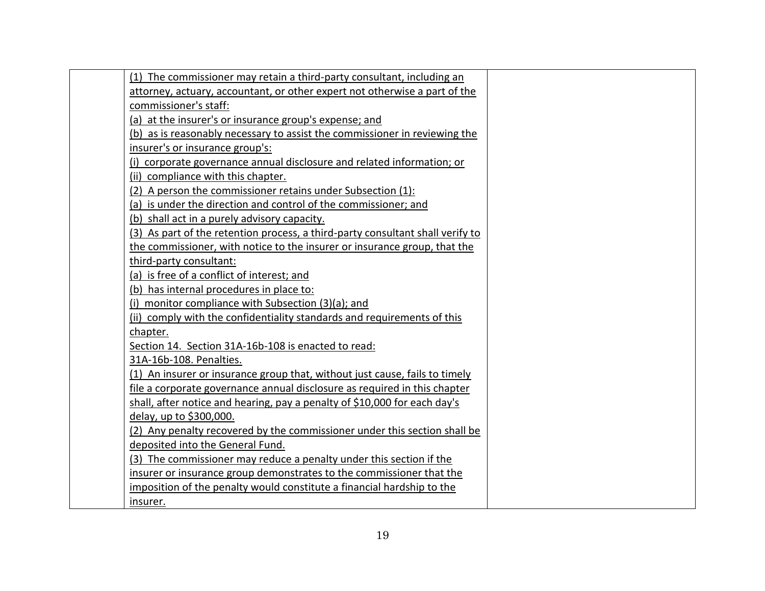| | (1) The commissioner may retain a third-party consultant, including an attorney, actuary, accountant, or other expert not otherwise a part of the commissioner's staff:<br>(a) at the insurer's or insurance group's expense; and<br>(b) as is reasonably necessary to assist the commissioner in reviewing the insurer's or insurance group's:<br>(i) corporate governance annual disclosure and related information; or<br>(ii) compliance with this chapter.<br>(2) A person the commissioner retains under Subsection (1):<br>(a) is under the direction and control of the commissioner; and<br>(b) shall act in a purely advisory capacity.<br>(3) As part of the retention process, a third-party consultant shall verify to the commissioner, with notice to the insurer or insurance group, that the third-party consultant:<br>(a) is free of a conflict of interest; and<br>(b) has internal procedures in place to:<br>(i) monitor compliance with Subsection (3)(a); and<br>(ii) comply with the confidentiality standards and requirements of this chapter.<br>Section 14. Section 31A-16b-108 is enacted to read:<br>31A-16b-108. Penalties.<br>(1) An insurer or insurance group that, without just cause, fails to timely file a corporate governance annual disclosure as required in this chapter shall, after notice and hearing, pay a penalty of $10,000 for each day's delay, up to $300,000.<br>(2) Any penalty recovered by the commissioner under this section shall be deposited into the General Fund.<br>(3) The commissioner may reduce a penalty under this section if the insurer or insurance group demonstrates to the commissioner that the imposition of the penalty would constitute a financial hardship to the insurer. | |
|---|---|---|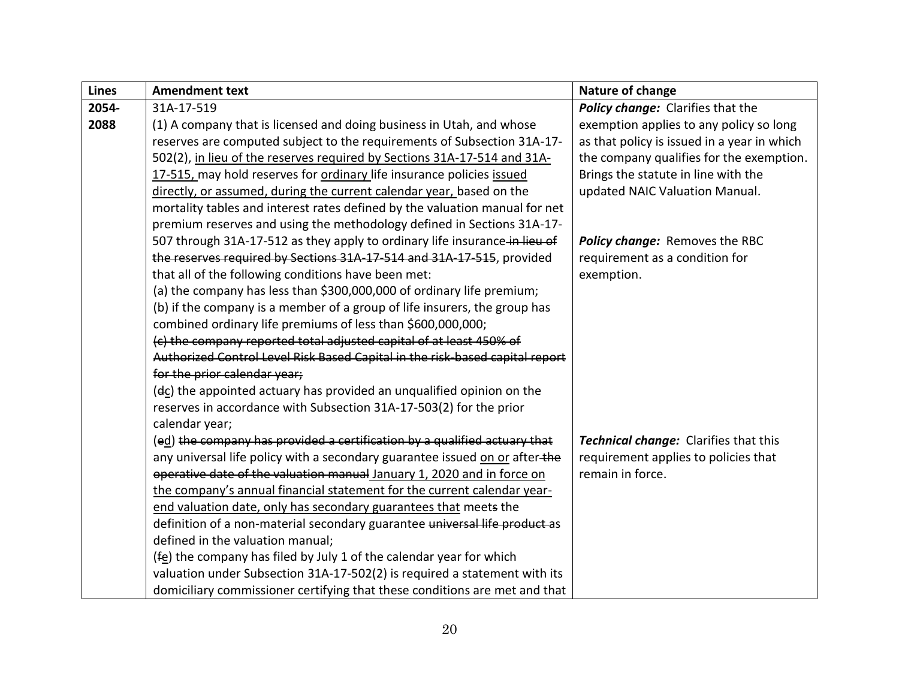| Lines | Amendment text | Nature of change |
| --- | --- | --- |
| 2054-2088 | 31A-17-519<br>(1) A company that is licensed and doing business in Utah, and whose reserves are computed subject to the requirements of Subsection 31A-17-502(2), <u>in lieu of the reserves required by Sections 31A-17-514 and 31A-17-515,</u> may hold reserves for <u>ordinary</u> life insurance policies <u>issued directly, or assumed, during the current calendar year,</u> based on the mortality tables and interest rates defined by the valuation manual for net premium reserves and using the methodology defined in Sections 31A-17-507 through 31A-17-512 as they apply to ordinary life insurance ~~in lieu of the reserves required by Sections 31A-17-514 and 31A-17-515~~, provided that all of the following conditions have been met:<br>(a) the company has less than $300,000,000 of ordinary life premium;<br>(b) if the company is a member of a group of life insurers, the group has combined ordinary life premiums of less than $600,000,000;<br>~~(c) the company reported total adjusted capital of at least 450% of Authorized Control Level Risk Based Capital in the risk-based capital report for the prior calendar year;~~<br>(~~d~~<u>c</u>) the appointed actuary has provided an unqualified opinion on the reserves in accordance with Subsection 31A-17-503(2) for the prior calendar year;<br>(~~e~~<u>d</u>) ~~the company has provided a certification by a qualified actuary that~~ any universal life policy with a secondary guarantee issued <u>on or</u> after ~~the operative date of the valuation manual~~ <u>January 1, 2020 and in force on the company's annual financial statement for the current calendar year-end valuation date, only has secondary guarantees that</u> meet~~s~~ the definition of a non-material secondary guarantee ~~universal life product~~ as defined in the valuation manual;<br>(~~f~~<u>e</u>) the company has filed by July 1 of the calendar year for which valuation under Subsection 31A-17-502(2) is required a statement with its domiciliary commissioner certifying that these conditions are met and that | ***Policy change:*** Clarifies that the exemption applies to any policy so long as that policy is issued in a year in which the company qualifies for the exemption. Brings the statute in line with the updated NAIC Valuation Manual.<br><br>***Policy change:*** Removes the RBC requirement as a condition for exemption.<br><br>***Technical change:*** Clarifies that this requirement applies to policies that remain in force. |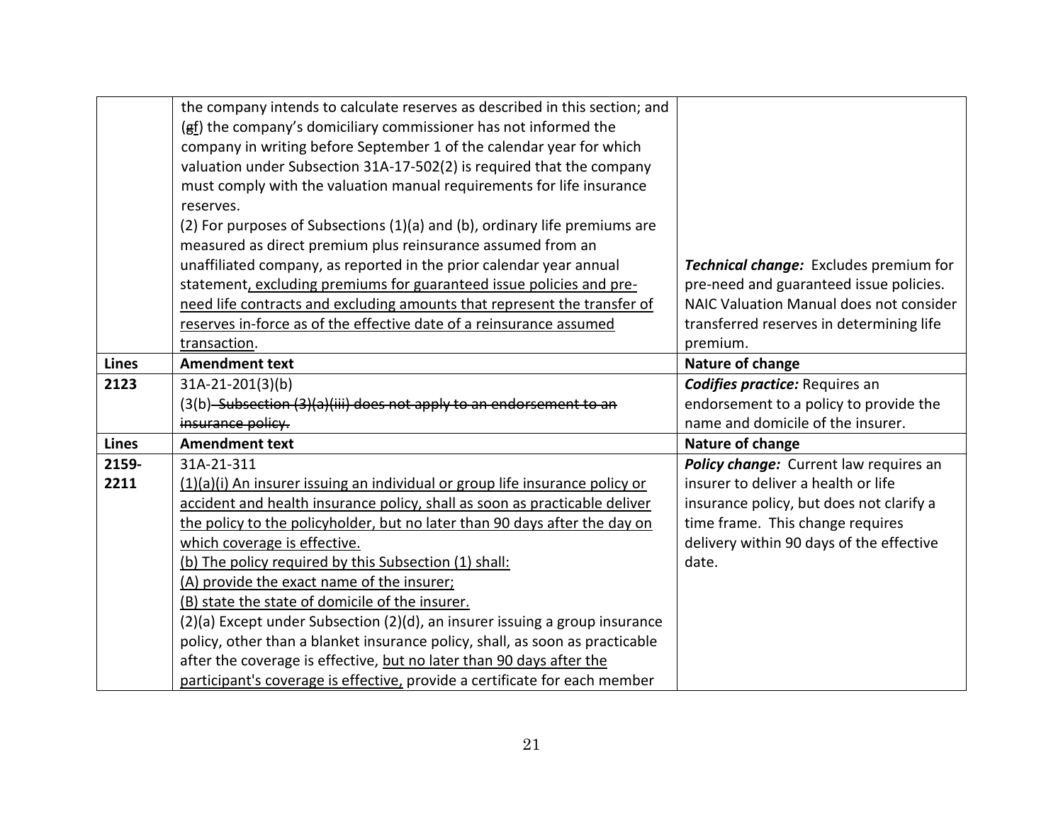| | | |
|---|---|---|
| | the company intends to calculate reserves as described in this section; and (<s>g</s><u>f</u>) the company's domiciliary commissioner has not informed the company in writing before September 1 of the calendar year for which valuation under Subsection 31A-17-502(2) is required that the company must comply with the valuation manual requirements for life insurance reserves.<br>(2) For purposes of Subsections (1)(a) and (b), ordinary life premiums are measured as direct premium plus reinsurance assumed from an unaffiliated company, as reported in the prior calendar year annual statement<u>, excluding premiums for guaranteed issue policies and pre-need life contracts and excluding amounts that represent the transfer of reserves in-force as of the effective date of a reinsurance assumed transaction</u>. | ***Technical change:*** Excludes premium for pre-need and guaranteed issue policies. NAIC Valuation Manual does not consider transferred reserves in determining life premium. |
| **Lines** | **Amendment text** | **Nature of change** |
| **2123** | 31A-21-201(3)(b)<br>(3(b)<s> Subsection (3)(a)(iii) does not apply to an endorsement to an insurance policy.</s> | ***Codifies practice:*** Requires an endorsement to a policy to provide the name and domicile of the insurer. |
| **Lines** | **Amendment text** | **Nature of change** |
| **2159-2211** | 31A-21-311<br><u>(1)(a)(i) An insurer issuing an individual or group life insurance policy or accident and health insurance policy, shall as soon as practicable deliver the policy to the policyholder, but no later than 90 days after the day on which coverage is effective.</u><br><u>(b) The policy required by this Subsection (1) shall:</u><br><u>(A) provide the exact name of the insurer;</u><br><u>(B) state the state of domicile of the insurer.</u><br>(2)(a) Except under Subsection (2)(d), an insurer issuing a group insurance policy, other than a blanket insurance policy, shall, as soon as practicable after the coverage is effective, <u>but no later than 90 days after the participant's coverage is effective,</u> provide a certificate for each member | ***Policy change:*** Current law requires an insurer to deliver a health or life insurance policy, but does not clarify a time frame. This change requires delivery within 90 days of the effective date. |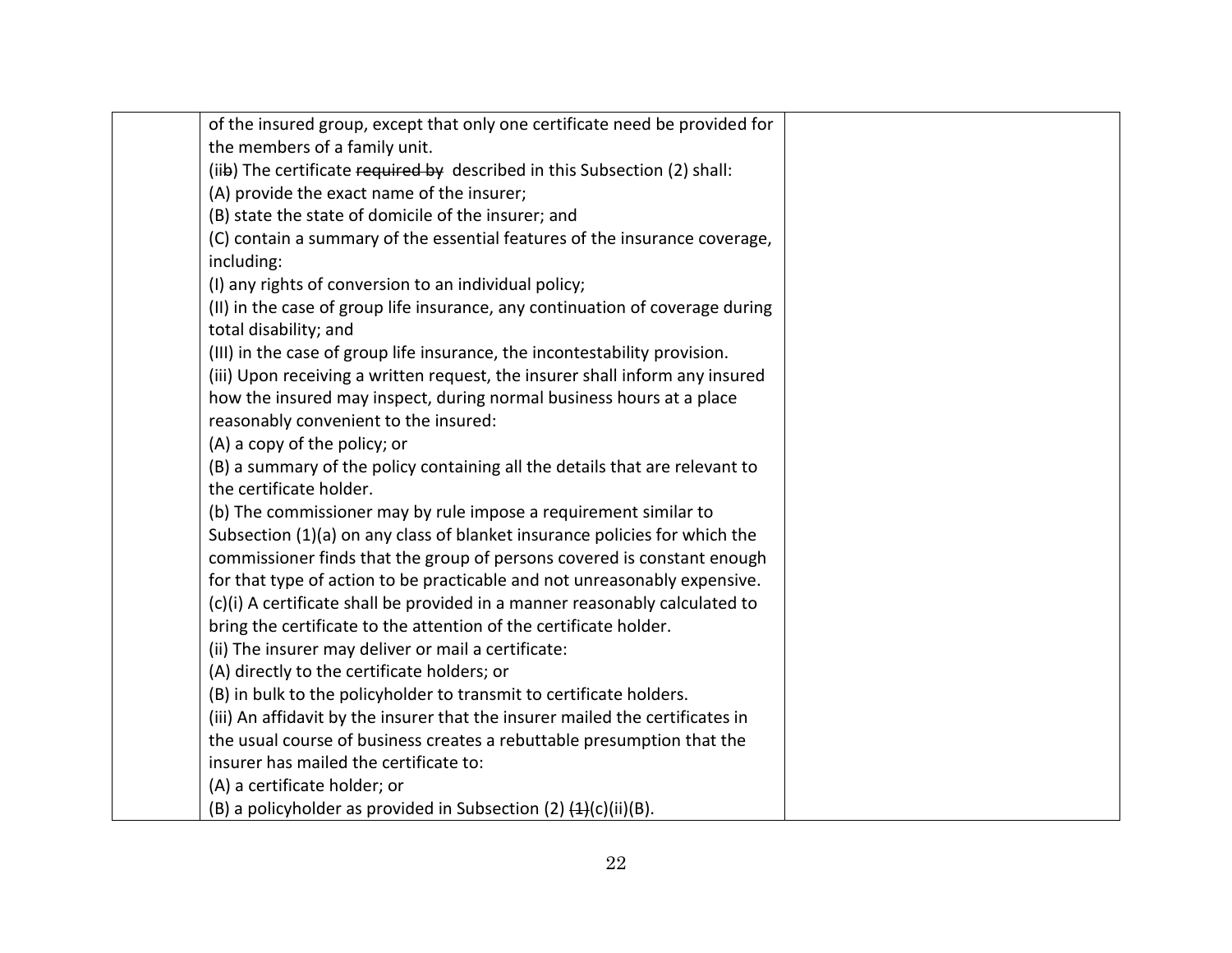| | | |
|---|---|---|
| | of the insured group, except that only one certificate need be provided for the members of a family unit.<br>(ii~~b~~) The certificate ~~required by~~ described in this Subsection (2) shall:<br>(A) provide the exact name of the insurer;<br>(B) state the state of domicile of the insurer; and<br>(C) contain a summary of the essential features of the insurance coverage, including:<br>(I) any rights of conversion to an individual policy;<br>(II) in the case of group life insurance, any continuation of coverage during total disability; and<br>(III) in the case of group life insurance, the incontestability provision.<br>(iii) Upon receiving a written request, the insurer shall inform any insured how the insured may inspect, during normal business hours at a place reasonably convenient to the insured:<br>(A) a copy of the policy; or<br>(B) a summary of the policy containing all the details that are relevant to the certificate holder.<br>(b) The commissioner may by rule impose a requirement similar to Subsection (1)(a) on any class of blanket insurance policies for which the commissioner finds that the group of persons covered is constant enough for that type of action to be practicable and not unreasonably expensive.<br>(c)(i) A certificate shall be provided in a manner reasonably calculated to bring the certificate to the attention of the certificate holder.<br>(ii) The insurer may deliver or mail a certificate:<br>(A) directly to the certificate holders; or<br>(B) in bulk to the policyholder to transmit to certificate holders.<br>(iii) An affidavit by the insurer that the insurer mailed the certificates in the usual course of business creates a rebuttable presumption that the insurer has mailed the certificate to:<br>(A) a certificate holder; or<br>(B) a policyholder as provided in Subsection (2) ~~(1)~~(c)(ii)(B). | |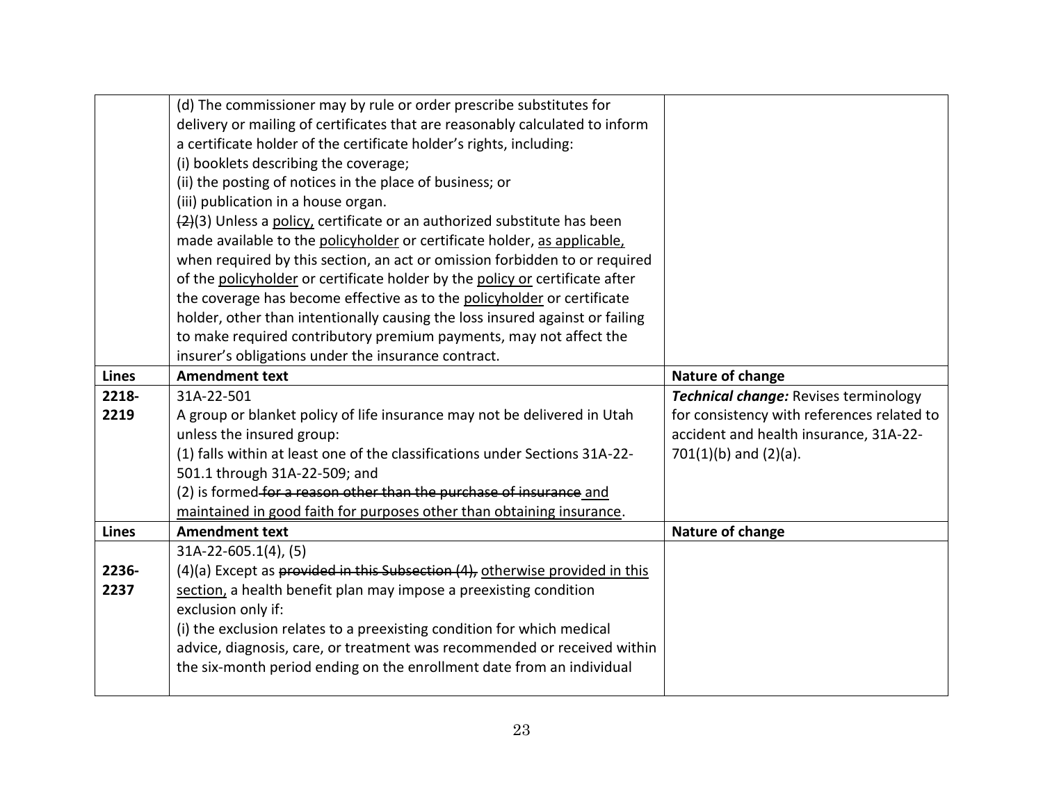| Lines | Amendment text | Nature of change |
|---|---|---|
| | (d) The commissioner may by rule or order prescribe substitutes for delivery or mailing of certificates that are reasonably calculated to inform a certificate holder of the certificate holder's rights, including:<br>(i) booklets describing the coverage;<br>(ii) the posting of notices in the place of business; or<br>(iii) publication in a house organ.<br>~~(2)~~(3) Unless a <u>policy,</u> certificate or an authorized substitute has been made available to the <u>policyholder</u> or certificate holder, <u>as applicable,</u> when required by this section, an act or omission forbidden to or required of the <u>policyholder</u> or certificate holder by the <u>policy or</u> certificate after the coverage has become effective as to the <u>policyholder</u> or certificate holder, other than intentionally causing the loss insured against or failing to make required contributory premium payments, may not affect the insurer's obligations under the insurance contract. | |
| **Lines** | **Amendment text** | **Nature of change** |
| **2218-2219** | 31A-22-501<br>A group or blanket policy of life insurance may not be delivered in Utah unless the insured group:<br>(1) falls within at least one of the classifications under Sections 31A-22-501.1 through 31A-22-509; and<br>(2) is formed ~~for a reason other than the purchase of insurance~~ <u>and maintained in good faith for purposes other than obtaining insurance</u>. | ***Technical change:*** Revises terminology for consistency with references related to accident and health insurance, 31A-22-701(1)(b) and (2)(a). |
| **Lines** | **Amendment text** | **Nature of change** |
| **2236-2237** | 31A-22-605.1(4), (5)<br>(4)(a) Except as ~~provided in this Subsection (4),~~ <u>otherwise provided in this section,</u> a health benefit plan may impose a preexisting condition exclusion only if:<br>(i) the exclusion relates to a preexisting condition for which medical advice, diagnosis, care, or treatment was recommended or received within the six-month period ending on the enrollment date from an individual | |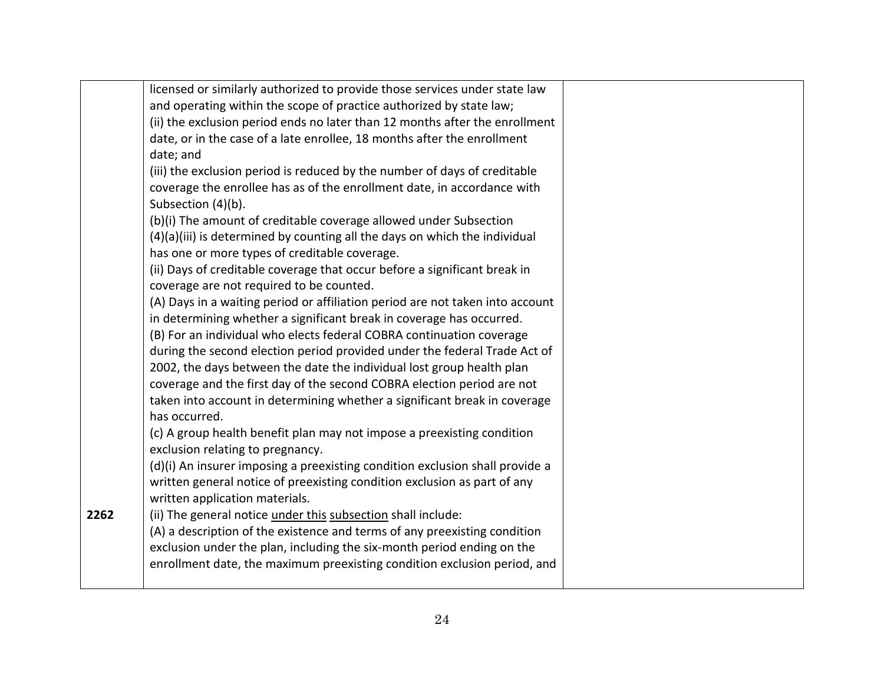| | | |
|---|---|---|
| 2262 | licensed or similarly authorized to provide those services under state law and operating within the scope of practice authorized by state law;<br>(ii) the exclusion period ends no later than 12 months after the enrollment date, or in the case of a late enrollee, 18 months after the enrollment date; and<br>(iii) the exclusion period is reduced by the number of days of creditable coverage the enrollee has as of the enrollment date, in accordance with Subsection (4)(b).<br>(b)(i) The amount of creditable coverage allowed under Subsection (4)(a)(iii) is determined by counting all the days on which the individual has one or more types of creditable coverage.<br>(ii) Days of creditable coverage that occur before a significant break in coverage are not required to be counted.<br>(A) Days in a waiting period or affiliation period are not taken into account in determining whether a significant break in coverage has occurred.<br>(B) For an individual who elects federal COBRA continuation coverage during the second election period provided under the federal Trade Act of 2002, the days between the date the individual lost group health plan coverage and the first day of the second COBRA election period are not taken into account in determining whether a significant break in coverage has occurred.<br>(c) A group health benefit plan may not impose a preexisting condition exclusion relating to pregnancy.<br>(d)(i) An insurer imposing a preexisting condition exclusion shall provide a written general notice of preexisting condition exclusion as part of any written application materials.<br>(ii) The general notice <u>under this</u> <u>subsection</u> shall include:<br>(A) a description of the existence and terms of any preexisting condition exclusion under the plan, including the six-month period ending on the enrollment date, the maximum preexisting condition exclusion period, and | |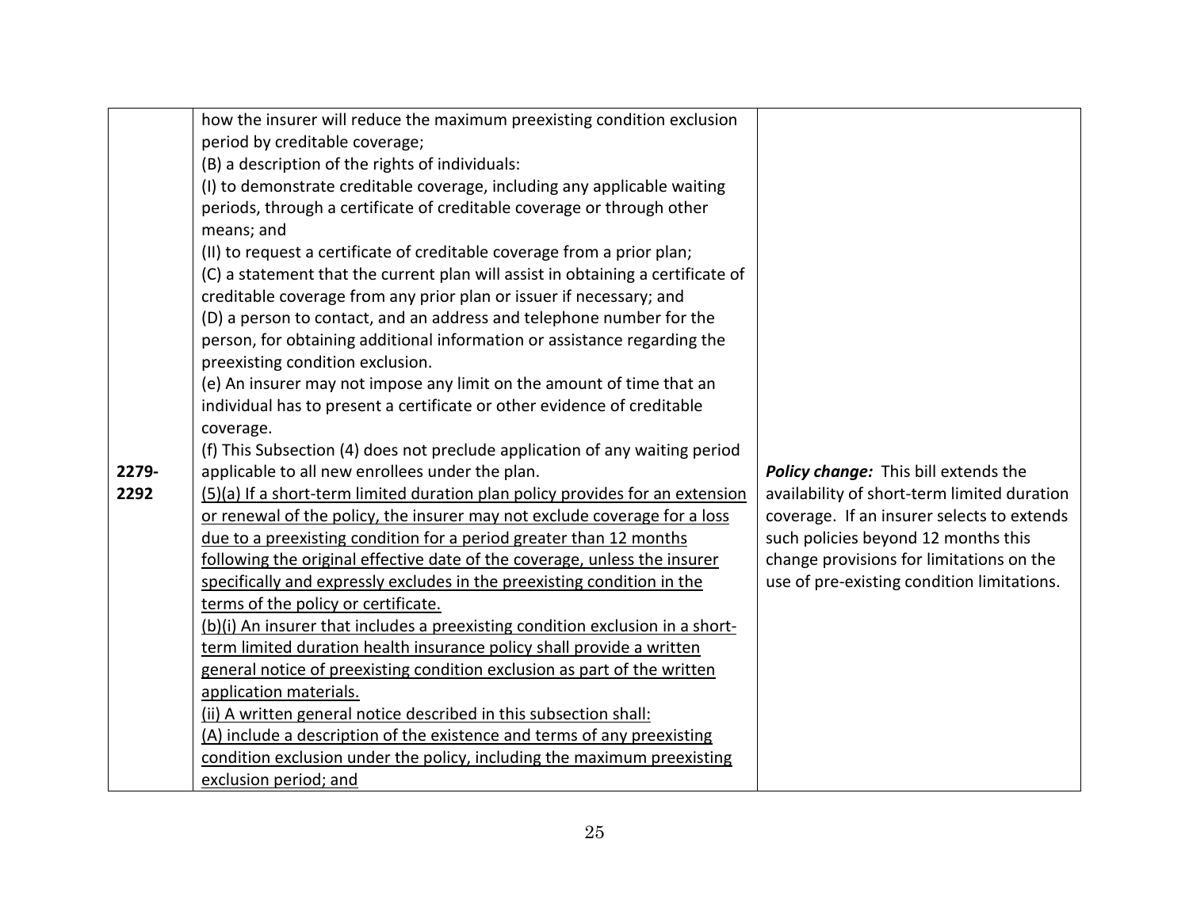| | | |
|---|---|---|
| 2279-2292 | how the insurer will reduce the maximum preexisting condition exclusion period by creditable coverage;<br>(B) a description of the rights of individuals:<br>(I) to demonstrate creditable coverage, including any applicable waiting periods, through a certificate of creditable coverage or through other means; and<br>(II) to request a certificate of creditable coverage from a prior plan;<br>(C) a statement that the current plan will assist in obtaining a certificate of creditable coverage from any prior plan or issuer if necessary; and<br>(D) a person to contact, and an address and telephone number for the person, for obtaining additional information or assistance regarding the preexisting condition exclusion.<br>(e) An insurer may not impose any limit on the amount of time that an individual has to present a certificate or other evidence of creditable coverage.<br>(f) This Subsection (4) does not preclude application of any waiting period applicable to all new enrollees under the plan.<br><u>(5)(a) If a short-term limited duration plan policy provides for an extension or renewal of the policy, the insurer may not exclude coverage for a loss due to a preexisting condition for a period greater than 12 months following the original effective date of the coverage, unless the insurer specifically and expressly excludes in the preexisting condition in the terms of the policy or certificate.</u><br><u>(b)(i) An insurer that includes a preexisting condition exclusion in a short-term limited duration health insurance policy shall provide a written general notice of preexisting condition exclusion as part of the written application materials.</u><br><u>(ii) A written general notice described in this subsection shall:</u><br><u>(A) include a description of the existence and terms of any preexisting condition exclusion under the policy, including the maximum preexisting exclusion period; and</u> | ***Policy change:*** This bill extends the availability of short-term limited duration coverage. If an insurer selects to extends such policies beyond 12 months this change provisions for limitations on the use of pre-existing condition limitations. |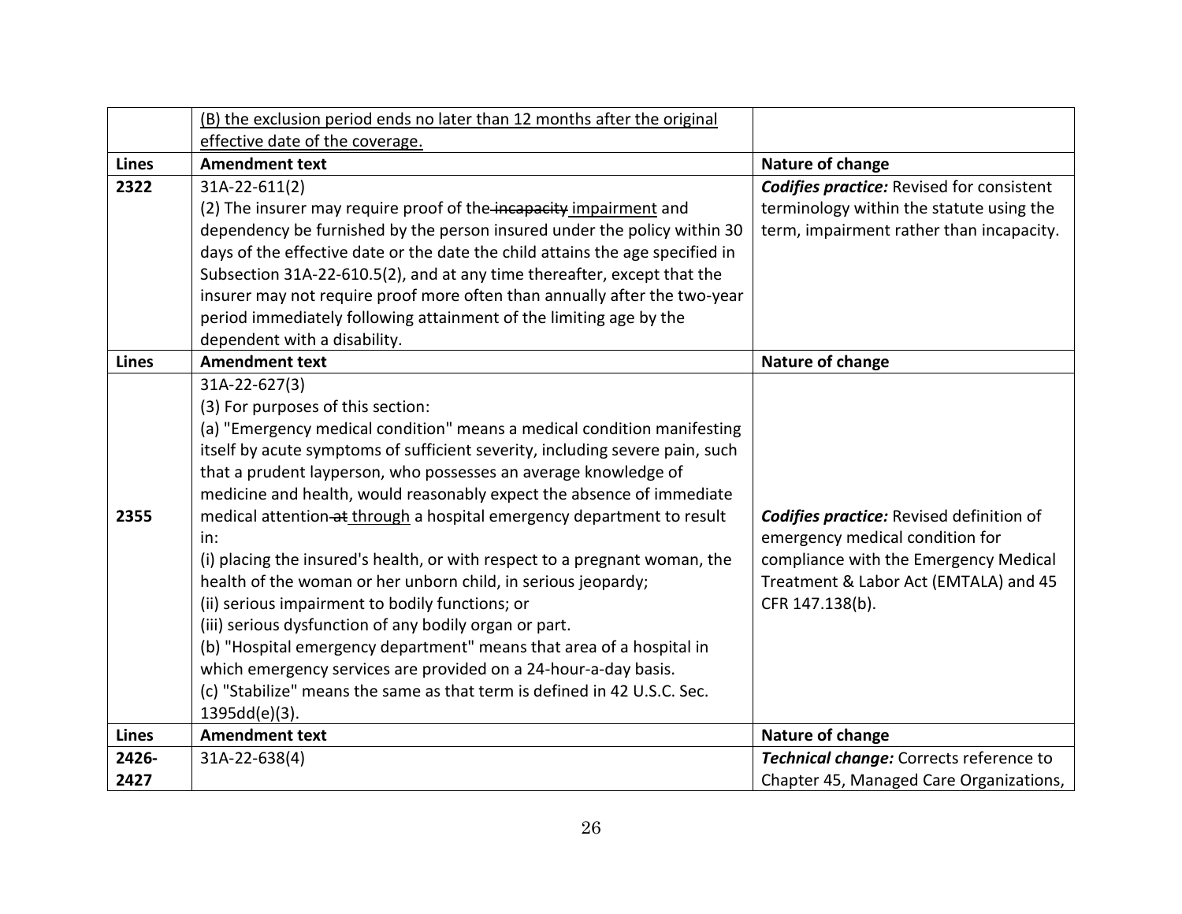| Lines | Amendment text | Nature of change |
|---|---|---|
| | <u>(B) the exclusion period ends no later than 12 months after the original effective date of the coverage.</u> | |
| **Lines** | **Amendment text** | **Nature of change** |
| **2322** | 31A-22-611(2)<br>(2) The insurer may require proof of the ~~incapacity~~ <u>impairment</u> and dependency be furnished by the person insured under the policy within 30 days of the effective date or the date the child attains the age specified in Subsection 31A-22-610.5(2), and at any time thereafter, except that the insurer may not require proof more often than annually after the two-year period immediately following attainment of the limiting age by the dependent with a disability. | ***Codifies practice:*** Revised for consistent terminology within the statute using the term, impairment rather than incapacity. |
| **Lines** | **Amendment text** | **Nature of change** |
| **2355** | 31A-22-627(3)<br>(3) For purposes of this section:<br>(a) "Emergency medical condition" means a medical condition manifesting itself by acute symptoms of sufficient severity, including severe pain, such that a prudent layperson, who possesses an average knowledge of medicine and health, would reasonably expect the absence of immediate medical attention ~~at~~ <u>through</u> a hospital emergency department to result in:<br>(i) placing the insured's health, or with respect to a pregnant woman, the health of the woman or her unborn child, in serious jeopardy;<br>(ii) serious impairment to bodily functions; or<br>(iii) serious dysfunction of any bodily organ or part.<br>(b) "Hospital emergency department" means that area of a hospital in which emergency services are provided on a 24-hour-a-day basis.<br>(c) "Stabilize" means the same as that term is defined in 42 U.S.C. Sec. 1395dd(e)(3). | ***Codifies practice:*** Revised definition of emergency medical condition for compliance with the Emergency Medical Treatment & Labor Act (EMTALA) and 45 CFR 147.138(b). |
| **Lines** | **Amendment text** | **Nature of change** |
| **2426-2427** | 31A-22-638(4) | ***Technical change:*** Corrects reference to Chapter 45, Managed Care Organizations, |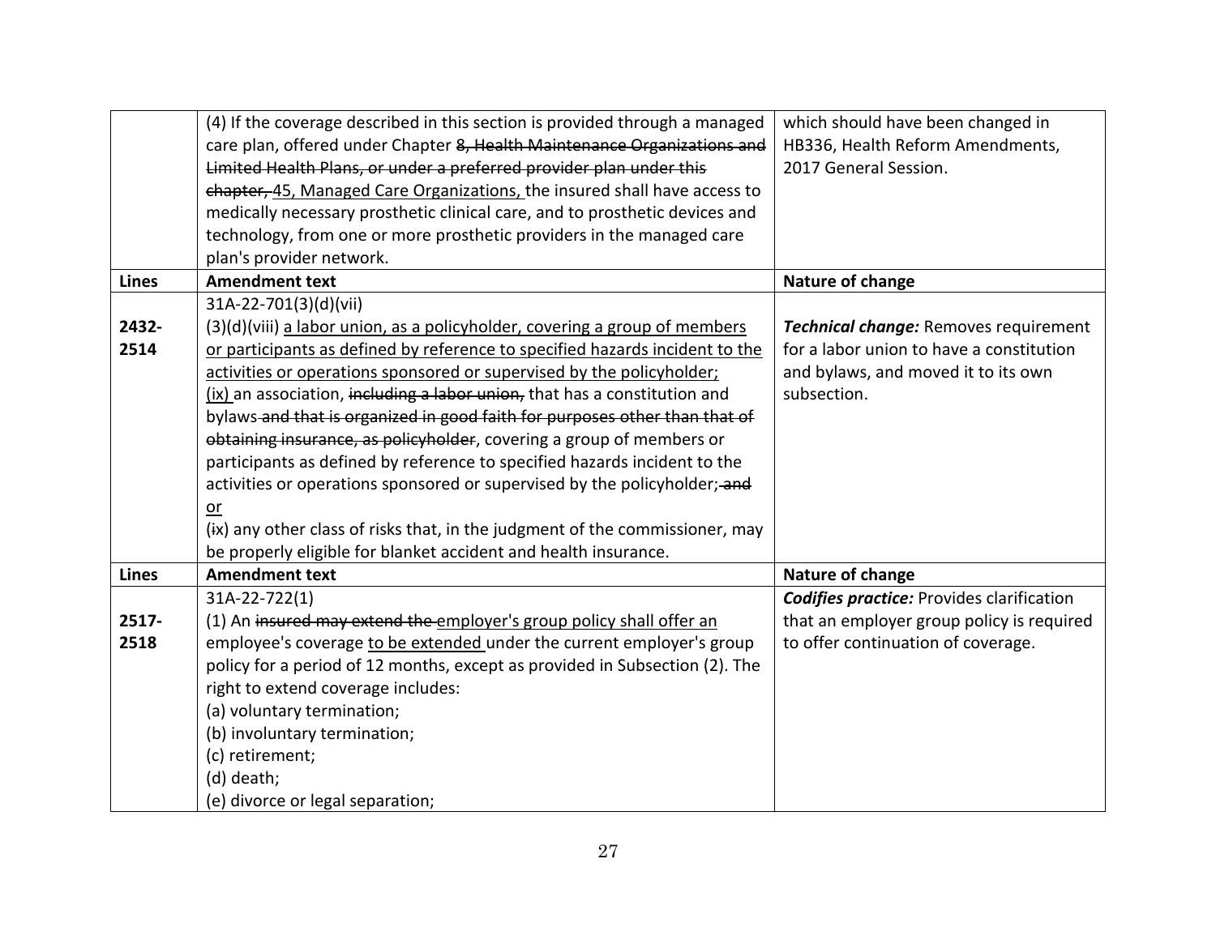| | | |
|---|---|---|
| | (4) If the coverage described in this section is provided through a managed care plan, offered under Chapter ~~8, Health Maintenance Organizations and Limited Health Plans, or under a preferred provider plan under this chapter,~~ <u>45, Managed Care Organizations,</u> the insured shall have access to medically necessary prosthetic clinical care, and to prosthetic devices and technology, from one or more prosthetic providers in the managed care plan's provider network. | which should have been changed in HB336, Health Reform Amendments, 2017 General Session. |
| **Lines** | **Amendment text** | **Nature of change** |
| 2432-2514 | 31A-22-701(3)(d)(vii)<br>(3)(d)(viii) <u>a labor union, as a policyholder, covering a group of members or participants as defined by reference to specified hazards incident to the activities or operations sponsored or supervised by the policyholder;</u><br><u>(ix)</u> an association, ~~including a labor union,~~ that has a constitution and bylaws ~~and that is organized in good faith for purposes other than that of obtaining insurance, as policyholder~~, covering a group of members or participants as defined by reference to specified hazards incident to the activities or operations sponsored or supervised by the policyholder; ~~and~~ <u>or</u><br>(~~i~~x) any other class of risks that, in the judgment of the commissioner, may be properly eligible for blanket accident and health insurance. | ***Technical change:*** Removes requirement for a labor union to have a constitution and bylaws, and moved it to its own subsection. |
| **Lines** | **Amendment text** | **Nature of change** |
| 2517-2518 | 31A-22-722(1)<br>(1) An ~~insured may extend the~~ <u>employer's group policy shall offer an</u> employee's coverage <u>to be extended</u> under the current employer's group policy for a period of 12 months, except as provided in Subsection (2). The right to extend coverage includes:<br>(a) voluntary termination;<br>(b) involuntary termination;<br>(c) retirement;<br>(d) death;<br>(e) divorce or legal separation; | ***Codifies practice:*** Provides clarification that an employer group policy is required to offer continuation of coverage. |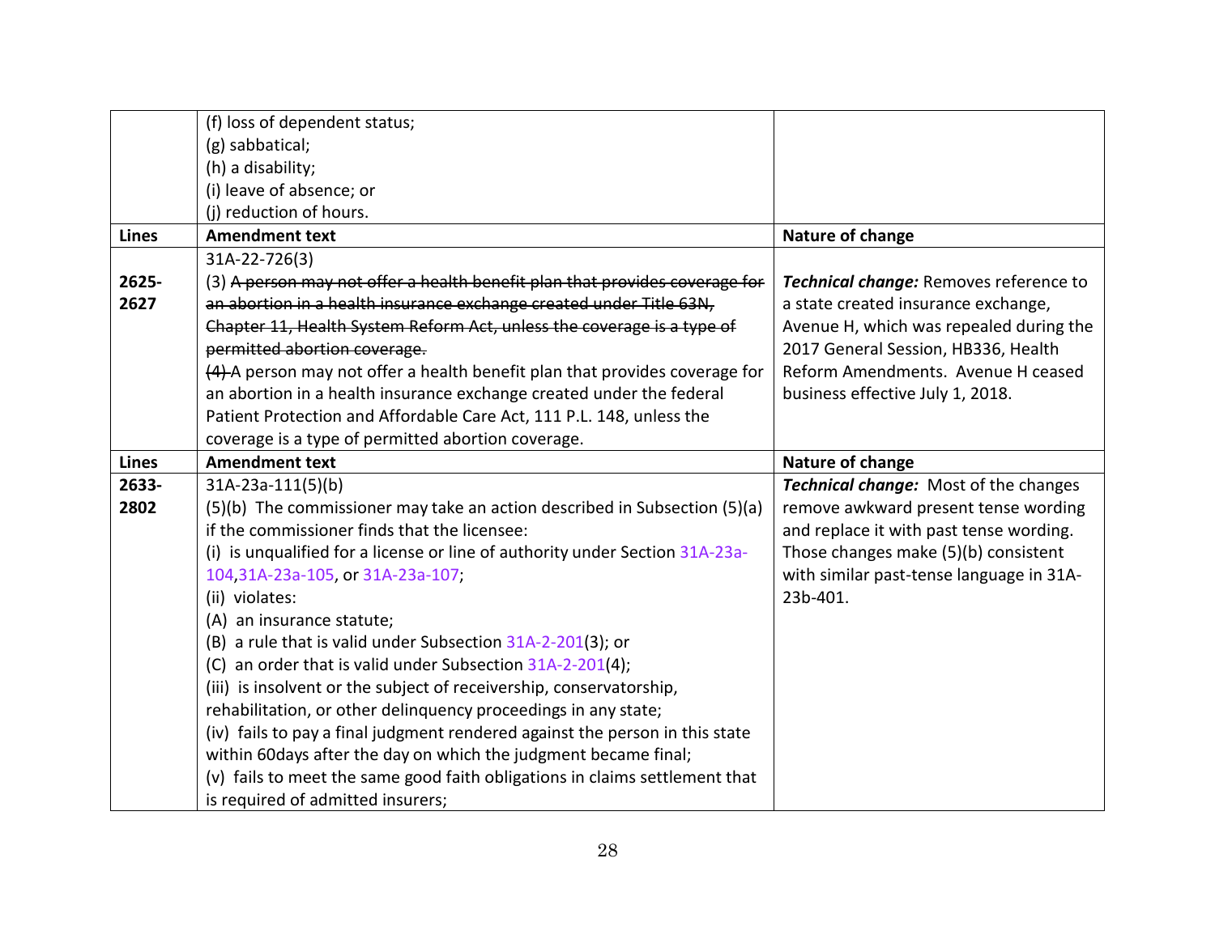| | | |
|---|---|---|
| | (f) loss of dependent status;<br>(g) sabbatical;<br>(h) a disability;<br>(i) leave of absence; or<br>(j) reduction of hours. | |
| **Lines** | **Amendment text** | **Nature of change** |
| **2625-2627** | 31A-22-726(3)<br>(3) ~~A person may not offer a health benefit plan that provides coverage for an abortion in a health insurance exchange created under Title 63N, Chapter 11, Health System Reform Act, unless the coverage is a type of permitted abortion coverage.~~<br>~~(4)~~ A person may not offer a health benefit plan that provides coverage for an abortion in a health insurance exchange created under the federal Patient Protection and Affordable Care Act, 111 P.L. 148, unless the coverage is a type of permitted abortion coverage. | ***Technical change:*** Removes reference to a state created insurance exchange, Avenue H, which was repealed during the 2017 General Session, HB336, Health Reform Amendments. Avenue H ceased business effective July 1, 2018. |
| **Lines** | **Amendment text** | **Nature of change** |
| **2633-2802** | 31A-23a-111(5)(b)<br>(5)(b) The commissioner may take an action described in Subsection (5)(a) if the commissioner finds that the licensee:<br>(i) is unqualified for a license or line of authority under Section 31A-23a-104,31A-23a-105, or 31A-23a-107;<br>(ii) violates:<br>(A) an insurance statute;<br>(B) a rule that is valid under Subsection 31A-2-201(3); or<br>(C) an order that is valid under Subsection 31A-2-201(4);<br>(iii) is insolvent or the subject of receivership, conservatorship, rehabilitation, or other delinquency proceedings in any state;<br>(iv) fails to pay a final judgment rendered against the person in this state within 60days after the day on which the judgment became final;<br>(v) fails to meet the same good faith obligations in claims settlement that is required of admitted insurers; | ***Technical change:*** Most of the changes remove awkward present tense wording and replace it with past tense wording. Those changes make (5)(b) consistent with similar past-tense language in 31A-23b-401. |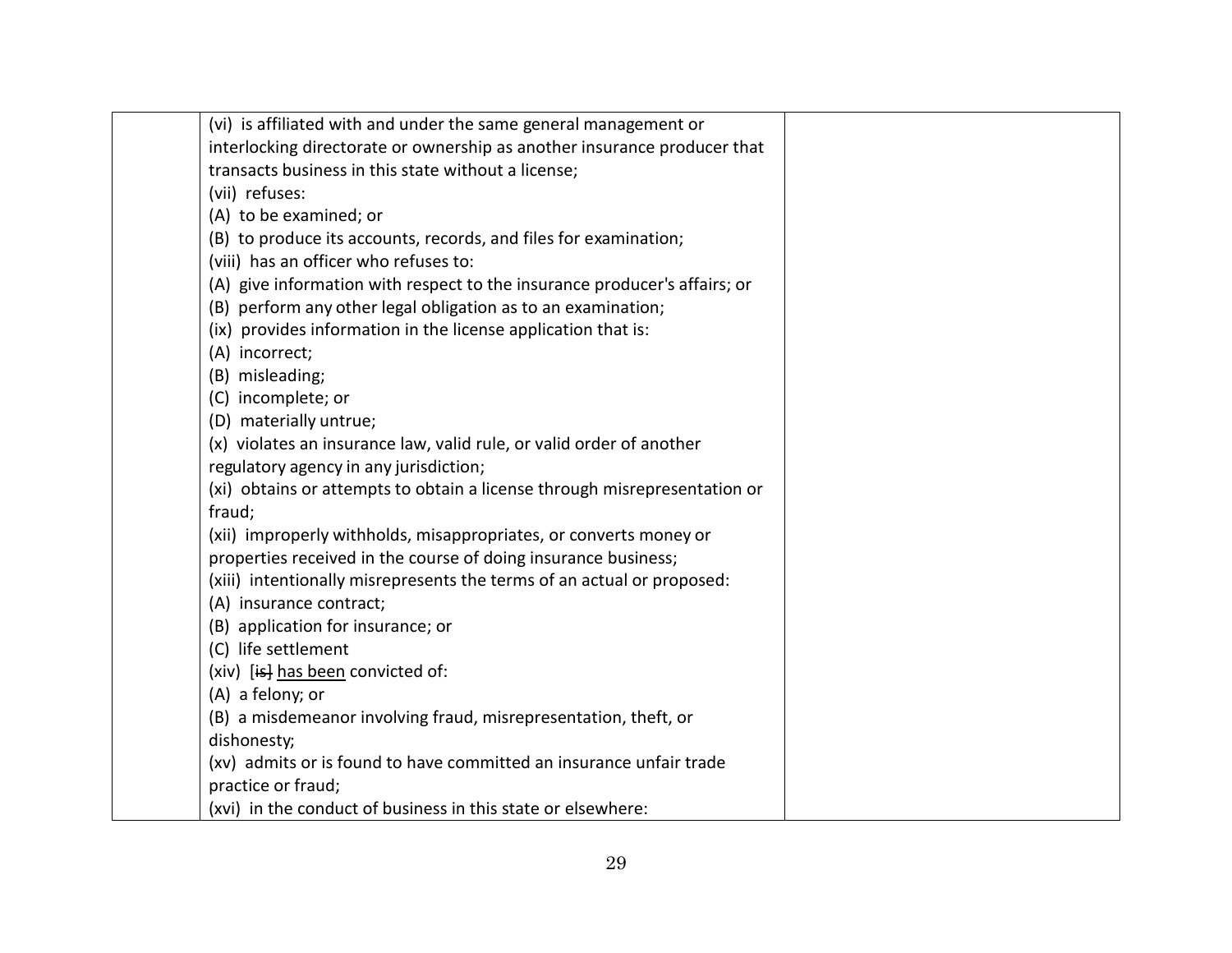| | | |
|---|---|---|
| | (vi) is affiliated with and under the same general management or interlocking directorate or ownership as another insurance producer that transacts business in this state without a license;<br>(vii) refuses:<br>(A) to be examined; or<br>(B) to produce its accounts, records, and files for examination;<br>(viii) has an officer who refuses to:<br>(A) give information with respect to the insurance producer's affairs; or<br>(B) perform any other legal obligation as to an examination;<br>(ix) provides information in the license application that is:<br>(A) incorrect;<br>(B) misleading;<br>(C) incomplete; or<br>(D) materially untrue;<br>(x) violates an insurance law, valid rule, or valid order of another regulatory agency in any jurisdiction;<br>(xi) obtains or attempts to obtain a license through misrepresentation or fraud;<br>(xii) improperly withholds, misappropriates, or converts money or properties received in the course of doing insurance business;<br>(xiii) intentionally misrepresents the terms of an actual or proposed:<br>(A) insurance contract;<br>(B) application for insurance; or<br>(C) life settlement<br>(xiv) [~~is~~] <u>has been</u> convicted of:<br>(A) a felony; or<br>(B) a misdemeanor involving fraud, misrepresentation, theft, or dishonesty;<br>(xv) admits or is found to have committed an insurance unfair trade practice or fraud;<br>(xvi) in the conduct of business in this state or elsewhere: | |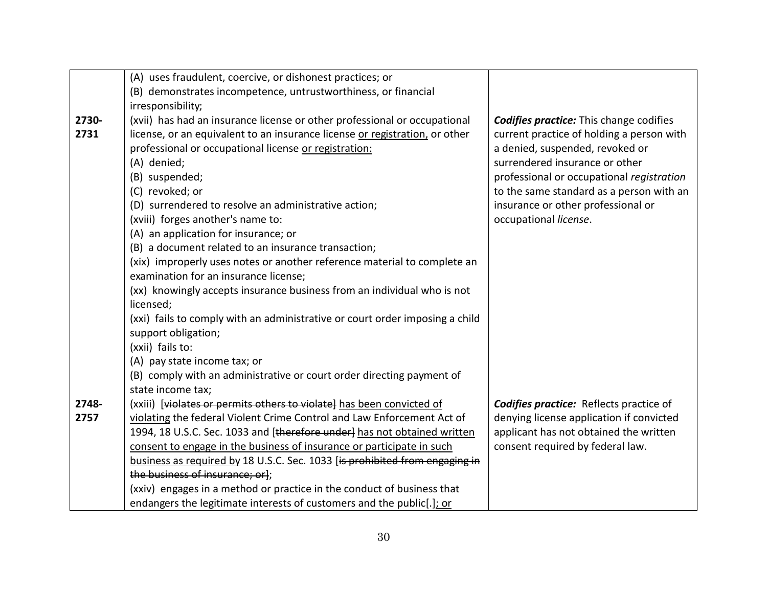| | | |
|---|---|---|
| | (A) uses fraudulent, coercive, or dishonest practices; or<br>(B) demonstrates incompetence, untrustworthiness, or financial irresponsibility; | |
| 2730-2731 | (xvii) has had an insurance license or other professional or occupational license, or an equivalent to an insurance license <u>or registration</u>, or other professional or occupational license <u>or registration:</u><br>(A) denied;<br>(B) suspended;<br>(C) revoked; or<br>(D) surrendered to resolve an administrative action;<br>(xviii) forges another's name to:<br>(A) an application for insurance; or<br>(B) a document related to an insurance transaction;<br>(xix) improperly uses notes or another reference material to complete an examination for an insurance license;<br>(xx) knowingly accepts insurance business from an individual who is not licensed;<br>(xxi) fails to comply with an administrative or court order imposing a child support obligation;<br>(xxii) fails to:<br>(A) pay state income tax; or<br>(B) comply with an administrative or court order directing payment of state income tax; | ***Codifies practice:*** This change codifies current practice of holding a person with a denied, suspended, revoked or surrendered insurance or other professional or occupational *registration* to the same standard as a person with an insurance or other professional or occupational *license*. |
| 2748-2757 | (xxiii) [~~violates or permits others to violate~~] <u>has been convicted of violating</u> the federal Violent Crime Control and Law Enforcement Act of 1994, 18 U.S.C. Sec. 1033 and [~~therefore under~~] <u>has not obtained written consent to engage in the business of insurance or participate in such business as required by</u> 18 U.S.C. Sec. 1033 [~~is prohibited from engaging in the business of insurance; or~~];<br>(xxiv) engages in a method or practice in the conduct of business that endangers the legitimate interests of customers and the public[.]<u>; or</u> | ***Codifies practice:*** Reflects practice of denying license application if convicted applicant has not obtained the written consent required by federal law. |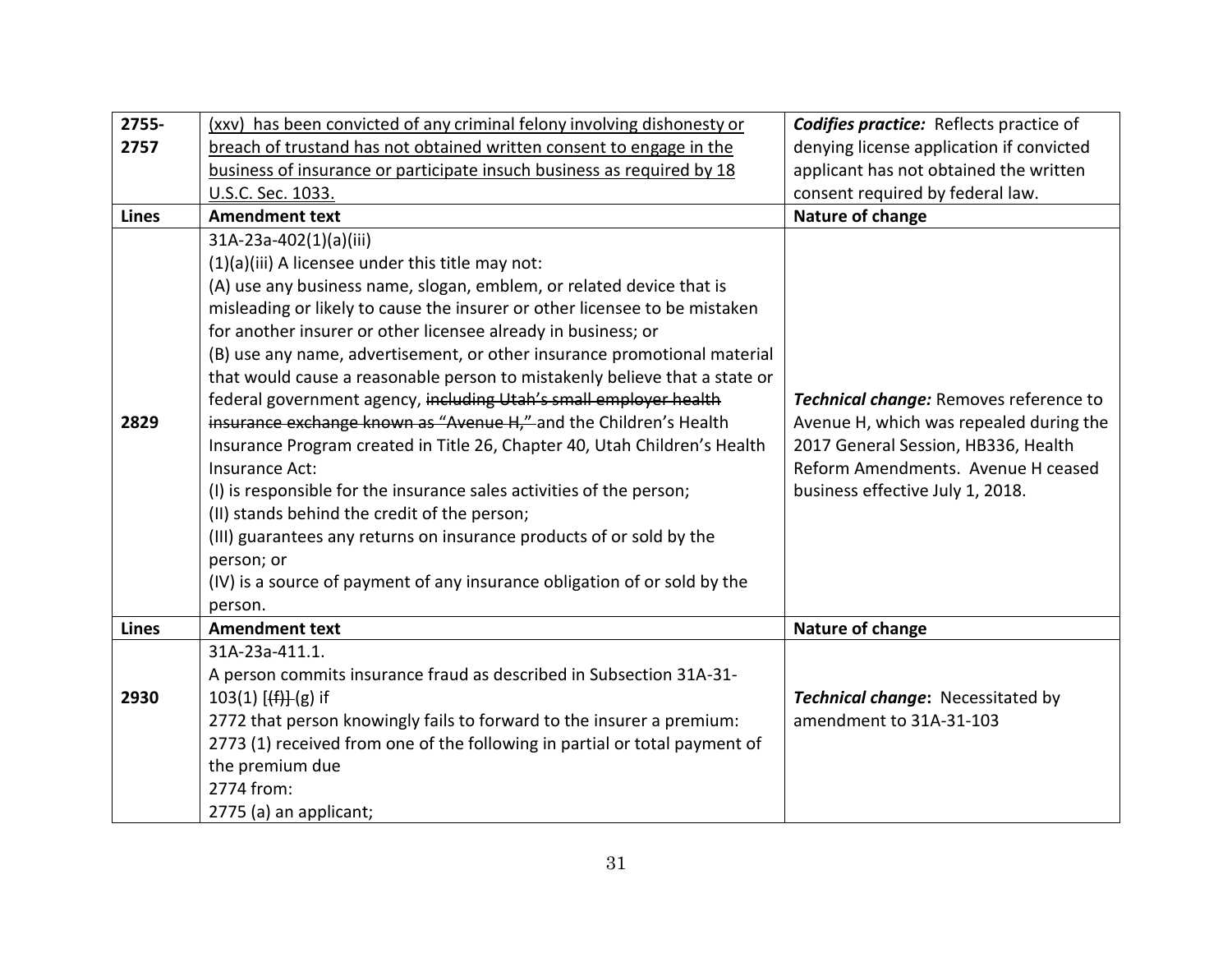| Lines | Amendment text | Nature of change |
|---|---|---|
| 2755-2757 | <u>(xxv) has been convicted of any criminal felony involving dishonesty or breach of trustand has not obtained written consent to engage in the business of insurance or participate insuch business as required by 18 U.S.C. Sec. 1033.</u> | ***Codifies practice:*** Reflects practice of denying license application if convicted applicant has not obtained the written consent required by federal law. |
| **Lines** | **Amendment text** | **Nature of change** |
| 2829 | 31A-23a-402(1)(a)(iii)<br>(1)(a)(iii) A licensee under this title may not:<br>(A) use any business name, slogan, emblem, or related device that is misleading or likely to cause the insurer or other licensee to be mistaken for another insurer or other licensee already in business; or<br>(B) use any name, advertisement, or other insurance promotional material that would cause a reasonable person to mistakenly believe that a state or federal government agency, ~~including Utah's small employer health insurance exchange known as "Avenue H,"~~ and the Children's Health Insurance Program created in Title 26, Chapter 40, Utah Children's Health Insurance Act:<br>(I) is responsible for the insurance sales activities of the person;<br>(II) stands behind the credit of the person;<br>(III) guarantees any returns on insurance products of or sold by the person; or<br>(IV) is a source of payment of any insurance obligation of or sold by the person. | ***Technical change:*** Removes reference to Avenue H, which was repealed during the 2017 General Session, HB336, Health Reform Amendments. Avenue H ceased business effective July 1, 2018. |
| **Lines** | **Amendment text** | **Nature of change** |
| 2930 | 31A-23a-411.1.<br>A person commits insurance fraud as described in Subsection 31A-31-103(1) [~~(f)~~] (g) if<br>2772 that person knowingly fails to forward to the insurer a premium:<br>2773 (1) received from one of the following in partial or total payment of the premium due<br>2774 from:<br>2775 (a) an applicant; | ***Technical change*:** Necessitated by amendment to 31A-31-103 |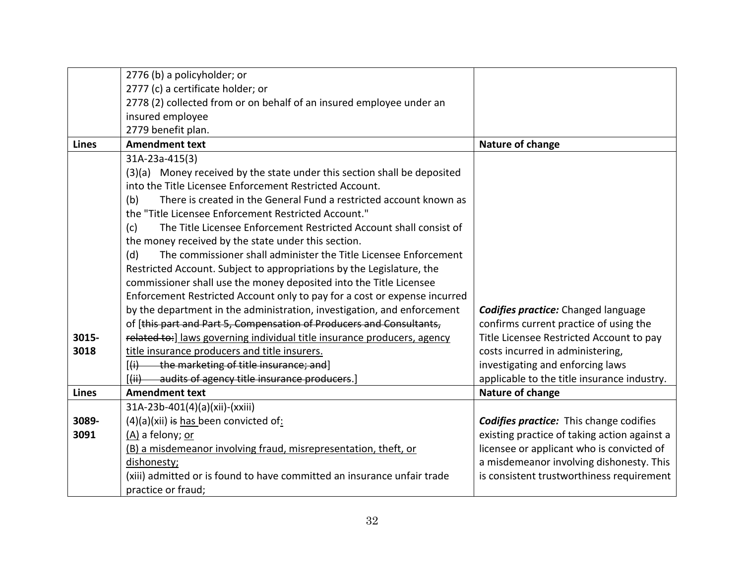| | | |
|---|---|---|
| | 2776 (b) a policyholder; or<br>2777 (c) a certificate holder; or<br>2778 (2) collected from or on behalf of an insured employee under an insured employee<br>2779 benefit plan. | |
| **Lines** | **Amendment text** | **Nature of change** |
| 3015-3018 | 31A-23a-415(3)<br>(3)(a) Money received by the state under this section shall be deposited into the Title Licensee Enforcement Restricted Account.<br>(b) There is created in the General Fund a restricted account known as the "Title Licensee Enforcement Restricted Account."<br>(c) The Title Licensee Enforcement Restricted Account shall consist of the money received by the state under this section.<br>(d) The commissioner shall administer the Title Licensee Enforcement Restricted Account. Subject to appropriations by the Legislature, the commissioner shall use the money deposited into the Title Licensee Enforcement Restricted Account only to pay for a cost or expense incurred by the department in the administration, investigation, and enforcement of [~~this part and Part 5, Compensation of Producers and Consultants, related to:~~] <u>laws governing individual title insurance producers, agency title insurance producers and title insurers.</u><br>[~~(i) the marketing of title insurance; and~~]<br>[~~(ii) audits of agency title insurance producers~~.] | ***Codifies practice:*** Changed language confirms current practice of using the Title Licensee Restricted Account to pay costs incurred in administering, investigating and enforcing laws applicable to the title insurance industry. |
| **Lines** | **Amendment text** | **Nature of change** |
| 3089-3091 | 31A-23b-401(4)(a)(xii)-(xxiii)<br>(4)(a)(xii) ~~is~~ <u>has</u> been convicted of<u>:</u><br><u>(A)</u> a felony; <u>or</u><br><u>(B) a misdemeanor involving fraud, misrepresentation, theft, or dishonesty;</u><br>(xiii) admitted or is found to have committed an insurance unfair trade practice or fraud; | ***Codifies practice:*** This change codifies existing practice of taking action against a licensee or applicant who is convicted of a misdemeanor involving dishonesty. This is consistent trustworthiness requirement |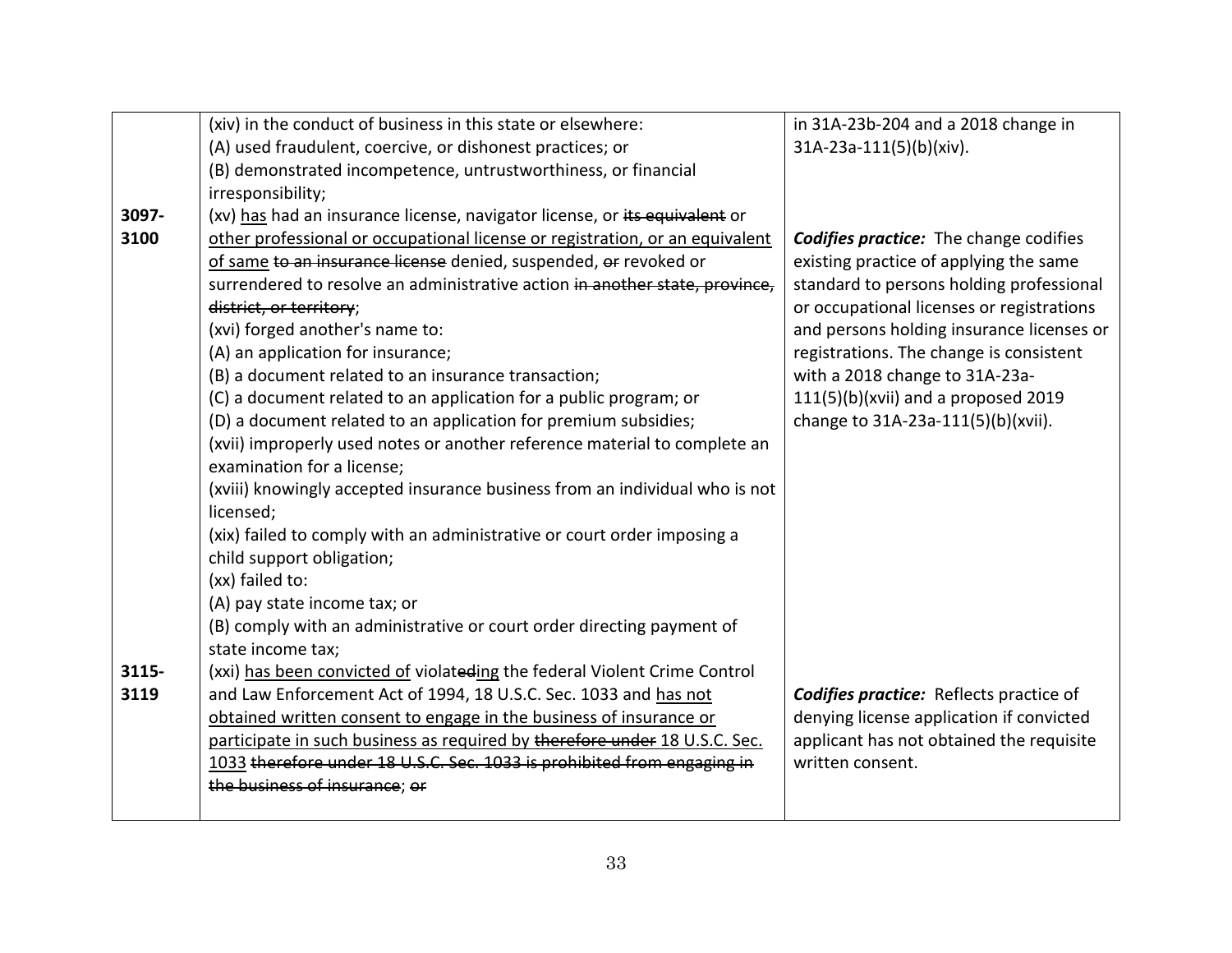| | | |
|---|---|---|
| 3097-3100 | (xiv) in the conduct of business in this state or elsewhere:<br>(A) used fraudulent, coercive, or dishonest practices; or<br>(B) demonstrated incompetence, untrustworthiness, or financial irresponsibility;<br>(xv) <u>has</u> had an insurance license, navigator license, or ~~its equivalent~~ or <u>other professional or occupational license or registration, or an equivalent of same</u> ~~to an insurance license~~ denied, suspended, ~~or~~ revoked or surrendered to resolve an administrative action ~~in another state, province, district, or territory~~;<br>(xvi) forged another's name to:<br>(A) an application for insurance;<br>(B) a document related to an insurance transaction;<br>(C) a document related to an application for a public program; or<br>(D) a document related to an application for premium subsidies;<br>(xvii) improperly used notes or another reference material to complete an examination for a license;<br>(xviii) knowingly accepted insurance business from an individual who is not licensed;<br>(xix) failed to comply with an administrative or court order imposing a child support obligation;<br>(xx) failed to:<br>(A) pay state income tax; or<br>(B) comply with an administrative or court order directing payment of state income tax; | in 31A-23b-204 and a 2018 change in 31A-23a-111(5)(b)(xiv).<br><br>***Codifies practice:*** The change codifies existing practice of applying the same standard to persons holding professional or occupational licenses or registrations and persons holding insurance licenses or registrations. The change is consistent with a 2018 change to 31A-23a-111(5)(b)(xvii) and a proposed 2019 change to 31A-23a-111(5)(b)(xvii). |
| 3115-3119 | (xxi) <u>has been convicted of</u> violat~~ed~~<u>ing</u> the federal Violent Crime Control and Law Enforcement Act of 1994, 18 U.S.C. Sec. 1033 and <u>has not obtained written consent to engage in the business of insurance or participate in such business as required by</u> ~~therefore under~~ <u>18 U.S.C. Sec. 1033</u> ~~therefore under 18 U.S.C. Sec. 1033 is prohibited from engaging in the business of insurance~~; ~~or~~ | ***Codifies practice:*** Reflects practice of denying license application if convicted applicant has not obtained the requisite written consent. |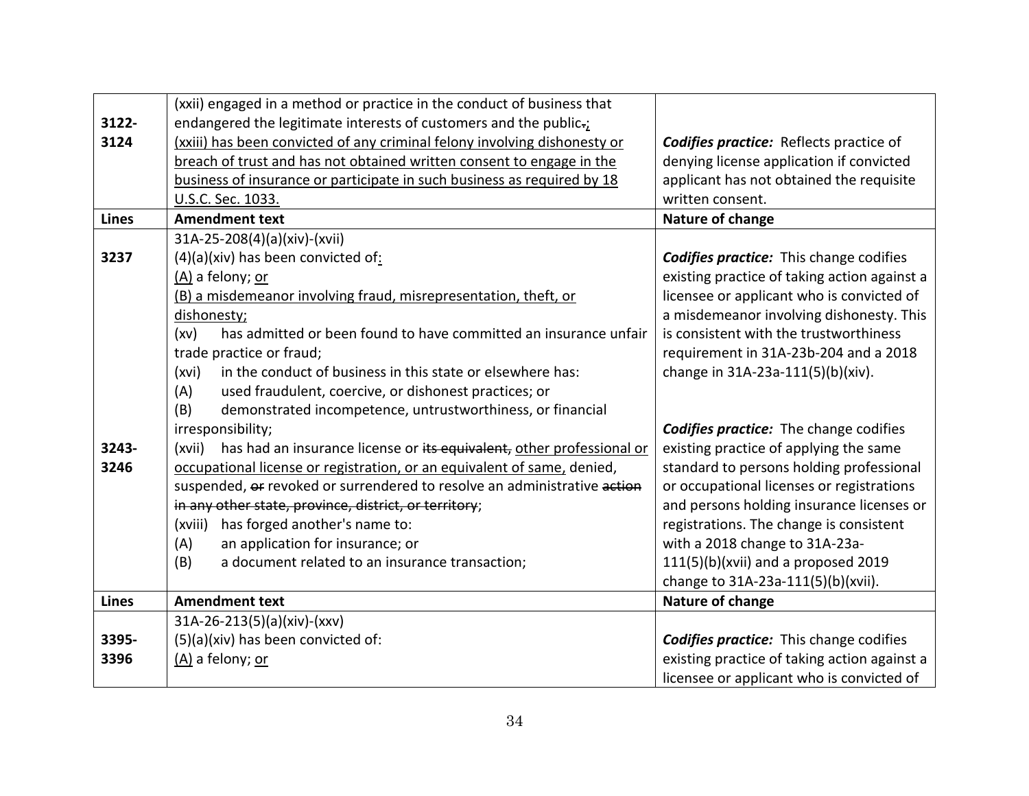| Lines | Amendment text | Nature of change |
|---|---|---|
| 3122-3124 | (xxii) engaged in a method or practice in the conduct of business that endangered the legitimate interests of customers and the public~~.~~<u>;</u><br><u>(xxiii) has been convicted of any criminal felony involving dishonesty or breach of trust and has not obtained written consent to engage in the business of insurance or participate in such business as required by 18 U.S.C. Sec. 1033.</u> | ***Codifies practice:*** Reflects practice of denying license application if convicted applicant has not obtained the requisite written consent. |
| **Lines** | **Amendment text** | **Nature of change** |
| 3237<br><br><br><br><br><br><br><br><br><br>3243-3246 | 31A-25-208(4)(a)(xiv)-(xvii)<br>(4)(a)(xiv) has been convicted of<u>:</u><br><u>(A)</u> a felony; <u>or</u><br><u>(B) a misdemeanor involving fraud, misrepresentation, theft, or dishonesty;</u><br>(xv) has admitted or been found to have committed an insurance unfair trade practice or fraud;<br>(xvi) in the conduct of business in this state or elsewhere has:<br>(A) used fraudulent, coercive, or dishonest practices; or<br>(B) demonstrated incompetence, untrustworthiness, or financial irresponsibility;<br>(xvii) has had an insurance license or ~~its equivalent,~~ <u>other professional or occupational license or registration, or an equivalent of same,</u> denied, suspended, ~~or~~ revoked or surrendered to resolve an administrative ~~action in any other state, province, district, or territory~~;<br>(xviii) has forged another's name to:<br>(A) an application for insurance; or<br>(B) a document related to an insurance transaction; | ***Codifies practice:*** This change codifies existing practice of taking action against a licensee or applicant who is convicted of a misdemeanor involving dishonesty. This is consistent with the trustworthiness requirement in 31A-23b-204 and a 2018 change in 31A-23a-111(5)(b)(xiv).<br><br>***Codifies practice:*** The change codifies existing practice of applying the same standard to persons holding professional or occupational licenses or registrations and persons holding insurance licenses or registrations. The change is consistent with a 2018 change to 31A-23a-111(5)(b)(xvii) and a proposed 2019 change to 31A-23a-111(5)(b)(xvii). |
| **Lines** | **Amendment text** | **Nature of change** |
| 3395-3396 | 31A-26-213(5)(a)(xiv)-(xxv)<br>(5)(a)(xiv) has been convicted of:<br><u>(A)</u> a felony; <u>or</u> | ***Codifies practice:*** This change codifies existing practice of taking action against a licensee or applicant who is convicted of |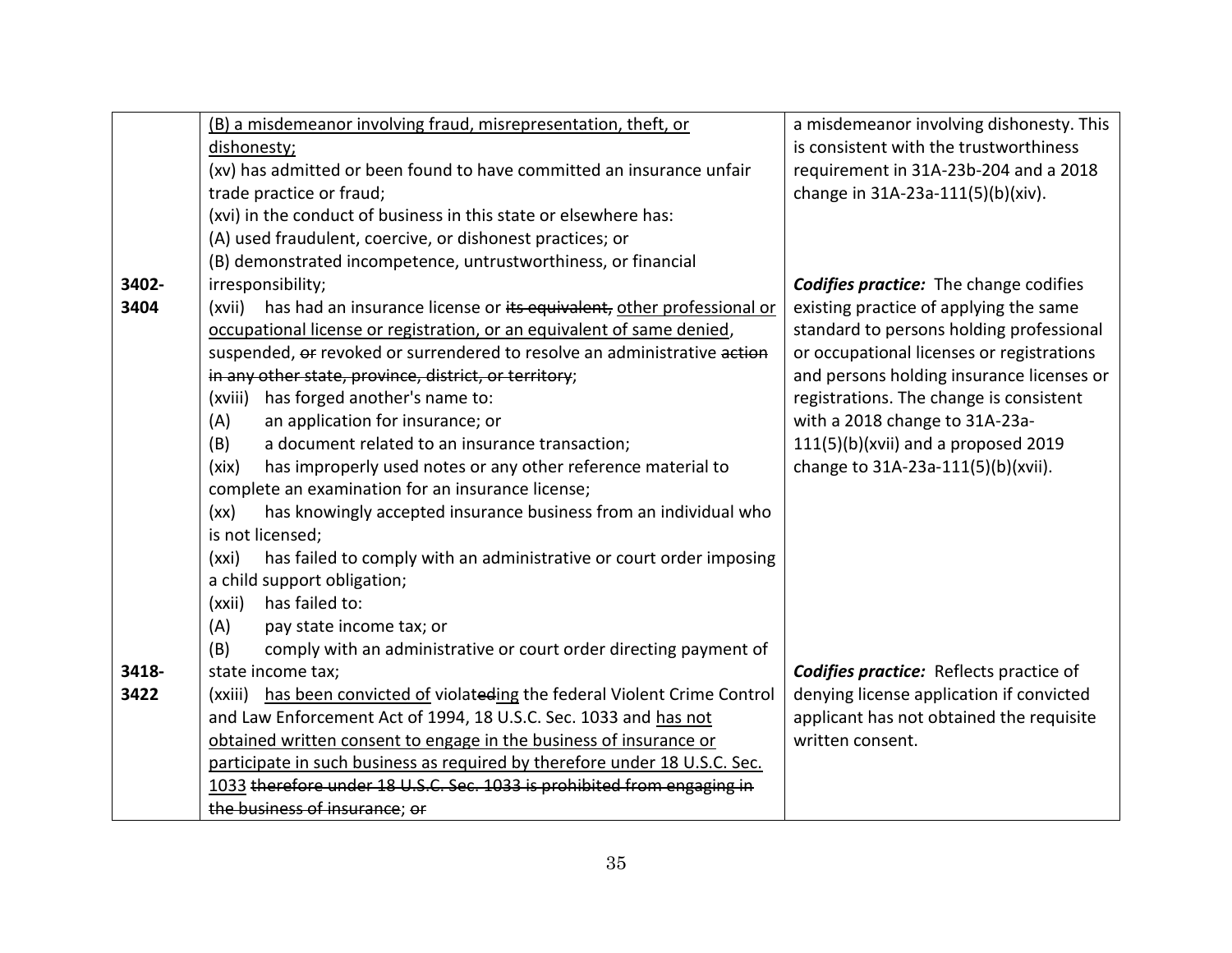| | | |
|---|---|---|
| | <u>(B) a misdemeanor involving fraud, misrepresentation, theft, or dishonesty;</u><br>(xv) has admitted or been found to have committed an insurance unfair trade practice or fraud;<br>(xvi) in the conduct of business in this state or elsewhere has:<br>(A) used fraudulent, coercive, or dishonest practices; or<br>(B) demonstrated incompetence, untrustworthiness, or financial irresponsibility; | a misdemeanor involving dishonesty. This is consistent with the trustworthiness requirement in 31A-23b-204 and a 2018 change in 31A-23a-111(5)(b)(xiv). |
| **3402-3404** | (xvii) has had an insurance license or ~~its equivalent,~~ <u>other professional or occupational license or registration, or an equivalent of same denied</u>, suspended, ~~or~~ revoked or surrendered to resolve an administrative ~~action in any other state, province, district, or territory~~;<br>(xviii) has forged another's name to:<br>(A) an application for insurance; or<br>(B) a document related to an insurance transaction;<br>(xix) has improperly used notes or any other reference material to complete an examination for an insurance license;<br>(xx) has knowingly accepted insurance business from an individual who is not licensed;<br>(xxi) has failed to comply with an administrative or court order imposing a child support obligation;<br>(xxii) has failed to:<br>(A) pay state income tax; or<br>(B) comply with an administrative or court order directing payment of state income tax; | ***Codifies practice:*** The change codifies existing practice of applying the same standard to persons holding professional or occupational licenses or registrations and persons holding insurance licenses or registrations. The change is consistent with a 2018 change to 31A-23a-111(5)(b)(xvii) and a proposed 2019 change to 31A-23a-111(5)(b)(xvii). |
| **3418-3422** | (xxiii) <u>has been convicted of</u> violat~~ed~~<u>ing</u> the federal Violent Crime Control and Law Enforcement Act of 1994, 18 U.S.C. Sec. 1033 and <u>has not obtained written consent to engage in the business of insurance or participate in such business as required by therefore under 18 U.S.C. Sec. 1033</u> ~~therefore under 18 U.S.C. Sec. 1033 is prohibited from engaging in the business of insurance~~; ~~or~~ | ***Codifies practice:*** Reflects practice of denying license application if convicted applicant has not obtained the requisite written consent. |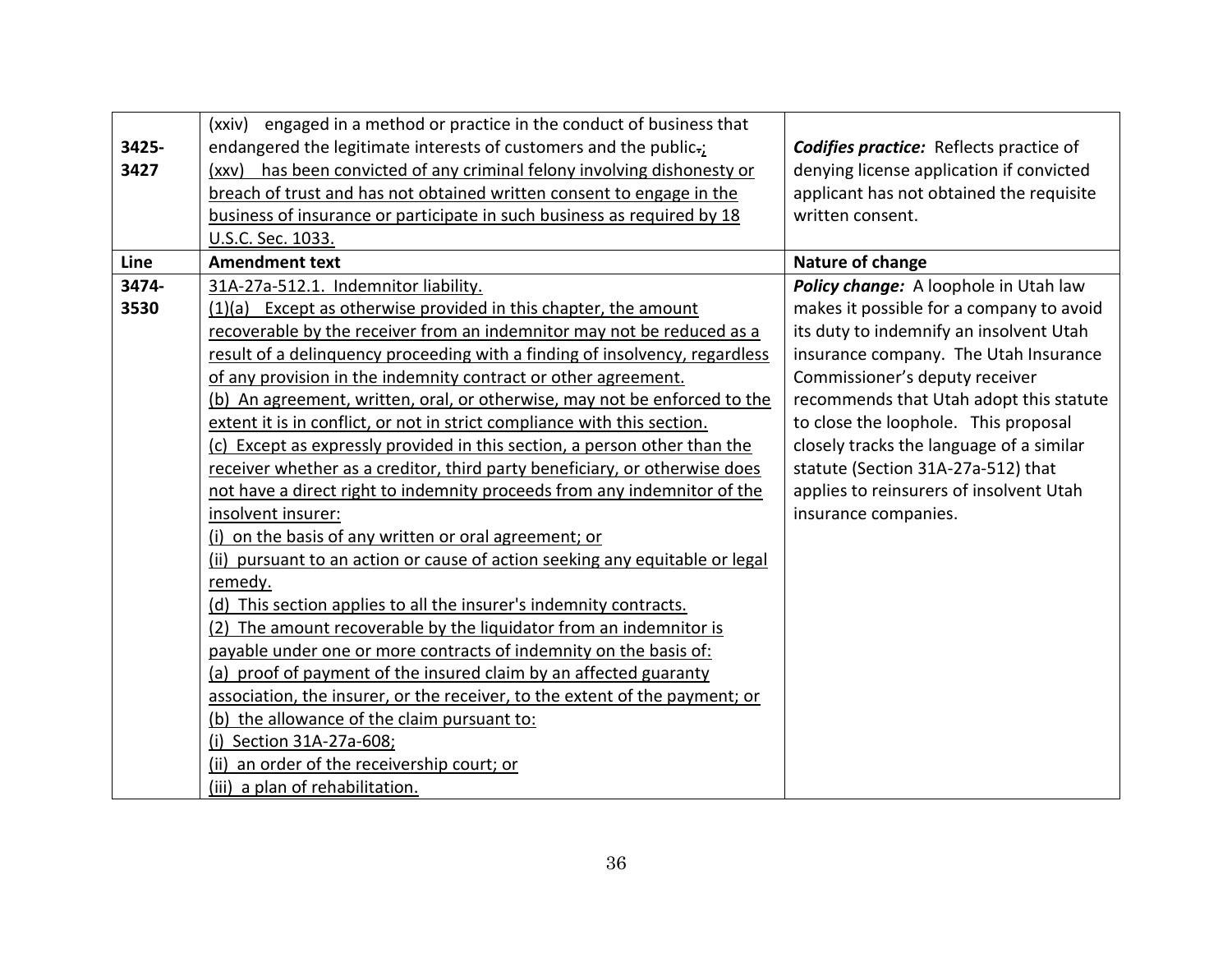| | | |
|---|---|---|
| 3425-3427 | (xxiv) engaged in a method or practice in the conduct of business that endangered the legitimate interests of customers and the public.; (xxv) has been convicted of any criminal felony involving dishonesty or breach of trust and has not obtained written consent to engage in the business of insurance or participate in such business as required by 18 U.S.C. Sec. 1033. | ***Codifies practice:*** Reflects practice of denying license application if convicted applicant has not obtained the requisite written consent. |
| **Line** | **Amendment text** | **Nature of change** |
| 3474-3530 | 31A-27a-512.1. Indemnitor liability.<br>(1)(a) Except as otherwise provided in this chapter, the amount recoverable by the receiver from an indemnitor may not be reduced as a result of a delinquency proceeding with a finding of insolvency, regardless of any provision in the indemnity contract or other agreement.<br>(b) An agreement, written, oral, or otherwise, may not be enforced to the extent it is in conflict, or not in strict compliance with this section.<br>(c) Except as expressly provided in this section, a person other than the receiver whether as a creditor, third party beneficiary, or otherwise does not have a direct right to indemnity proceeds from any indemnitor of the insolvent insurer:<br>(i) on the basis of any written or oral agreement; or<br>(ii) pursuant to an action or cause of action seeking any equitable or legal remedy.<br>(d) This section applies to all the insurer's indemnity contracts.<br>(2) The amount recoverable by the liquidator from an indemnitor is payable under one or more contracts of indemnity on the basis of:<br>(a) proof of payment of the insured claim by an affected guaranty association, the insurer, or the receiver, to the extent of the payment; or<br>(b) the allowance of the claim pursuant to:<br>(i) Section 31A-27a-608;<br>(ii) an order of the receivership court; or<br>(iii) a plan of rehabilitation. | ***Policy change:*** A loophole in Utah law makes it possible for a company to avoid its duty to indemnify an insolvent Utah insurance company. The Utah Insurance Commissioner's deputy receiver recommends that Utah adopt this statute to close the loophole. This proposal closely tracks the language of a similar statute (Section 31A-27a-512) that applies to reinsurers of insolvent Utah insurance companies. |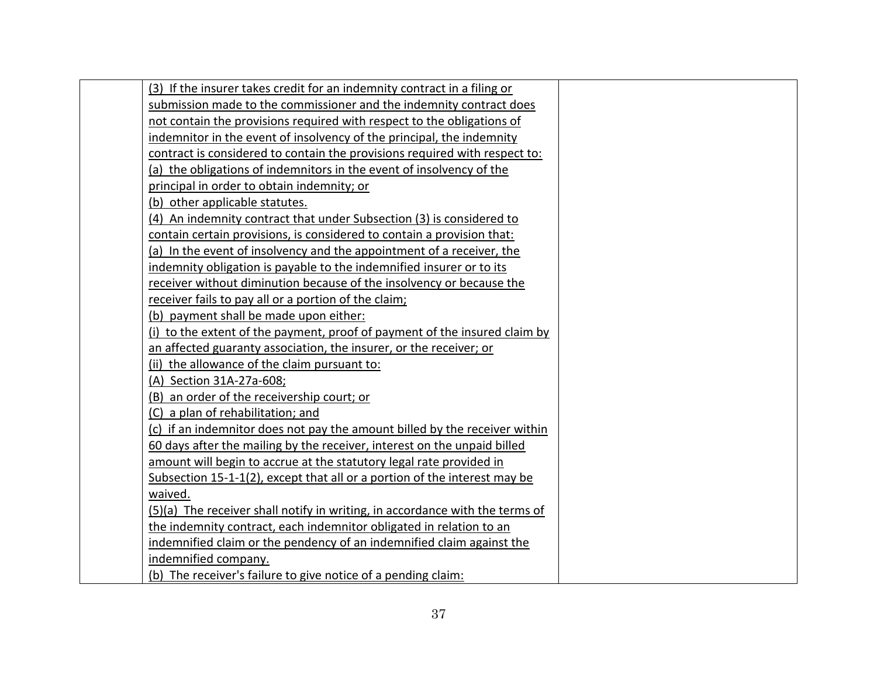| | | |
|---|---|---|
| | (3) If the insurer takes credit for an indemnity contract in a filing or submission made to the commissioner and the indemnity contract does not contain the provisions required with respect to the obligations of indemnitor in the event of insolvency of the principal, the indemnity contract is considered to contain the provisions required with respect to:<br>(a) the obligations of indemnitors in the event of insolvency of the principal in order to obtain indemnity; or<br>(b) other applicable statutes.<br>(4) An indemnity contract that under Subsection (3) is considered to contain certain provisions, is considered to contain a provision that:<br>(a) In the event of insolvency and the appointment of a receiver, the indemnity obligation is payable to the indemnified insurer or to its receiver without diminution because of the insolvency or because the receiver fails to pay all or a portion of the claim;<br>(b) payment shall be made upon either:<br>(i) to the extent of the payment, proof of payment of the insured claim by an affected guaranty association, the insurer, or the receiver; or<br>(ii) the allowance of the claim pursuant to:<br>(A) Section 31A-27a-608;<br>(B) an order of the receivership court; or<br>(C) a plan of rehabilitation; and<br>(c) if an indemnitor does not pay the amount billed by the receiver within 60 days after the mailing by the receiver, interest on the unpaid billed amount will begin to accrue at the statutory legal rate provided in Subsection 15-1-1(2), except that all or a portion of the interest may be waived.<br>(5)(a) The receiver shall notify in writing, in accordance with the terms of the indemnity contract, each indemnitor obligated in relation to an indemnified claim or the pendency of an indemnified claim against the indemnified company.<br>(b) The receiver's failure to give notice of a pending claim: | |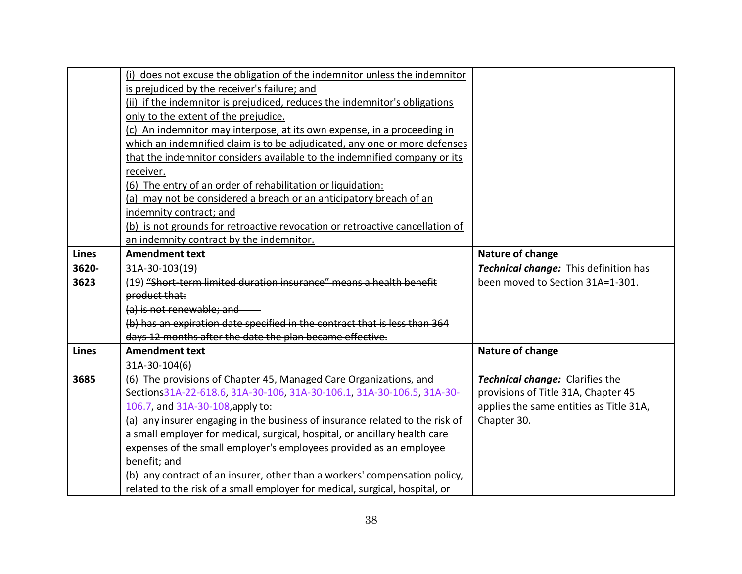| | | |
|---|---|---|
| | <u>(i) does not excuse the obligation of the indemnitor unless the indemnitor is prejudiced by the receiver's failure; and</u><br><u>(ii) if the indemnitor is prejudiced, reduces the indemnitor's obligations only to the extent of the prejudice.</u><br><u>(c) An indemnitor may interpose, at its own expense, in a proceeding in which an indemnified claim is to be adjudicated, any one or more defenses that the indemnitor considers available to the indemnified company or its receiver.</u><br><u>(6) The entry of an order of rehabilitation or liquidation:</u><br><u>(a) may not be considered a breach or an anticipatory breach of an indemnity contract; and</u><br><u>(b) is not grounds for retroactive revocation or retroactive cancellation of an indemnity contract by the indemnitor.</u> | |
| **Lines** | **Amendment text** | **Nature of change** |
| **3620-3623** | 31A-30-103(19)<br>(19) ~~"Short-term limited duration insurance" means a health benefit product that:~~<br>~~(a) is not renewable; and~~<br>~~(b) has an expiration date specified in the contract that is less than 364 days 12 months after the date the plan became effective.~~ | ***Technical change:*** This definition has been moved to Section 31A=1-301. |
| **Lines** | **Amendment text** | **Nature of change** |
| **3685** | 31A-30-104(6)<br>(6) <u>The provisions of Chapter 45, Managed Care Organizations, and</u> Sections31A-22-618.6, 31A-30-106, 31A-30-106.1, 31A-30-106.5, 31A-30-106.7, and 31A-30-108,apply to:<br>(a) any insurer engaging in the business of insurance related to the risk of a small employer for medical, surgical, hospital, or ancillary health care expenses of the small employer's employees provided as an employee benefit; and<br>(b) any contract of an insurer, other than a workers' compensation policy, related to the risk of a small employer for medical, surgical, hospital, or | ***Technical change:*** Clarifies the provisions of Title 31A, Chapter 45 applies the same entities as Title 31A, Chapter 30. |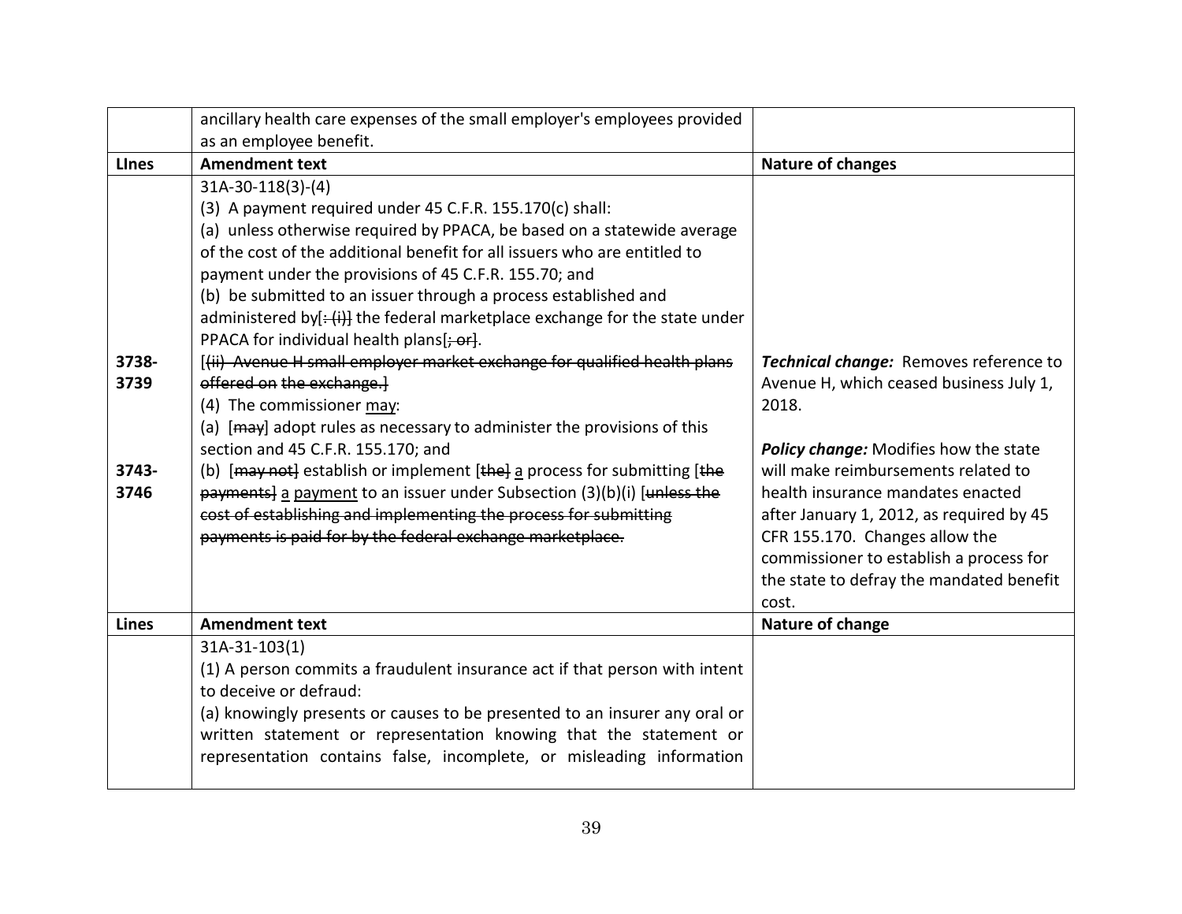| | ancillary health care expenses of the small employer's employees provided as an employee benefit. | |
|---|---|---|
| **LInes** | **Amendment text** | **Nature of changes** |
| 3738-3739<br><br>3743-3746 | 31A-30-118(3)-(4)<br>(3) A payment required under 45 C.F.R. 155.170(c) shall:<br>(a) unless otherwise required by PPACA, be based on a statewide average of the cost of the additional benefit for all issuers who are entitled to payment under the provisions of 45 C.F.R. 155.70; and<br>(b) be submitted to an issuer through a process established and administered by[~~: (i)~~] the federal marketplace exchange for the state under PPACA for individual health plans[~~; or~~].<br>[~~(ii) Avenue H small employer market exchange for qualified health plans offered on the exchange.~~]<br>(4) The commissioner <u>may</u>:<br>(a) [~~may~~] adopt rules as necessary to administer the provisions of this section and 45 C.F.R. 155.170; and<br>(b) [~~may not~~] establish or implement [~~the~~] <u>a</u> process for submitting [~~the payments~~] <u>a payment</u> to an issuer under Subsection (3)(b)(i) [~~unless the cost of establishing and implementing the process for submitting payments is paid for by the federal exchange marketplace.~~] | ***Technical change:*** Removes reference to Avenue H, which ceased business July 1, 2018.<br><br>***Policy change:*** Modifies how the state will make reimbursements related to health insurance mandates enacted after January 1, 2012, as required by 45 CFR 155.170. Changes allow the commissioner to establish a process for the state to defray the mandated benefit cost. |
| **Lines** | **Amendment text** | **Nature of change** |
| | 31A-31-103(1)<br>(1) A person commits a fraudulent insurance act if that person with intent to deceive or defraud:<br>(a) knowingly presents or causes to be presented to an insurer any oral or written statement or representation knowing that the statement or representation contains false, incomplete, or misleading information | |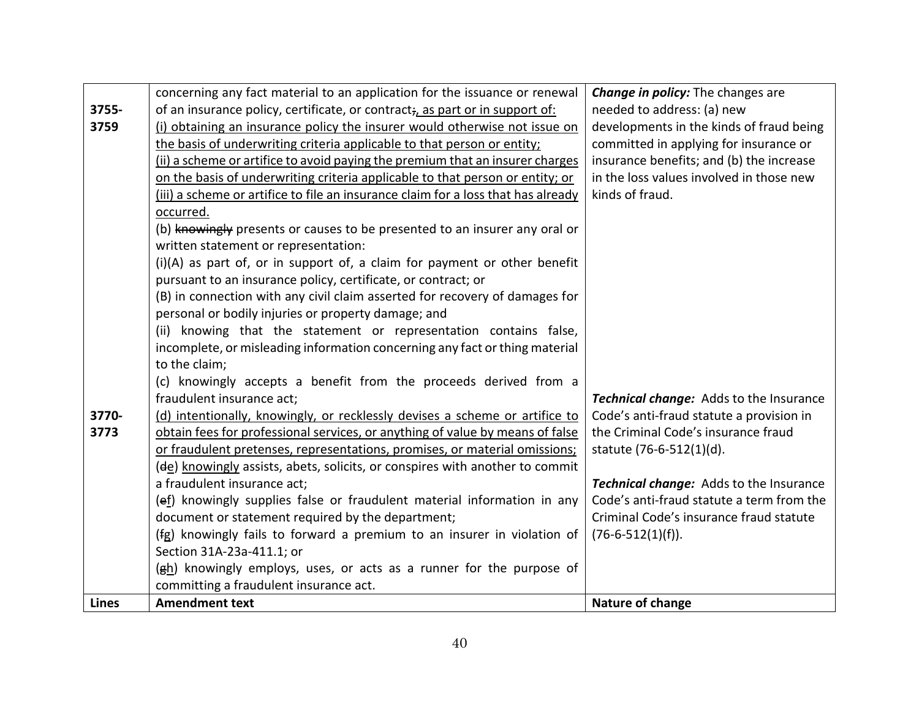| Lines | Amendment text | Nature of change |
| --- | --- | --- |
| 3755-3759 | concerning any fact material to an application for the issuance or renewal of an insurance policy, certificate, or contract~~;~~<u>, as part or in support of:</u><br><u>(i) obtaining an insurance policy the insurer would otherwise not issue on the basis of underwriting criteria applicable to that person or entity;</u><br><u>(ii) a scheme or artifice to avoid paying the premium that an insurer charges on the basis of underwriting criteria applicable to that person or entity; or</u><br><u>(iii) a scheme or artifice to file an insurance claim for a loss that has already occurred.</u><br>(b) ~~knowingly~~ presents or causes to be presented to an insurer any oral or written statement or representation:<br>(i)(A) as part of, or in support of, a claim for payment or other benefit pursuant to an insurance policy, certificate, or contract; or<br>(B) in connection with any civil claim asserted for recovery of damages for personal or bodily injuries or property damage; and<br>(ii) knowing that the statement or representation contains false, incomplete, or misleading information concerning any fact or thing material to the claim;<br>(c) knowingly accepts a benefit from the proceeds derived from a fraudulent insurance act; | ***Change in policy:*** The changes are needed to address: (a) new developments in the kinds of fraud being committed in applying for insurance or insurance benefits; and (b) the increase in the loss values involved in those new kinds of fraud. |
| 3770-3773 | <u>(d) intentionally, knowingly, or recklessly devises a scheme or artifice to obtain fees for professional services, or anything of value by means of false or fraudulent pretenses, representations, promises, or material omissions;</u><br>(~~d~~<u>e</u>) <u>knowingly</u> assists, abets, solicits, or conspires with another to commit a fraudulent insurance act;<br>(~~e~~<u>f</u>) knowingly supplies false or fraudulent material information in any document or statement required by the department;<br>(~~f~~<u>g</u>) knowingly fails to forward a premium to an insurer in violation of Section 31A-23a-411.1; or<br>(~~g~~<u>h</u>) knowingly employs, uses, or acts as a runner for the purpose of committing a fraudulent insurance act. | ***Technical change:*** Adds to the Insurance Code's anti-fraud statute a provision in the Criminal Code's insurance fraud statute (76-6-512(1)(d).<br><br>***Technical change:*** Adds to the Insurance Code's anti-fraud statute a term from the Criminal Code's insurance fraud statute (76-6-512(1)(f)). |
| **Lines** | **Amendment text** | **Nature of change** |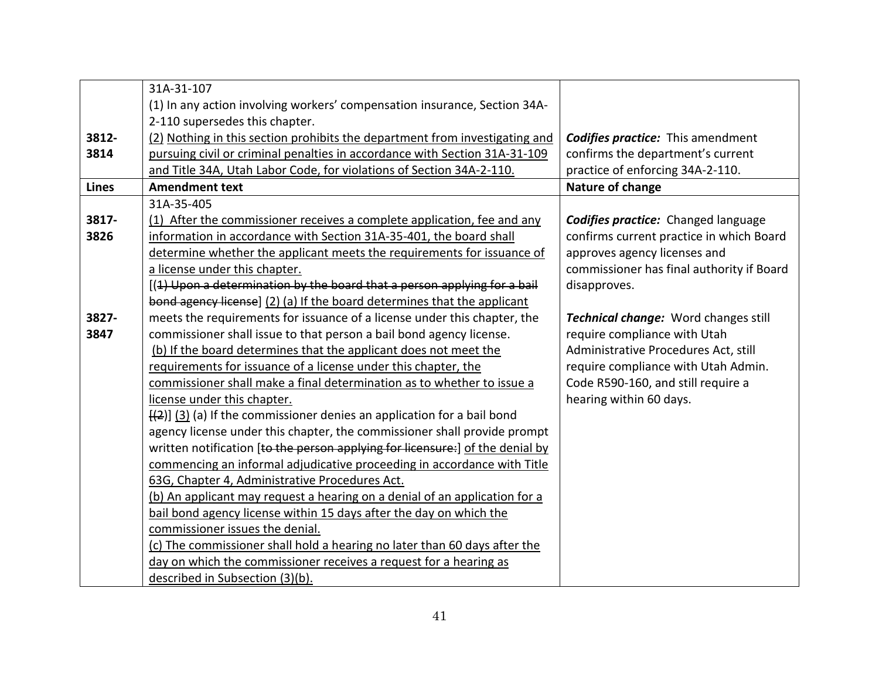| Lines | Amendment text | Nature of change |
|---|---|---|
| 3812-3814 | 31A-31-107<br>(1) In any action involving workers' compensation insurance, Section 34A-2-110 supersedes this chapter.<br><u>(2) Nothing in this section prohibits the department from investigating and pursuing civil or criminal penalties in accordance with Section 31A-31-109 and Title 34A, Utah Labor Code, for violations of Section 34A-2-110.</u> | ***Codifies practice:*** This amendment confirms the department's current practice of enforcing 34A-2-110. |
| **Lines** | **Amendment text** | **Nature of change** |
| 3817-3826<br><br>3827-3847 | 31A-35-405<br><u>(1) After the commissioner receives a complete application, fee and any information in accordance with Section 31A-35-401, the board shall determine whether the applicant meets the requirements for issuance of a license under this chapter.</u><br>[~~(1) Upon a determination by the board that a person applying for a bail bond agency license~~] <u>(2) (a) If the board determines that the applicant meets the requirements for issuance of a license under this chapter</u>, the commissioner shall issue to that person a bail bond agency license.<br><u>(b) If the board determines that the applicant does not meet the requirements for issuance of a license under this chapter, the commissioner shall make a final determination as to whether to issue a license under this chapter.</u><br>[~~(2)~~] <u>(3)</u> (a) If the commissioner denies an application for a bail bond agency license under this chapter, the commissioner shall provide prompt written notification [~~to the person applying for licensure:~~] <u>of the denial by commencing an informal adjudicative proceeding in accordance with Title 63G, Chapter 4, Administrative Procedures Act.</u><br><u>(b) An applicant may request a hearing on a denial of an application for a bail bond agency license within 15 days after the day on which the commissioner issues the denial.</u><br><u>(c) The commissioner shall hold a hearing no later than 60 days after the day on which the commissioner receives a request for a hearing as described in Subsection (3)(b).</u> | ***Codifies practice:*** Changed language confirms current practice in which Board approves agency licenses and commissioner has final authority if Board disapproves.<br><br>***Technical change:*** Word changes still require compliance with Utah Administrative Procedures Act, still require compliance with Utah Admin. Code R590-160, and still require a hearing within 60 days. |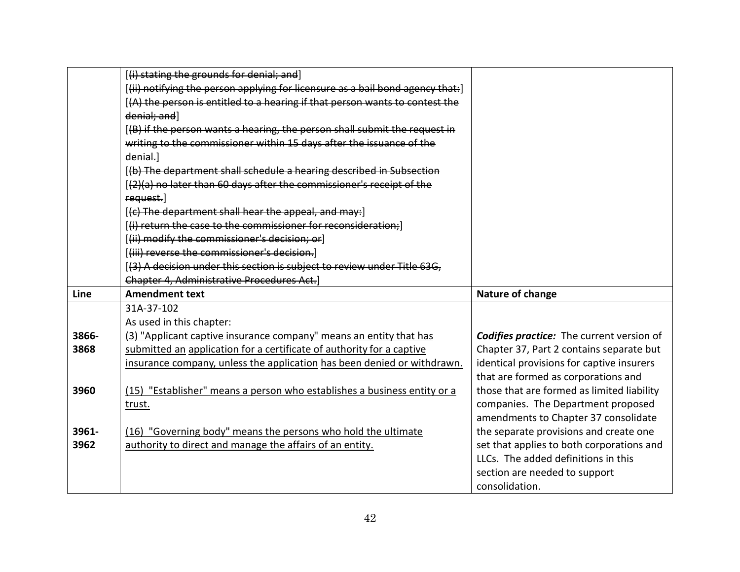| | | |
|---|---|---|
| | [~~(i) stating the grounds for denial; and~~]<br>[~~(ii) notifying the person applying for licensure as a bail bond agency that:~~]<br>[~~(A) the person is entitled to a hearing if that person wants to contest the denial; and~~]<br>[~~(B) if the person wants a hearing, the person shall submit the request in writing to the commissioner within 15 days after the issuance of the denial.~~]<br>[~~(b) The department shall schedule a hearing described in Subsection~~<br>[~~(2)(a) no later than 60 days after the commissioner's receipt of the request.~~]<br>[~~(c) The department shall hear the appeal, and may:~~]<br>[~~(i) return the case to the commissioner for reconsideration;~~]<br>[~~(ii) modify the commissioner's decision; or~~]<br>[~~(iii) reverse the commissioner's decision.~~]<br>[~~(3) A decision under this section is subject to review under Title 63G, Chapter 4, Administrative Procedures Act.~~] | |
| **Line** | **Amendment text** | **Nature of change** |
| | 31A-37-102<br>As used in this chapter: | |
| 3866-3868 | <u>(3) "Applicant captive insurance company" means an entity that has submitted an application for a certificate of authority for a captive insurance company, unless the application has been denied or withdrawn.</u> | ***Codifies practice:*** The current version of Chapter 37, Part 2 contains separate but identical provisions for captive insurers that are formed as corporations and those that are formed as limited liability companies. The Department proposed amendments to Chapter 37 consolidate the separate provisions and create one set that applies to both corporations and LLCs. The added definitions in this section are needed to support consolidation. |
| 3960 | <u>(15) "Establisher" means a person who establishes a business entity or a trust.</u> | |
| 3961-3962 | <u>(16) "Governing body" means the persons who hold the ultimate authority to direct and manage the affairs of an entity.</u> | |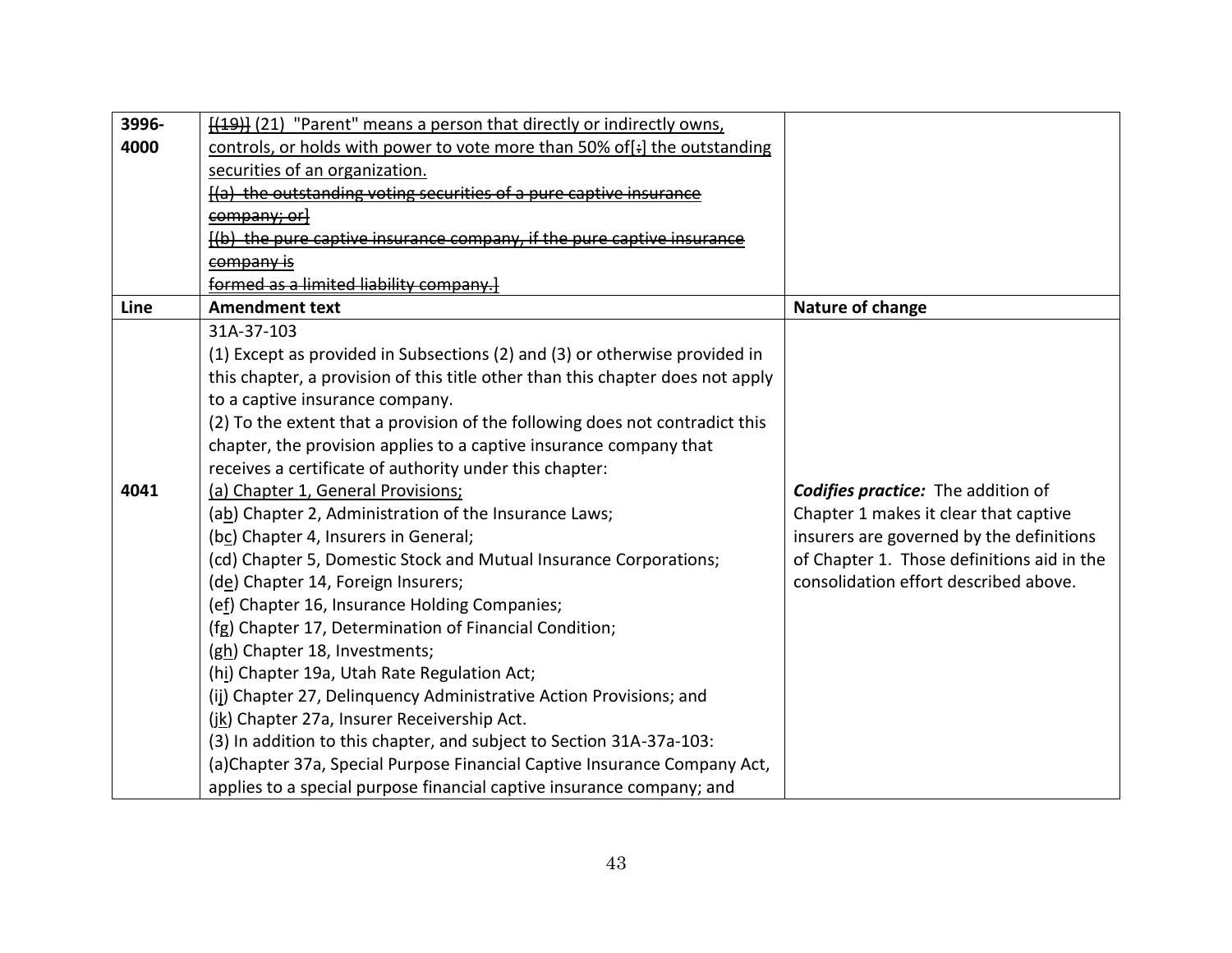| | | |
|---|---|---|
| **3996-4000** | ~~[(19)]~~ (21) "Parent" means a person that directly or indirectly owns, controls, or holds with power to vote more than 50% of[:] the outstanding securities of an organization.<br>~~[(a) the outstanding voting securities of a pure captive insurance company; or]~~<br>~~[(b) the pure captive insurance company, if the pure captive insurance company is formed as a limited liability company.]~~ | |
| **Line** | **Amendment text** | **Nature of change** |
| **4041** | 31A-37-103<br>(1) Except as provided in Subsections (2) and (3) or otherwise provided in this chapter, a provision of this title other than this chapter does not apply to a captive insurance company.<br>(2) To the extent that a provision of the following does not contradict this chapter, the provision applies to a captive insurance company that receives a certificate of authority under this chapter:<br><u>(a) Chapter 1, General Provisions;</u><br>(a<u>b</u>) Chapter 2, Administration of the Insurance Laws;<br>(b<u>c</u>) Chapter 4, Insurers in General;<br>(cd) Chapter 5, Domestic Stock and Mutual Insurance Corporations;<br>(d<u>e</u>) Chapter 14, Foreign Insurers;<br>(e<u>f</u>) Chapter 16, Insurance Holding Companies;<br>(f<u>g</u>) Chapter 17, Determination of Financial Condition;<br>(g<u>h</u>) Chapter 18, Investments;<br>(h<u>i</u>) Chapter 19a, Utah Rate Regulation Act;<br>(i<u>j</u>) Chapter 27, Delinquency Administrative Action Provisions; and<br>(j<u>k</u>) Chapter 27a, Insurer Receivership Act.<br>(3) In addition to this chapter, and subject to Section 31A-37a-103:<br>(a)Chapter 37a, Special Purpose Financial Captive Insurance Company Act, applies to a special purpose financial captive insurance company; and | ***Codifies practice:*** The addition of Chapter 1 makes it clear that captive insurers are governed by the definitions of Chapter 1. Those definitions aid in the consolidation effort described above. |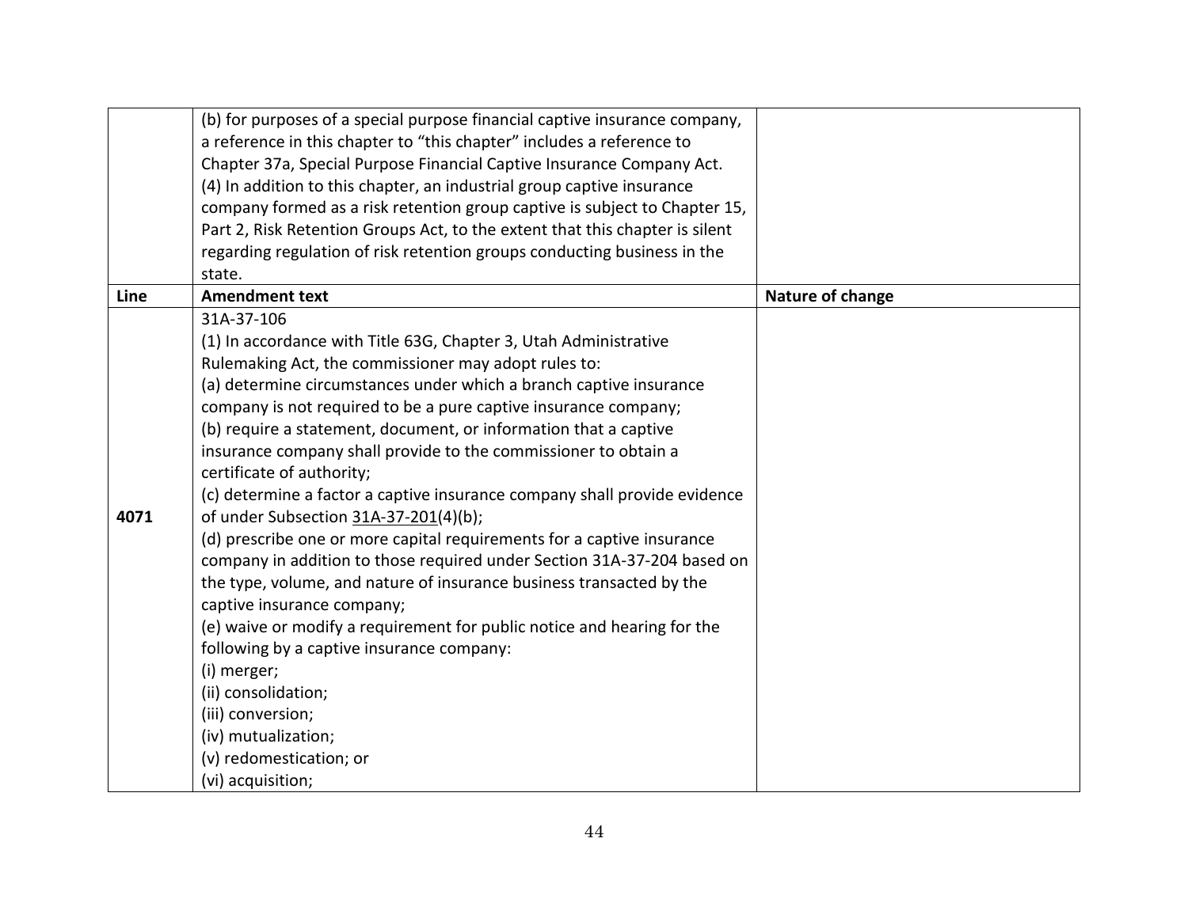| | | |
|---|---|---|
| | (b) for purposes of a special purpose financial captive insurance company, a reference in this chapter to "this chapter" includes a reference to Chapter 37a, Special Purpose Financial Captive Insurance Company Act.<br>(4) In addition to this chapter, an industrial group captive insurance company formed as a risk retention group captive is subject to Chapter 15, Part 2, Risk Retention Groups Act, to the extent that this chapter is silent regarding regulation of risk retention groups conducting business in the state. | |
| **Line** | **Amendment text** | **Nature of change** |
| **4071** | 31A-37-106<br>(1) In accordance with Title 63G, Chapter 3, Utah Administrative Rulemaking Act, the commissioner may adopt rules to:<br>(a) determine circumstances under which a branch captive insurance company is not required to be a pure captive insurance company;<br>(b) require a statement, document, or information that a captive insurance company shall provide to the commissioner to obtain a certificate of authority;<br>(c) determine a factor a captive insurance company shall provide evidence of under Subsection 31A-37-201(4)(b);<br>(d) prescribe one or more capital requirements for a captive insurance company in addition to those required under Section 31A-37-204 based on the type, volume, and nature of insurance business transacted by the captive insurance company;<br>(e) waive or modify a requirement for public notice and hearing for the following by a captive insurance company:<br>(i) merger;<br>(ii) consolidation;<br>(iii) conversion;<br>(iv) mutualization;<br>(v) redomestication; or<br>(vi) acquisition; | |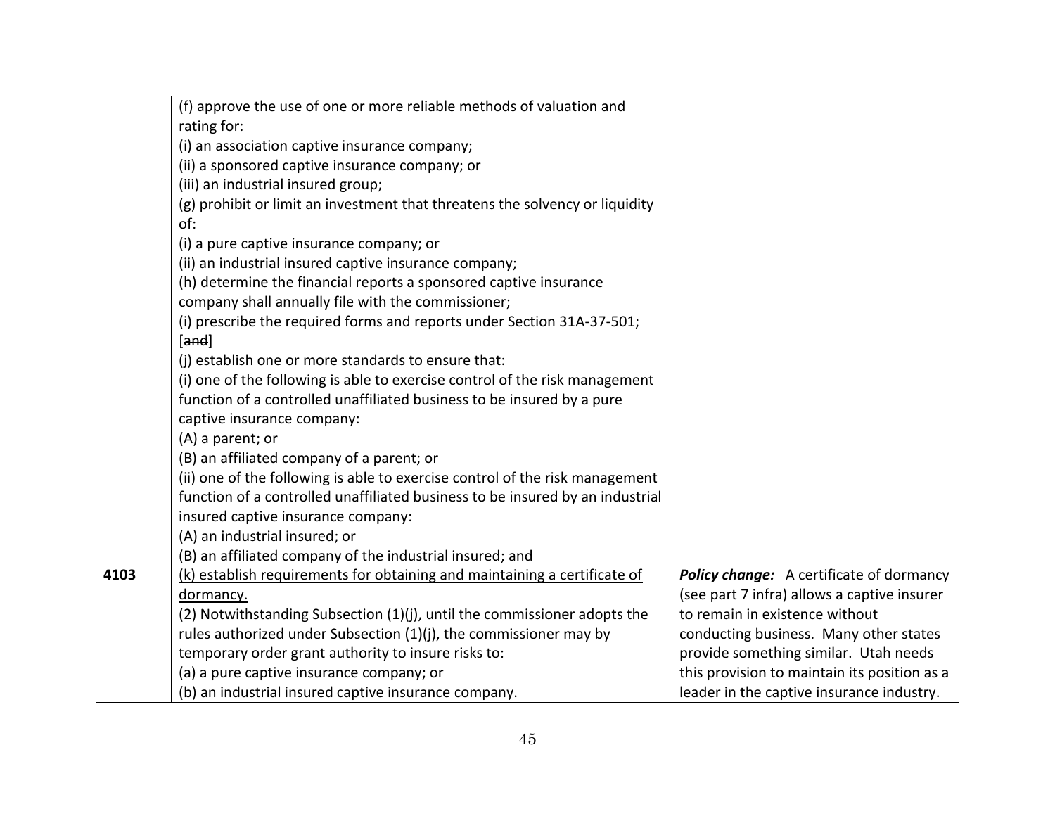| | | |
|---|---|---|
| 4103 | (f) approve the use of one or more reliable methods of valuation and rating for:<br>(i) an association captive insurance company;<br>(ii) a sponsored captive insurance company; or<br>(iii) an industrial insured group;<br>(g) prohibit or limit an investment that threatens the solvency or liquidity of:<br>(i) a pure captive insurance company; or<br>(ii) an industrial insured captive insurance company;<br>(h) determine the financial reports a sponsored captive insurance company shall annually file with the commissioner;<br>(i) prescribe the required forms and reports under Section 31A-37-501; [~~and~~]<br>(j) establish one or more standards to ensure that:<br>(i) one of the following is able to exercise control of the risk management function of a controlled unaffiliated business to be insured by a pure captive insurance company:<br>(A) a parent; or<br>(B) an affiliated company of a parent; or<br>(ii) one of the following is able to exercise control of the risk management function of a controlled unaffiliated business to be insured by an industrial insured captive insurance company:<br>(A) an industrial insured; or<br>(B) an affiliated company of the industrial insured<u>; and</u><br><u>(k) establish requirements for obtaining and maintaining a certificate of dormancy.</u><br>(2) Notwithstanding Subsection (1)(j), until the commissioner adopts the rules authorized under Subsection (1)(j), the commissioner may by temporary order grant authority to insure risks to:<br>(a) a pure captive insurance company; or<br>(b) an industrial insured captive insurance company. | ***Policy change:*** A certificate of dormancy (see part 7 infra) allows a captive insurer to remain in existence without conducting business. Many other states provide something similar. Utah needs this provision to maintain its position as a leader in the captive insurance industry. |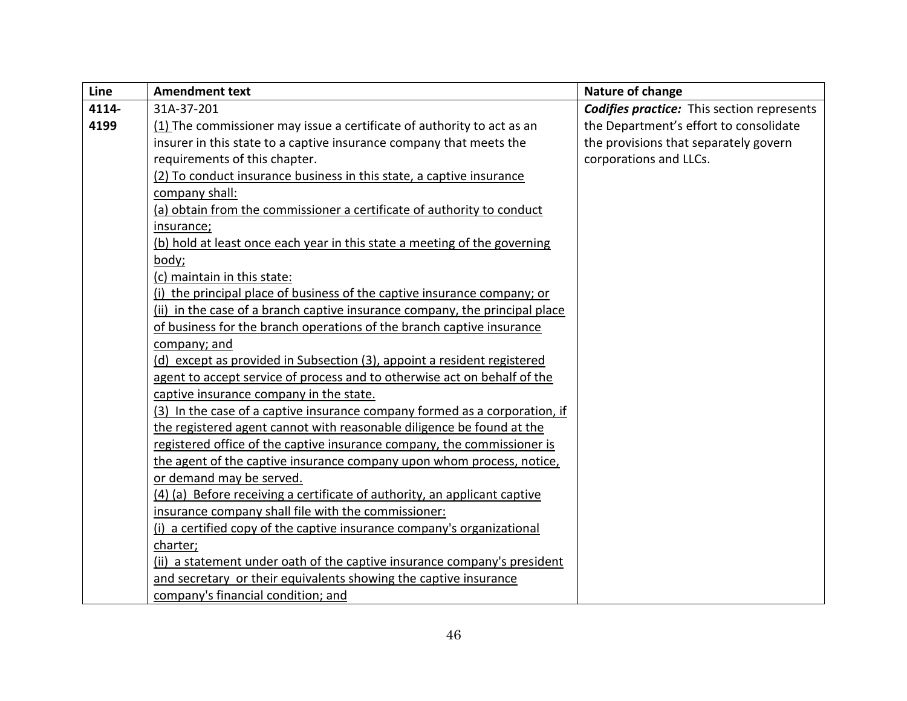| Line | Amendment text | Nature of change |
|---|---|---|
| 4114-4199 | 31A-37-201<br>(1) The commissioner may issue a certificate of authority to act as an insurer in this state to a captive insurance company that meets the requirements of this chapter.<br>(2) To conduct insurance business in this state, a captive insurance company shall:<br>(a) obtain from the commissioner a certificate of authority to conduct insurance;<br>(b) hold at least once each year in this state a meeting of the governing body;<br>(c) maintain in this state:<br>(i) the principal place of business of the captive insurance company; or<br>(ii) in the case of a branch captive insurance company, the principal place of business for the branch operations of the branch captive insurance company; and<br>(d) except as provided in Subsection (3), appoint a resident registered agent to accept service of process and to otherwise act on behalf of the captive insurance company in the state.<br>(3) In the case of a captive insurance company formed as a corporation, if the registered agent cannot with reasonable diligence be found at the registered office of the captive insurance company, the commissioner is the agent of the captive insurance company upon whom process, notice, or demand may be served.<br>(4) (a) Before receiving a certificate of authority, an applicant captive insurance company shall file with the commissioner:<br>(i) a certified copy of the captive insurance company's organizational charter;<br>(ii) a statement under oath of the captive insurance company's president and secretary or their equivalents showing the captive insurance company's financial condition; and | ***Codifies practice:*** This section represents the Department's effort to consolidate the provisions that separately govern corporations and LLCs. |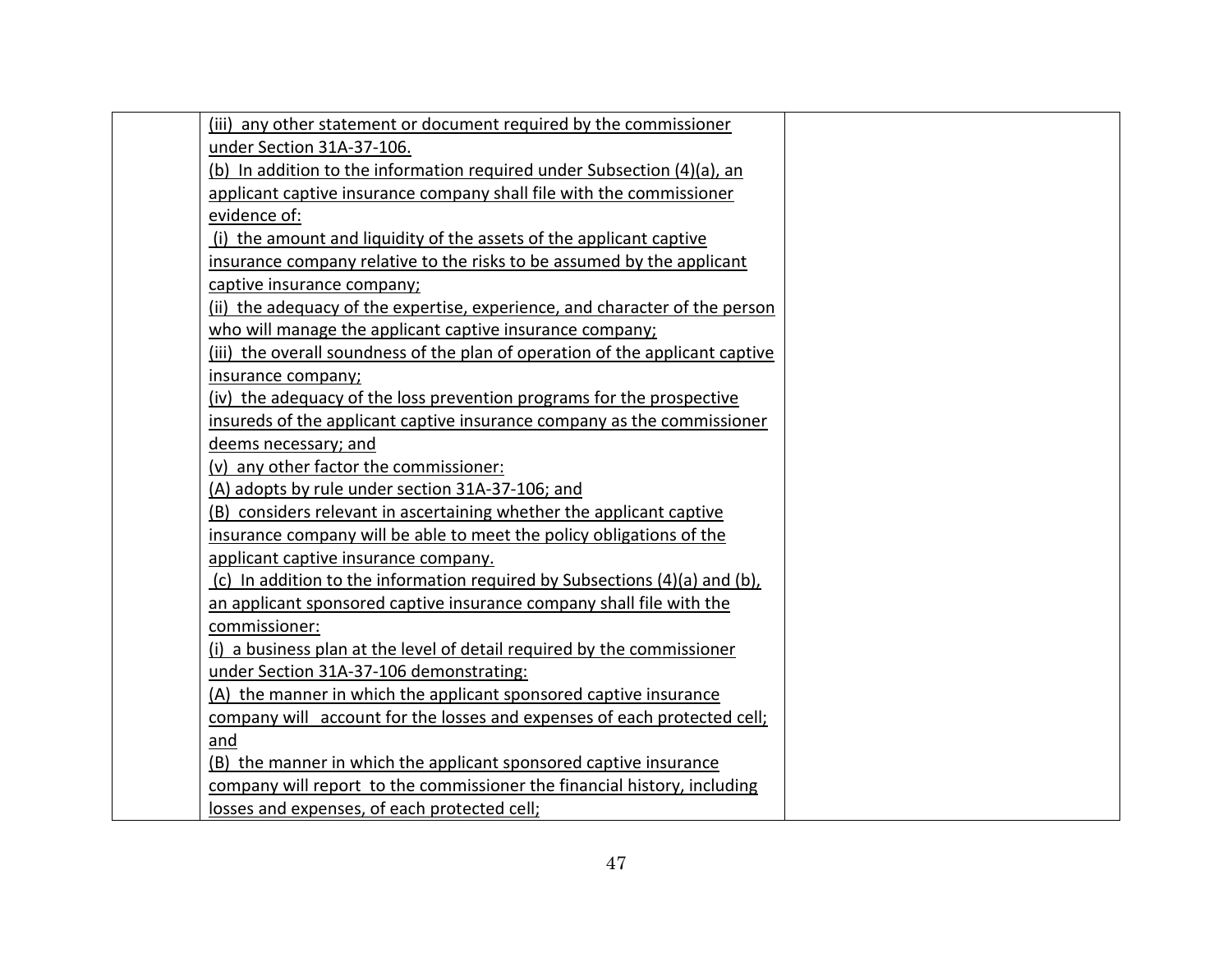| | | |
|---|---|---|
| | <u>(iii) any other statement or document required by the commissioner under Section 31A-37-106.</u><br><u>(b) In addition to the information required under Subsection (4)(a), an applicant captive insurance company shall file with the commissioner evidence of:</u><br><u>(i) the amount and liquidity of the assets of the applicant captive insurance company relative to the risks to be assumed by the applicant captive insurance company;</u><br><u>(ii) the adequacy of the expertise, experience, and character of the person who will manage the applicant captive insurance company;</u><br><u>(iii) the overall soundness of the plan of operation of the applicant captive insurance company;</u><br><u>(iv) the adequacy of the loss prevention programs for the prospective insureds of the applicant captive insurance company as the commissioner deems necessary; and</u><br><u>(v) any other factor the commissioner:</u><br><u>(A) adopts by rule under section 31A-37-106; and</u><br><u>(B) considers relevant in ascertaining whether the applicant captive insurance company will be able to meet the policy obligations of the applicant captive insurance company.</u><br><u>(c) In addition to the information required by Subsections (4)(a) and (b), an applicant sponsored captive insurance company shall file with the commissioner:</u><br><u>(i) a business plan at the level of detail required by the commissioner under Section 31A-37-106 demonstrating:</u><br><u>(A) the manner in which the applicant sponsored captive insurance company will account for the losses and expenses of each protected cell; and</u><br><u>(B) the manner in which the applicant sponsored captive insurance company will report to the commissioner the financial history, including losses and expenses, of each protected cell;</u> | |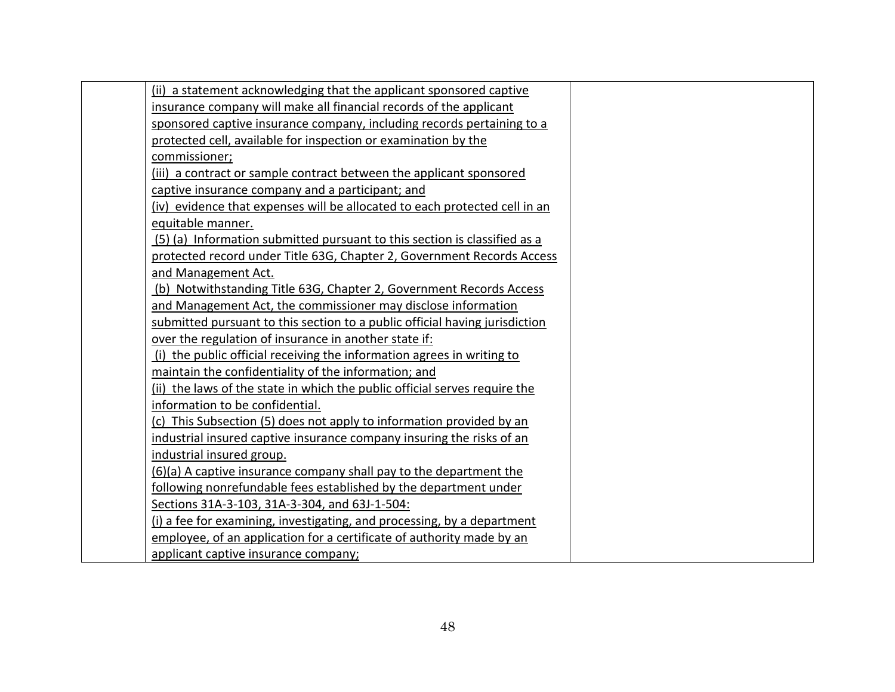|  | (ii) a statement acknowledging that the applicant sponsored captive insurance company will make all financial records of the applicant sponsored captive insurance company, including records pertaining to a protected cell, available for inspection or examination by the commissioner;<br>(iii) a contract or sample contract between the applicant sponsored captive insurance company and a participant; and<br>(iv) evidence that expenses will be allocated to each protected cell in an equitable manner.<br>(5) (a) Information submitted pursuant to this section is classified as a protected record under Title 63G, Chapter 2, Government Records Access and Management Act.<br>(b) Notwithstanding Title 63G, Chapter 2, Government Records Access and Management Act, the commissioner may disclose information submitted pursuant to this section to a public official having jurisdiction over the regulation of insurance in another state if:<br>(i) the public official receiving the information agrees in writing to maintain the confidentiality of the information; and<br>(ii) the laws of the state in which the public official serves require the information to be confidential.<br>(c) This Subsection (5) does not apply to information provided by an industrial insured captive insurance company insuring the risks of an industrial insured group.<br>(6)(a) A captive insurance company shall pay to the department the following nonrefundable fees established by the department under Sections 31A-3-103, 31A-3-304, and 63J-1-504:<br>(i) a fee for examining, investigating, and processing, by a department employee, of an application for a certificate of authority made by an applicant captive insurance company; |  |
|---|---|---|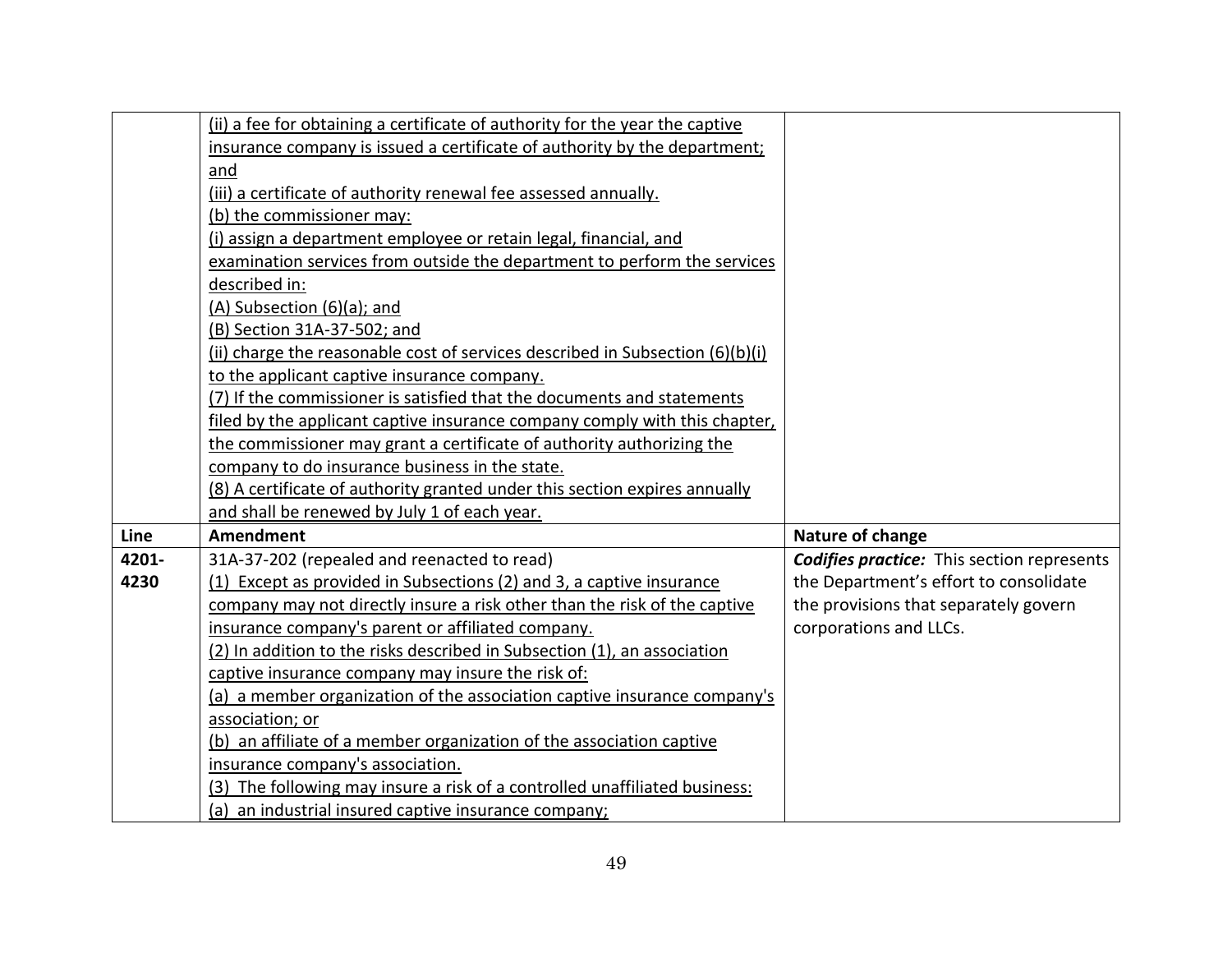| | | |
|---|---|---|
| | (ii) a fee for obtaining a certificate of authority for the year the captive insurance company is issued a certificate of authority by the department; and<br>(iii) a certificate of authority renewal fee assessed annually.<br>(b) the commissioner may:<br>(i) assign a department employee or retain legal, financial, and examination services from outside the department to perform the services described in:<br>(A) Subsection (6)(a); and<br>(B) Section 31A-37-502; and<br>(ii) charge the reasonable cost of services described in Subsection (6)(b)(i) to the applicant captive insurance company.<br>(7) If the commissioner is satisfied that the documents and statements filed by the applicant captive insurance company comply with this chapter, the commissioner may grant a certificate of authority authorizing the company to do insurance business in the state.<br>(8) A certificate of authority granted under this section expires annually and shall be renewed by July 1 of each year. | |
| **Line** | **Amendment** | **Nature of change** |
| **4201-4230** | 31A-37-202 (repealed and reenacted to read)<br>(1) Except as provided in Subsections (2) and 3, a captive insurance company may not directly insure a risk other than the risk of the captive insurance company's parent or affiliated company.<br>(2) In addition to the risks described in Subsection (1), an association captive insurance company may insure the risk of:<br>(a) a member organization of the association captive insurance company's association; or<br>(b) an affiliate of a member organization of the association captive insurance company's association.<br>(3) The following may insure a risk of a controlled unaffiliated business:<br>(a) an industrial insured captive insurance company; | ***Codifies practice:*** This section represents the Department's effort to consolidate the provisions that separately govern corporations and LLCs. |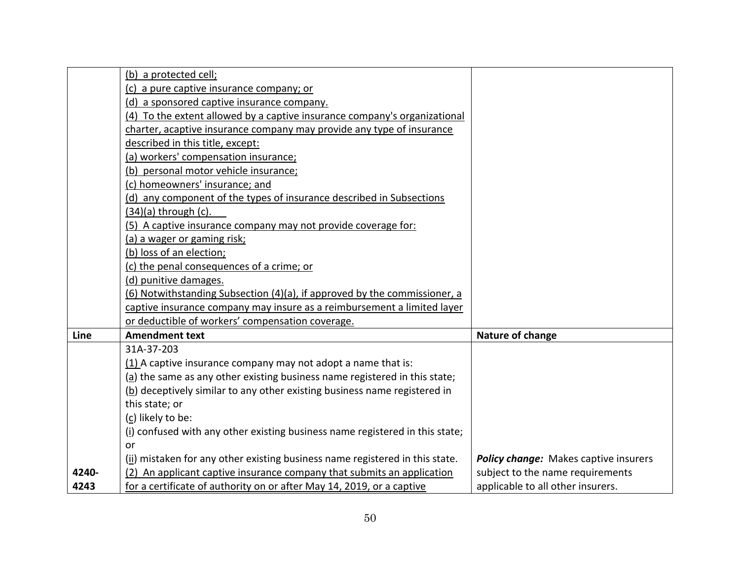| | | |
|---|---|---|
| | (b) a protected cell;<br>(c) a pure captive insurance company; or<br>(d) a sponsored captive insurance company.<br>(4) To the extent allowed by a captive insurance company's organizational charter, acaptive insurance company may provide any type of insurance described in this title, except:<br>(a) workers' compensation insurance;<br>(b) personal motor vehicle insurance;<br>(c) homeowners' insurance; and<br>(d) any component of the types of insurance described in Subsections (34)(a) through (c).<br>(5) A captive insurance company may not provide coverage for:<br>(a) a wager or gaming risk;<br>(b) loss of an election;<br>(c) the penal consequences of a crime; or<br>(d) punitive damages.<br>(6) Notwithstanding Subsection (4)(a), if approved by the commissioner, a captive insurance company may insure as a reimbursement a limited layer or deductible of workers' compensation coverage. | |
| **Line** | **Amendment text** | **Nature of change** |
| 4240-4243 | 31A-37-203<br>(1) A captive insurance company may not adopt a name that is:<br>(a) the same as any other existing business name registered in this state;<br>(b) deceptively similar to any other existing business name registered in this state; or<br>(c) likely to be:<br>(i) confused with any other existing business name registered in this state; or<br>(ii) mistaken for any other existing business name registered in this state.<br>(2) An applicant captive insurance company that submits an application for a certificate of authority on or after May 14, 2019, or a captive | ***Policy change:*** Makes captive insurers subject to the name requirements applicable to all other insurers. |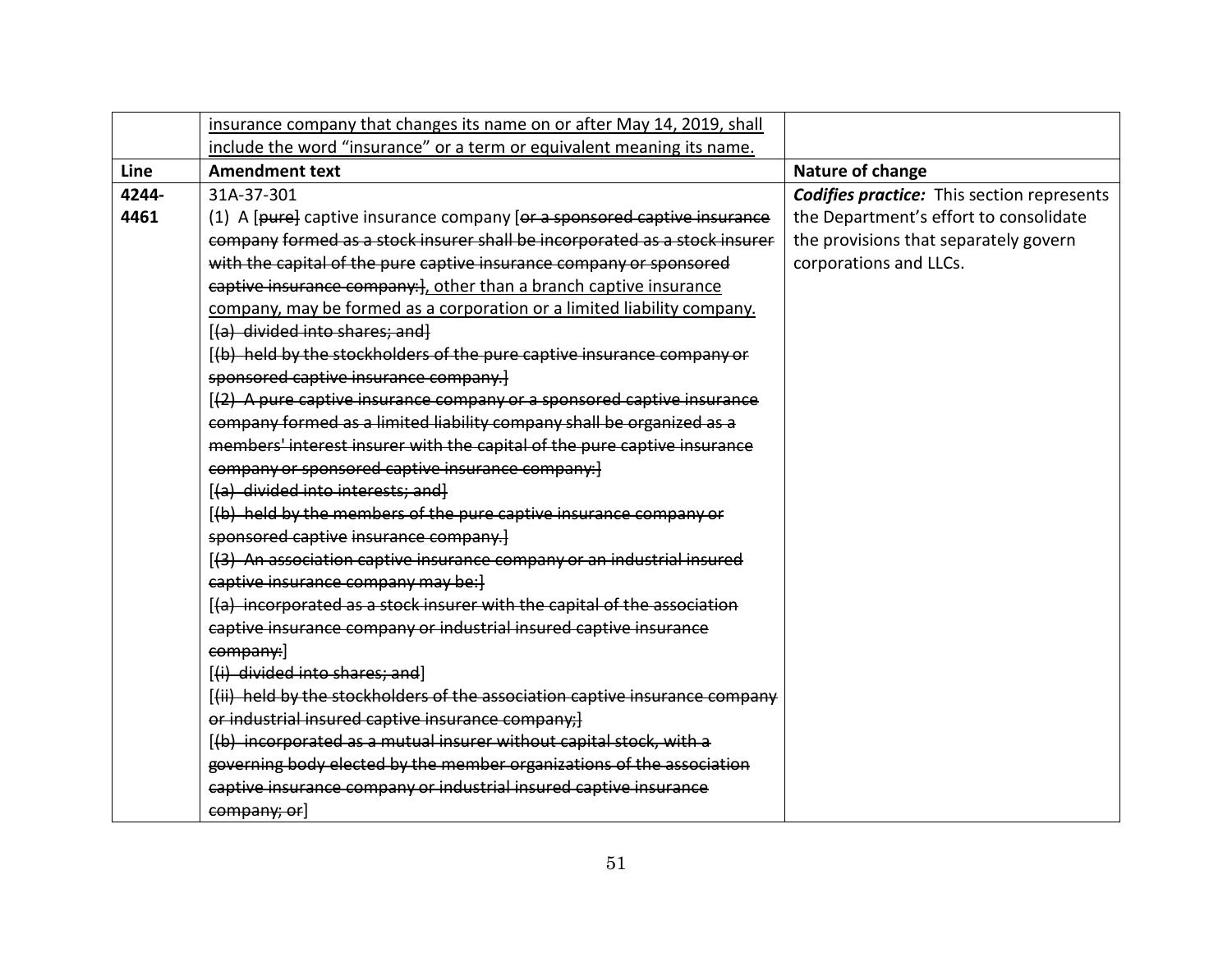|  | insurance company that changes its name on or after May 14, 2019, shall include the word "insurance" or a term or equivalent meaning its name. |  |
|---|---|---|
| **Line** | **Amendment text** | **Nature of change** |
| **4244-4461** | 31A-37-301<br>(1) A [~~pure~~] captive insurance company [~~or a sponsored captive insurance company formed as a stock insurer shall be incorporated as a stock insurer with the capital of the pure captive insurance company or sponsored captive insurance company:~~], other than a branch captive insurance company, may be formed as a corporation or a limited liability company.<br>[~~(a) divided into shares; and~~]<br>[~~(b) held by the stockholders of the pure captive insurance company or sponsored captive insurance company.~~]<br>[~~(2) A pure captive insurance company or a sponsored captive insurance company formed as a limited liability company shall be organized as a members' interest insurer with the capital of the pure captive insurance company or sponsored captive insurance company:~~]<br>[~~(a) divided into interests; and~~]<br>[~~(b) held by the members of the pure captive insurance company or sponsored captive insurance company.~~]<br>[~~(3) An association captive insurance company or an industrial insured captive insurance company may be:~~]<br>[~~(a) incorporated as a stock insurer with the capital of the association captive insurance company or industrial insured captive insurance company:~~]<br>[~~(i) divided into shares; and~~]<br>[~~(ii) held by the stockholders of the association captive insurance company or industrial insured captive insurance company;~~]<br>[~~(b) incorporated as a mutual insurer without capital stock, with a governing body elected by the member organizations of the association captive insurance company or industrial insured captive insurance company; or~~] | ***Codifies practice:*** This section represents the Department's effort to consolidate the provisions that separately govern corporations and LLCs. |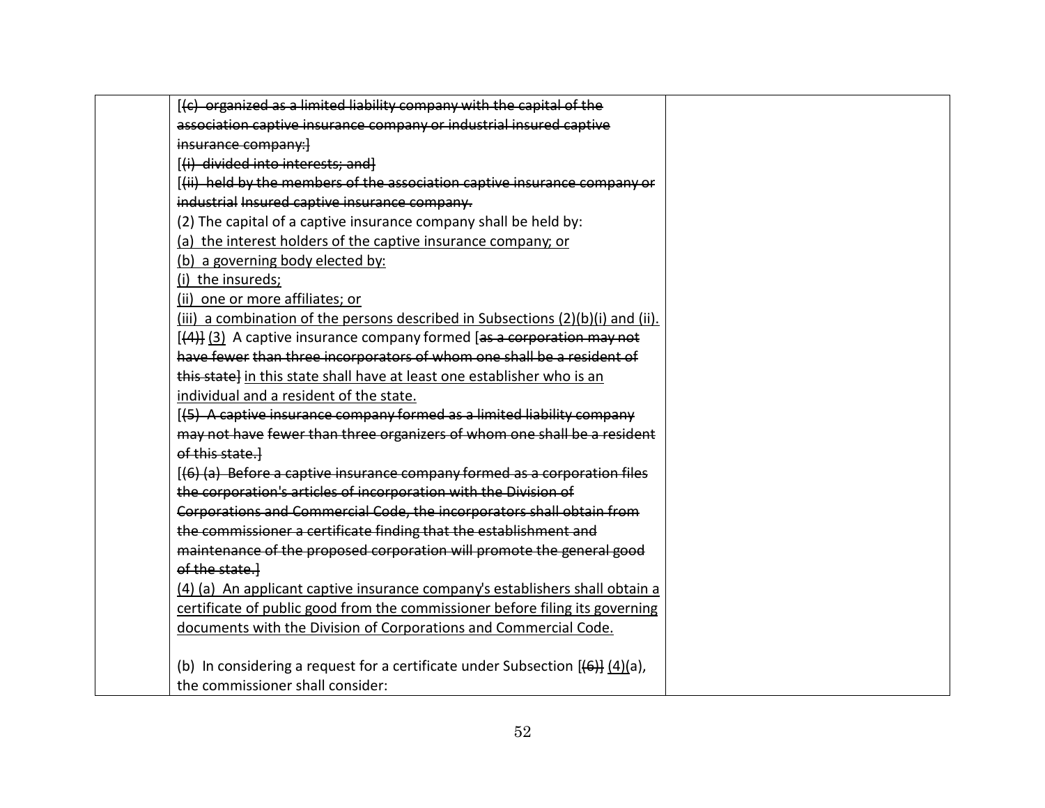| | [(c) organized as a limited liability company with the capital of the association captive insurance company or industrial insured captive insurance company:]<br>[(i) divided into interests; and]<br>[(ii) held by the members of the association captive insurance company or industrial Insured captive insurance company.<br>(2) The capital of a captive insurance company shall be held by:<br>(a) the interest holders of the captive insurance company; or<br>(b) a governing body elected by:<br>(i) the insureds;<br>(ii) one or more affiliates; or<br>(iii) a combination of the persons described in Subsections (2)(b)(i) and (ii).<br>[(4)] (3) A captive insurance company formed [as a corporation may not have fewer than three incorporators of whom one shall be a resident of this state] in this state shall have at least one establisher who is an individual and a resident of the state.<br>[(5) A captive insurance company formed as a limited liability company may not have fewer than three organizers of whom one shall be a resident of this state.]<br>[(6) (a) Before a captive insurance company formed as a corporation files the corporation's articles of incorporation with the Division of Corporations and Commercial Code, the incorporators shall obtain from the commissioner a certificate finding that the establishment and maintenance of the proposed corporation will promote the general good of the state.]<br>(4) (a) An applicant captive insurance company's establishers shall obtain a certificate of public good from the commissioner before filing its governing documents with the Division of Corporations and Commercial Code.<br><br>(b) In considering a request for a certificate under Subsection [(6)] (4)(a), the commissioner shall consider: | |
|---|---|---|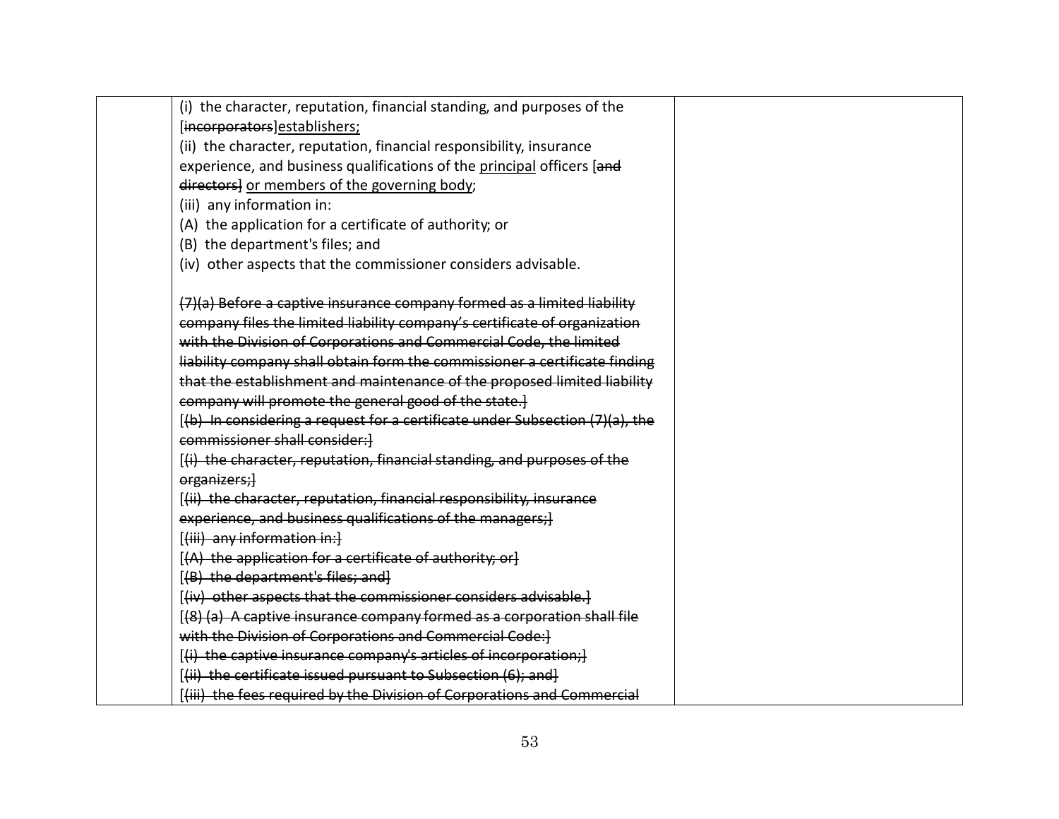| | | |
|---|---|---|
| | (i) the character, reputation, financial standing, and purposes of the [~~incorporators~~]<u>establishers;</u><br>(ii) the character, reputation, financial responsibility, insurance experience, and business qualifications of the <u>principal</u> officers [~~and directors~~] <u>or members of the governing body</u>;<br>(iii) any information in:<br>(A) the application for a certificate of authority; or<br>(B) the department's files; and<br>(iv) other aspects that the commissioner considers advisable.<br><br>~~(7)(a) Before a captive insurance company formed as a limited liability company files the limited liability company's certificate of organization with the Division of Corporations and Commercial Code, the limited liability company shall obtain form the commissioner a certificate finding that the establishment and maintenance of the proposed limited liability company will promote the general good of the state.]~~<br>[~~(b) In considering a request for a certificate under Subsection (7)(a), the commissioner shall consider:]~~<br>[~~(i) the character, reputation, financial standing, and purposes of the organizers;]~~<br>[~~(ii) the character, reputation, financial responsibility, insurance experience, and business qualifications of the managers;]~~<br>[~~(iii) any information in:]~~<br>[~~(A) the application for a certificate of authority; or]~~<br>[~~(B) the department's files; and]~~<br>[~~(iv) other aspects that the commissioner considers advisable.]~~<br>[~~(8) (a) A captive insurance company formed as a corporation shall file with the Division of Corporations and Commercial Code:]~~<br>[~~(i) the captive insurance company's articles of incorporation;]~~<br>[~~(ii) the certificate issued pursuant to Subsection (6); and]~~<br>[~~(iii) the fees required by the Division of Corporations and Commercial~~ | |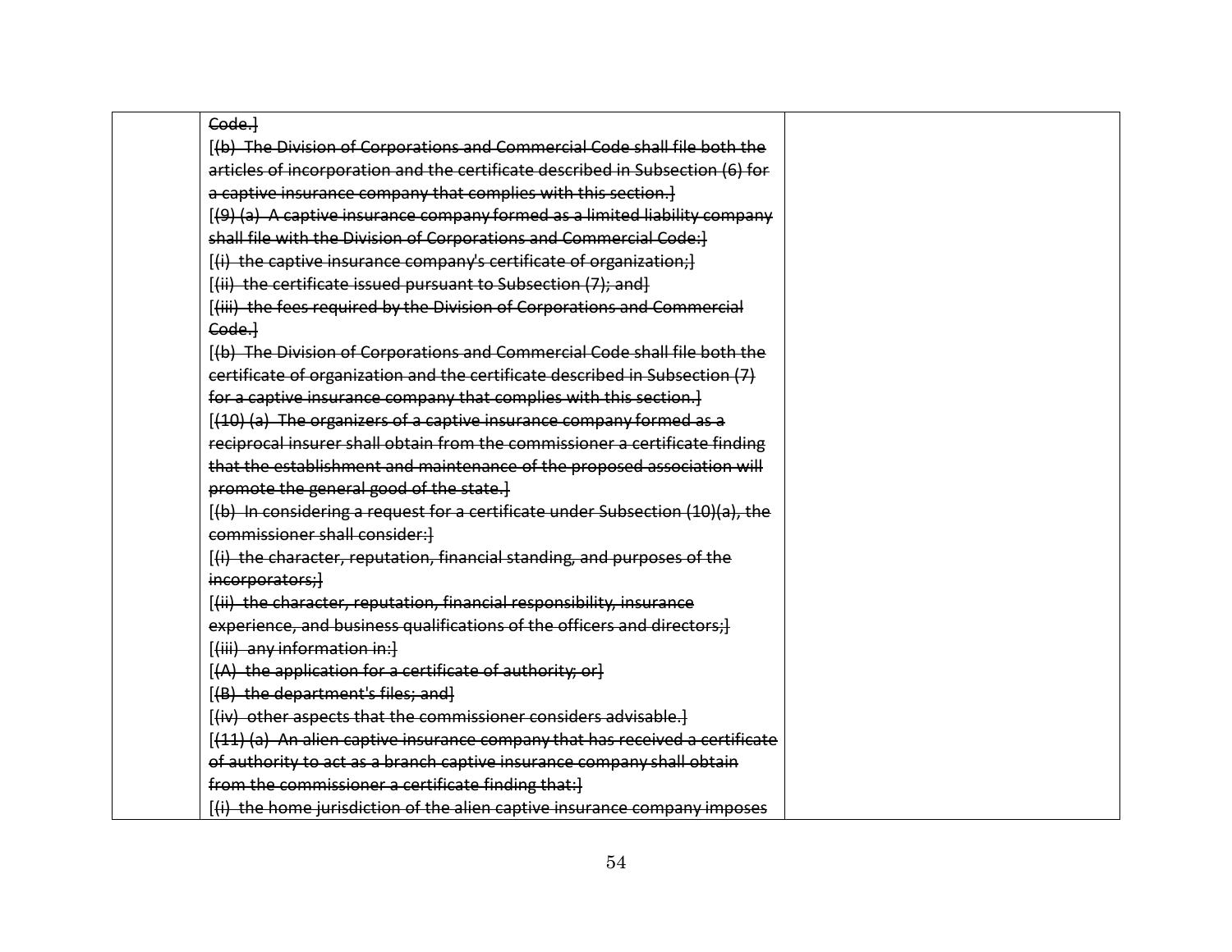| | Code.]<br>[(b) The Division of Corporations and Commercial Code shall file both the articles of incorporation and the certificate described in Subsection (6) for a captive insurance company that complies with this section.]<br>[(9) (a) A captive insurance company formed as a limited liability company shall file with the Division of Corporations and Commercial Code:]<br>[(i) the captive insurance company's certificate of organization;]<br>[(ii) the certificate issued pursuant to Subsection (7); and]<br>[(iii) the fees required by the Division of Corporations and Commercial Code.]<br>[(b) The Division of Corporations and Commercial Code shall file both the certificate of organization and the certificate described in Subsection (7) for a captive insurance company that complies with this section.]<br>[(10) (a) The organizers of a captive insurance company formed as a reciprocal insurer shall obtain from the commissioner a certificate finding that the establishment and maintenance of the proposed association will promote the general good of the state.]<br>[(b) In considering a request for a certificate under Subsection (10)(a), the commissioner shall consider:]<br>[(i) the character, reputation, financial standing, and purposes of the incorporators;]<br>[(ii) the character, reputation, financial responsibility, insurance experience, and business qualifications of the officers and directors;]<br>[(iii) any information in:]<br>[(A) the application for a certificate of authority; or]<br>[(B) the department's files; and]<br>[(iv) other aspects that the commissioner considers advisable.]<br>[(11) (a) An alien captive insurance company that has received a certificate of authority to act as a branch captive insurance company shall obtain from the commissioner a certificate finding that:]<br>[(i) the home jurisdiction of the alien captive insurance company imposes | |
|---|---|---|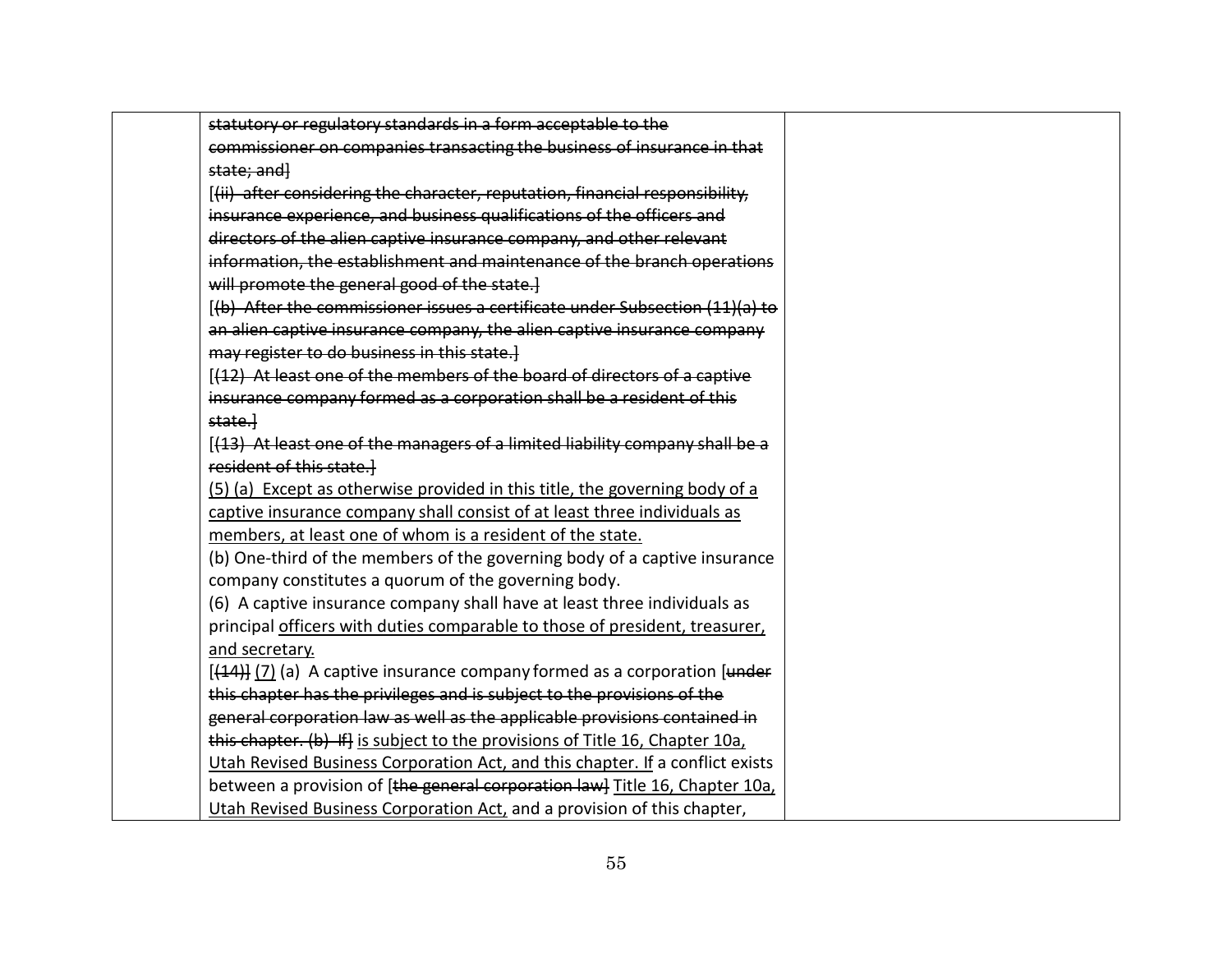| | | |
|---|---|---|
| | ~~statutory or regulatory standards in a form acceptable to the commissioner on companies transacting the business of insurance in that state; and~~]<br>[~~(ii) after considering the character, reputation, financial responsibility, insurance experience, and business qualifications of the officers and directors of the alien captive insurance company, and other relevant information, the establishment and maintenance of the branch operations will promote the general good of the state.~~]<br>[~~(b) After the commissioner issues a certificate under Subsection (11)(a) to an alien captive insurance company, the alien captive insurance company may register to do business in this state.~~]<br>[~~(12) At least one of the members of the board of directors of a captive insurance company formed as a corporation shall be a resident of this state.~~]<br>[~~(13) At least one of the managers of a limited liability company shall be a resident of this state.~~]<br><u>(5) (a) Except as otherwise provided in this title, the governing body of a captive insurance company shall consist of at least three individuals as members, at least one of whom is a resident of the state.</u><br>(b) One-third of the members of the governing body of a captive insurance company constitutes a quorum of the governing body.<br>(6) A captive insurance company shall have at least three individuals as principal <u>officers with duties comparable to those of president, treasurer, and secretary.</u><br>[~~(14)~~] <u>(7)</u> (a) A captive insurance company formed as a corporation [~~under this chapter has the privileges and is subject to the provisions of the general corporation law as well as the applicable provisions contained in this chapter. (b) If~~] <u>is subject to the provisions of Title 16, Chapter 10a, Utah Revised Business Corporation Act, and this chapter. If</u> a conflict exists between a provision of [~~the general corporation law~~] <u>Title 16, Chapter 10a, Utah Revised Business Corporation Act,</u> and a provision of this chapter, | |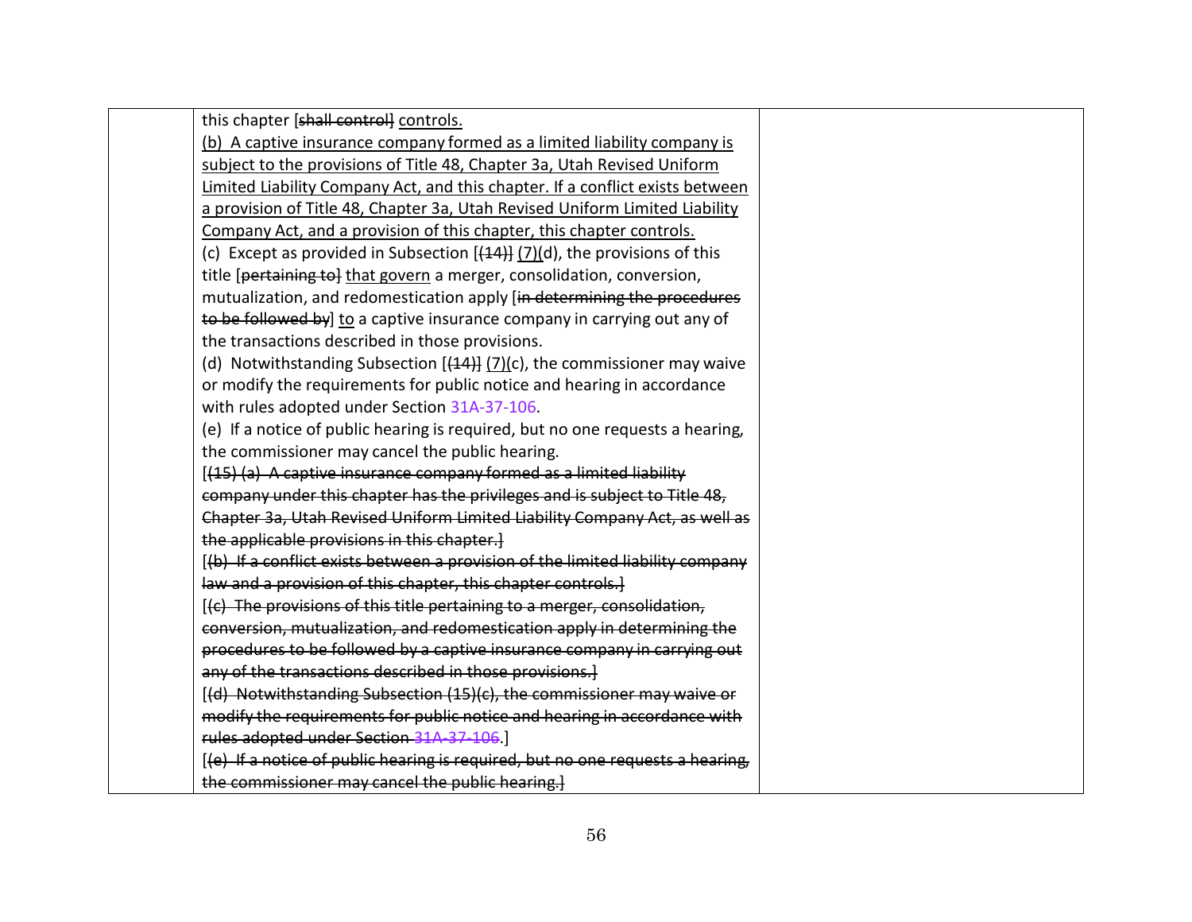| | this chapter [shall control] controls.<br>(b) A captive insurance company formed as a limited liability company is subject to the provisions of Title 48, Chapter 3a, Utah Revised Uniform Limited Liability Company Act, and this chapter. If a conflict exists between a provision of Title 48, Chapter 3a, Utah Revised Uniform Limited Liability Company Act, and a provision of this chapter, this chapter controls.<br>(c) Except as provided in Subsection [(14)] (7)(d), the provisions of this title [pertaining to] that govern a merger, consolidation, conversion, mutualization, and redomestication apply [in determining the procedures to be followed by] to a captive insurance company in carrying out any of the transactions described in those provisions.<br>(d) Notwithstanding Subsection [(14)] (7)(c), the commissioner may waive or modify the requirements for public notice and hearing in accordance with rules adopted under Section 31A-37-106.<br>(e) If a notice of public hearing is required, but no one requests a hearing, the commissioner may cancel the public hearing.<br>[(15) (a) A captive insurance company formed as a limited liability company under this chapter has the privileges and is subject to Title 48, Chapter 3a, Utah Revised Uniform Limited Liability Company Act, as well as the applicable provisions in this chapter.]<br>[(b) If a conflict exists between a provision of the limited liability company law and a provision of this chapter, this chapter controls.]<br>[(c) The provisions of this title pertaining to a merger, consolidation, conversion, mutualization, and redomestication apply in determining the procedures to be followed by a captive insurance company in carrying out any of the transactions described in those provisions.]<br>[(d) Notwithstanding Subsection (15)(c), the commissioner may waive or modify the requirements for public notice and hearing in accordance with rules adopted under Section 31A-37-106.]<br>[(e) If a notice of public hearing is required, but no one requests a hearing, the commissioner may cancel the public hearing.] | |
|---|---|---|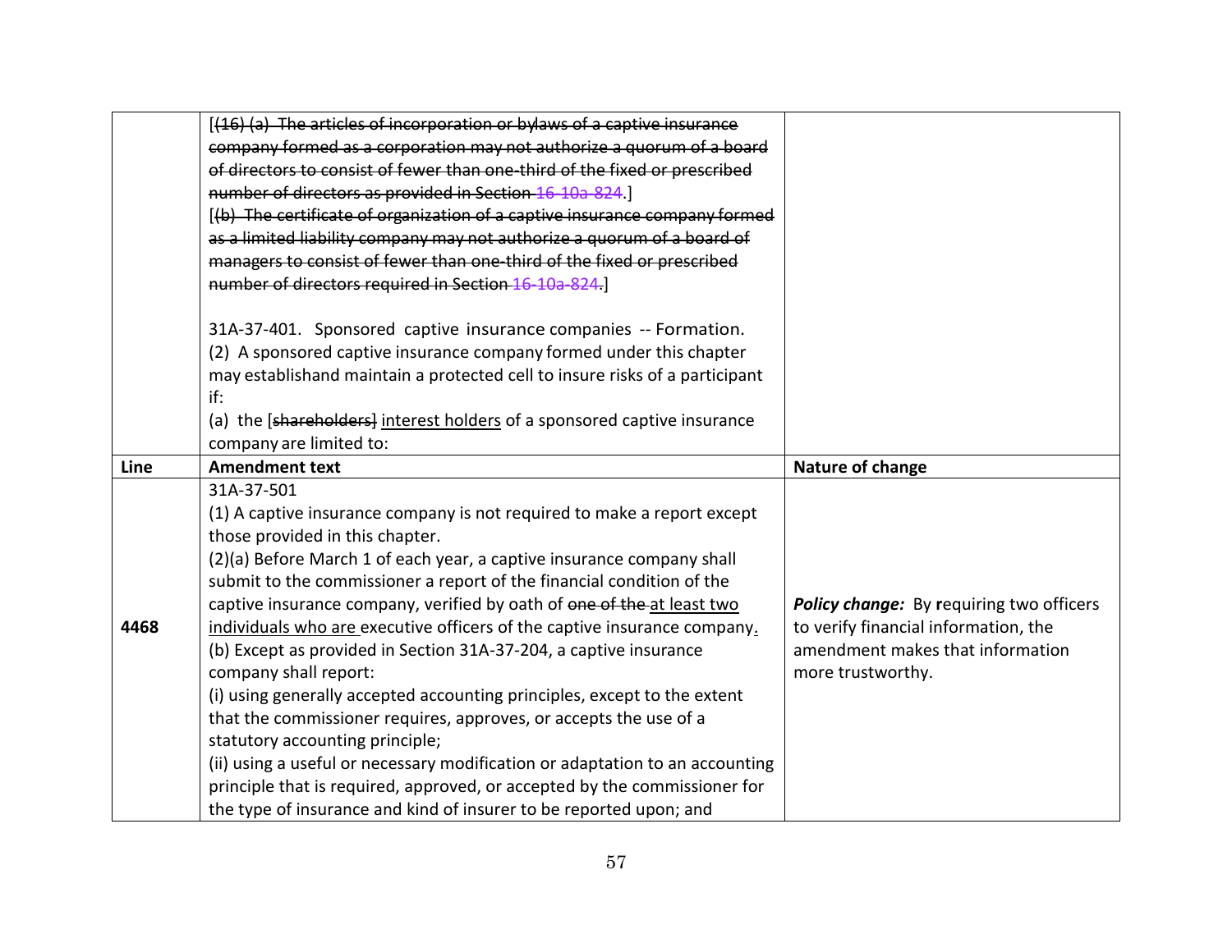| | | |
|---|---|---|
| | [~~(16) (a) The articles of incorporation or bylaws of a captive insurance company formed as a corporation may not authorize a quorum of a board of directors to consist of fewer than one-third of the fixed or prescribed number of directors as provided in Section 16-10a-824.~~]<br>[~~(b) The certificate of organization of a captive insurance company formed as a limited liability company may not authorize a quorum of a board of managers to consist of fewer than one-third of the fixed or prescribed number of directors required in Section 16-10a-824.~~]<br><br>31A-37-401. Sponsored captive insurance companies -- Formation.<br>(2) A sponsored captive insurance company formed under this chapter may establishand maintain a protected cell to insure risks of a participant if:<br>(a) the [~~shareholders~~] <u>interest holders</u> of a sponsored captive insurance company are limited to: | |
| **Line** | **Amendment text** | **Nature of change** |
| **4468** | 31A-37-501<br>(1) A captive insurance company is not required to make a report except those provided in this chapter.<br>(2)(a) Before March 1 of each year, a captive insurance company shall submit to the commissioner a report of the financial condition of the captive insurance company, verified by oath of ~~one of the~~ <u>at least two individuals who are</u> executive officers of the captive insurance company<u>.</u><br>(b) Except as provided in Section 31A-37-204, a captive insurance company shall report:<br>(i) using generally accepted accounting principles, except to the extent that the commissioner requires, approves, or accepts the use of a statutory accounting principle;<br>(ii) using a useful or necessary modification or adaptation to an accounting principle that is required, approved, or accepted by the commissioner for the type of insurance and kind of insurer to be reported upon; and | ***Policy change:*** By **r**equiring two officers to verify financial information, the amendment makes that information more trustworthy. |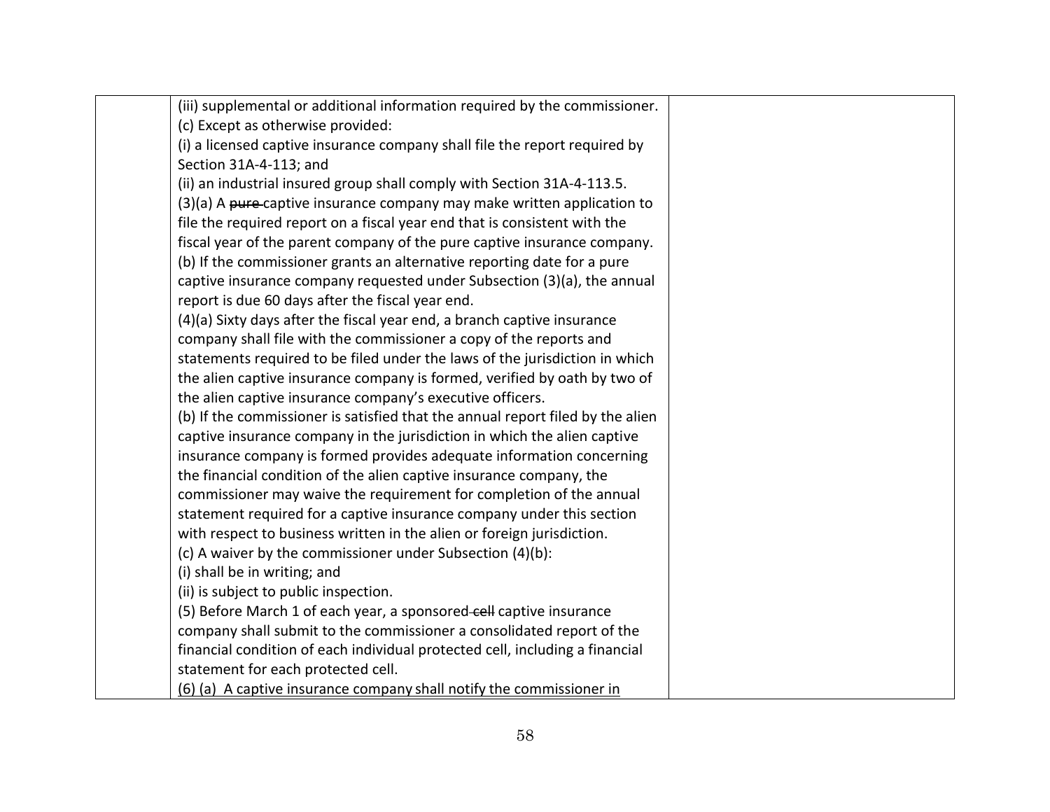| | (iii) supplemental or additional information required by the commissioner.<br>(c) Except as otherwise provided:<br>(i) a licensed captive insurance company shall file the report required by Section 31A-4-113; and<br>(ii) an industrial insured group shall comply with Section 31A-4-113.5.<br>(3)(a) A ~~pure~~ captive insurance company may make written application to file the required report on a fiscal year end that is consistent with the fiscal year of the parent company of the pure captive insurance company.<br>(b) If the commissioner grants an alternative reporting date for a pure captive insurance company requested under Subsection (3)(a), the annual report is due 60 days after the fiscal year end.<br>(4)(a) Sixty days after the fiscal year end, a branch captive insurance company shall file with the commissioner a copy of the reports and statements required to be filed under the laws of the jurisdiction in which the alien captive insurance company is formed, verified by oath by two of the alien captive insurance company's executive officers.<br>(b) If the commissioner is satisfied that the annual report filed by the alien captive insurance company in the jurisdiction in which the alien captive insurance company is formed provides adequate information concerning the financial condition of the alien captive insurance company, the commissioner may waive the requirement for completion of the annual statement required for a captive insurance company under this section with respect to business written in the alien or foreign jurisdiction.<br>(c) A waiver by the commissioner under Subsection (4)(b):<br>(i) shall be in writing; and<br>(ii) is subject to public inspection.<br>(5) Before March 1 of each year, a sponsored ~~cell~~ captive insurance company shall submit to the commissioner a consolidated report of the financial condition of each individual protected cell, including a financial statement for each protected cell.<br><u>(6) (a) A captive insurance company shall notify the commissioner in</u> | |
|---|---|---|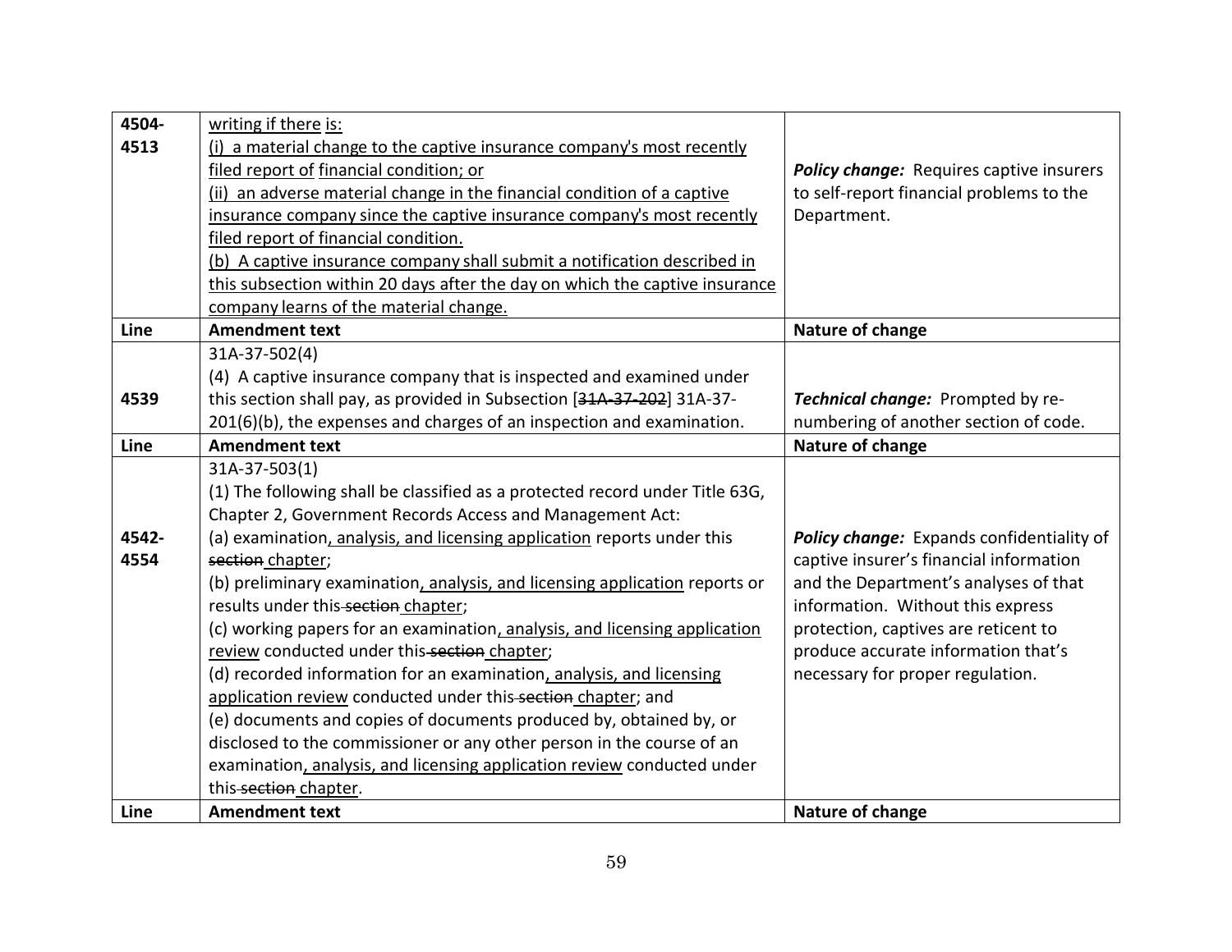| Line | Amendment text | Nature of change |
|---|---|---|
| 4504-4513 | writing if there is:<br>(i) a material change to the captive insurance company's most recently filed report of financial condition; or<br>(ii) an adverse material change in the financial condition of a captive insurance company since the captive insurance company's most recently filed report of financial condition.<br>(b) A captive insurance company shall submit a notification described in this subsection within 20 days after the day on which the captive insurance company learns of the material change. | ***Policy change:*** Requires captive insurers to self-report financial problems to the Department. |
| **Line** | **Amendment text** | **Nature of change** |
| 4539 | 31A-37-502(4)<br>(4) A captive insurance company that is inspected and examined under this section shall pay, as provided in Subsection [~~31A-37-202~~] 31A-37-201(6)(b), the expenses and charges of an inspection and examination. | ***Technical change:*** Prompted by re-numbering of another section of code. |
| **Line** | **Amendment text** | **Nature of change** |
| 4542-4554 | 31A-37-503(1)<br>(1) The following shall be classified as a protected record under Title 63G, Chapter 2, Government Records Access and Management Act:<br>(a) examination, analysis, and licensing application reports under this ~~section~~ chapter;<br>(b) preliminary examination, analysis, and licensing application reports or results under this ~~section~~ chapter;<br>(c) working papers for an examination, analysis, and licensing application review conducted under this ~~section~~ chapter;<br>(d) recorded information for an examination, analysis, and licensing application review conducted under this ~~section~~ chapter; and<br>(e) documents and copies of documents produced by, obtained by, or disclosed to the commissioner or any other person in the course of an examination, analysis, and licensing application review conducted under this ~~section~~ chapter. | ***Policy change:*** Expands confidentiality of captive insurer's financial information and the Department's analyses of that information. Without this express protection, captives are reticent to produce accurate information that's necessary for proper regulation. |
| **Line** | **Amendment text** | **Nature of change** |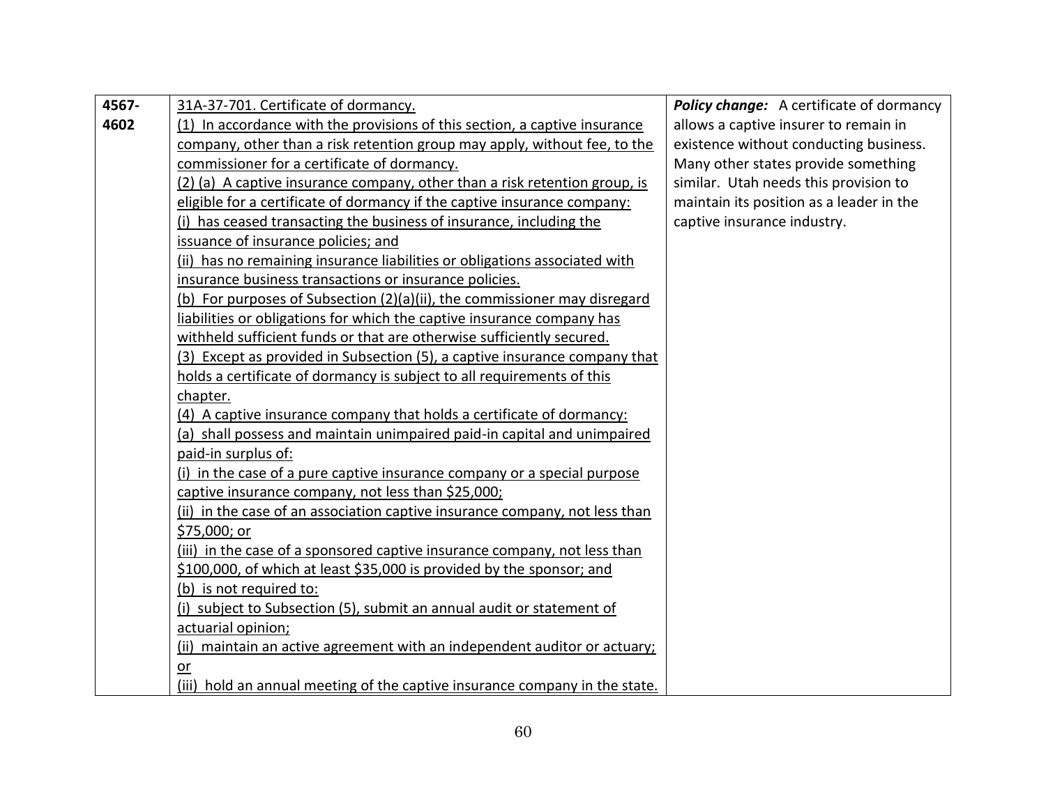| | | |
|---|---|---|
| 4567-4602 | 31A-37-701. Certificate of dormancy.<br>(1) In accordance with the provisions of this section, a captive insurance company, other than a risk retention group may apply, without fee, to the commissioner for a certificate of dormancy.<br>(2) (a) A captive insurance company, other than a risk retention group, is eligible for a certificate of dormancy if the captive insurance company:<br>(i) has ceased transacting the business of insurance, including the issuance of insurance policies; and<br>(ii) has no remaining insurance liabilities or obligations associated with insurance business transactions or insurance policies.<br>(b) For purposes of Subsection (2)(a)(ii), the commissioner may disregard liabilities or obligations for which the captive insurance company has withheld sufficient funds or that are otherwise sufficiently secured.<br>(3) Except as provided in Subsection (5), a captive insurance company that holds a certificate of dormancy is subject to all requirements of this chapter.<br>(4) A captive insurance company that holds a certificate of dormancy:<br>(a) shall possess and maintain unimpaired paid-in capital and unimpaired paid-in surplus of:<br>(i) in the case of a pure captive insurance company or a special purpose captive insurance company, not less than $25,000;<br>(ii) in the case of an association captive insurance company, not less than $75,000; or<br>(iii) in the case of a sponsored captive insurance company, not less than $100,000, of which at least $35,000 is provided by the sponsor; and<br>(b) is not required to:<br>(i) subject to Subsection (5), submit an annual audit or statement of actuarial opinion;<br>(ii) maintain an active agreement with an independent auditor or actuary; or<br>(iii) hold an annual meeting of the captive insurance company in the state. | ***Policy change:*** A certificate of dormancy allows a captive insurer to remain in existence without conducting business. Many other states provide something similar. Utah needs this provision to maintain its position as a leader in the captive insurance industry. |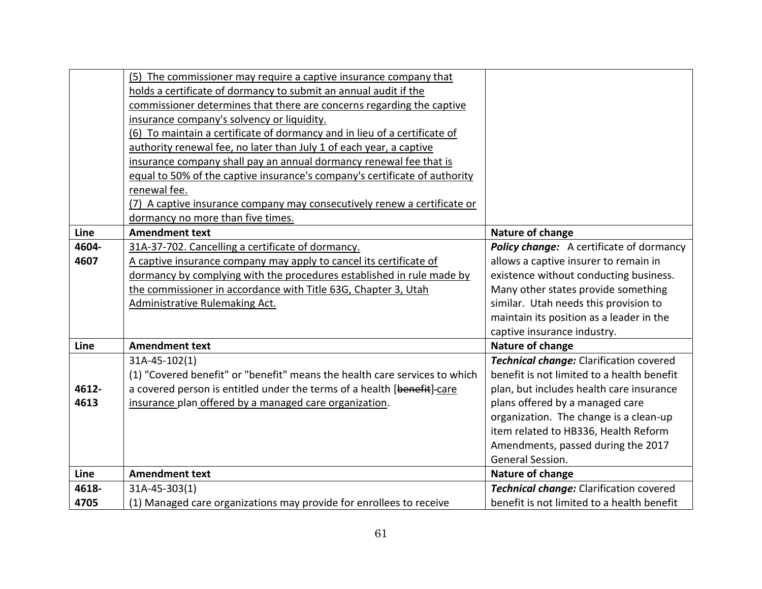| Line | Amendment text | Nature of change |
|---|---|---|
| | <u>(5) The commissioner may require a captive insurance company that holds a certificate of dormancy to submit an annual audit if the commissioner determines that there are concerns regarding the captive insurance company's solvency or liquidity.</u><br><u>(6) To maintain a certificate of dormancy and in lieu of a certificate of authority renewal fee, no later than July 1 of each year, a captive insurance company shall pay an annual dormancy renewal fee that is equal to 50% of the captive insurance's company's certificate of authority renewal fee.</u><br><u>(7) A captive insurance company may consecutively renew a certificate or dormancy no more than five times.</u> | |
| **Line** | **Amendment text** | **Nature of change** |
| **4604-4607** | <u>31A-37-702. Cancelling a certificate of dormancy.</u><br><u>A captive insurance company may apply to cancel its certificate of dormancy by complying with the procedures established in rule made by the commissioner in accordance with Title 63G, Chapter 3, Utah Administrative Rulemaking Act.</u> | ***Policy change:*** A certificate of dormancy allows a captive insurer to remain in existence without conducting business. Many other states provide something similar. Utah needs this provision to maintain its position as a leader in the captive insurance industry. |
| **Line** | **Amendment text** | **Nature of change** |
| **4612-4613** | 31A-45-102(1)<br>(1) "Covered benefit" or "benefit" means the health care services to which a covered person is entitled under the terms of a health [~~benefit~~] <u>care insurance</u> plan <u>offered by a managed care organization</u>. | ***Technical change:*** Clarification covered benefit is not limited to a health benefit plan, but includes health care insurance plans offered by a managed care organization. The change is a clean-up item related to HB336, Health Reform Amendments, passed during the 2017 General Session. |
| **Line** | **Amendment text** | **Nature of change** |
| **4618-4705** | 31A-45-303(1)<br>(1) Managed care organizations may provide for enrollees to receive | ***Technical change:*** Clarification covered benefit is not limited to a health benefit |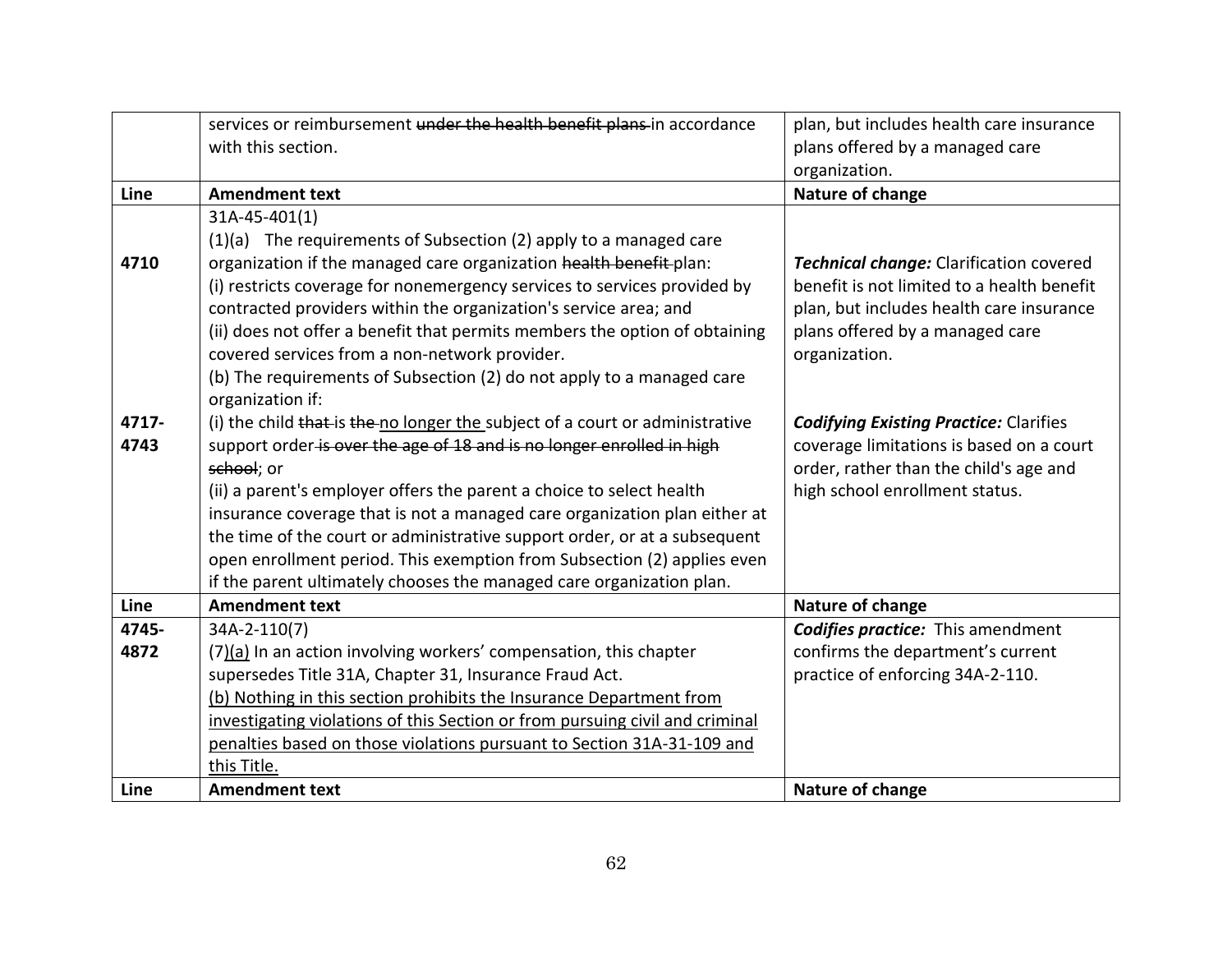| | | |
|---|---|---|
| | services or reimbursement ~~under the health benefit plans~~ in accordance with this section. | plan, but includes health care insurance plans offered by a managed care organization. |
| **Line** | **Amendment text** | **Nature of change** |
| 4710<br><br><br><br><br><br><br>4717-4743 | 31A-45-401(1)<br>(1)(a) The requirements of Subsection (2) apply to a managed care organization if the managed care organization ~~health benefit~~ plan:<br>(i) restricts coverage for nonemergency services to services provided by contracted providers within the organization's service area; and<br>(ii) does not offer a benefit that permits members the option of obtaining covered services from a non-network provider.<br>(b) The requirements of Subsection (2) do not apply to a managed care organization if:<br>(i) the child ~~that~~ is ~~the~~ <u>no longer the</u> subject of a court or administrative support order ~~is over the age of 18 and is no longer enrolled in high school~~; or<br>(ii) a parent's employer offers the parent a choice to select health insurance coverage that is not a managed care organization plan either at the time of the court or administrative support order, or at a subsequent open enrollment period. This exemption from Subsection (2) applies even if the parent ultimately chooses the managed care organization plan. | ***Technical change:*** Clarification covered benefit is not limited to a health benefit plan, but includes health care insurance plans offered by a managed care organization.<br><br>***Codifying Existing Practice:*** Clarifies coverage limitations is based on a court order, rather than the child's age and high school enrollment status. |
| **Line** | **Amendment text** | **Nature of change** |
| 4745-4872 | 34A-2-110(7)<br>(7)<u>(a)</u> In an action involving workers' compensation, this chapter supersedes Title 31A, Chapter 31, Insurance Fraud Act.<br><u>(b) Nothing in this section prohibits the Insurance Department from investigating violations of this Section or from pursuing civil and criminal penalties based on those violations pursuant to Section 31A-31-109 and this Title.</u> | ***Codifies practice:*** This amendment confirms the department's current practice of enforcing 34A-2-110. |
| **Line** | **Amendment text** | **Nature of change** |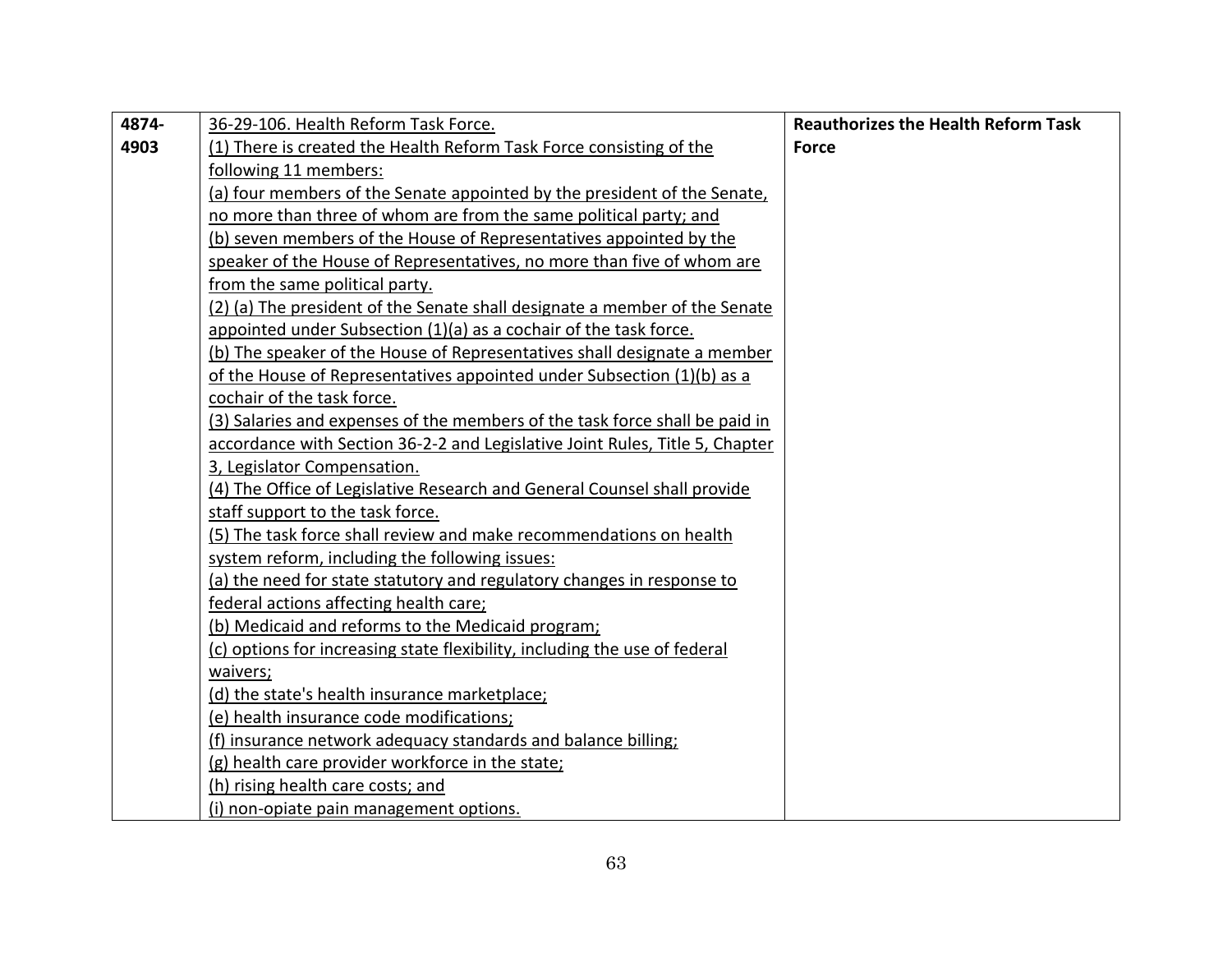| | | |
|---|---|---|
| 4874-4903 | <u>36-29-106. Health Reform Task Force.</u><br><u>(1) There is created the Health Reform Task Force consisting of the following 11 members:</u><br><u>(a) four members of the Senate appointed by the president of the Senate, no more than three of whom are from the same political party; and</u><br><u>(b) seven members of the House of Representatives appointed by the speaker of the House of Representatives, no more than five of whom are from the same political party.</u><br><u>(2) (a) The president of the Senate shall designate a member of the Senate appointed under Subsection (1)(a) as a cochair of the task force.</u><br><u>(b) The speaker of the House of Representatives shall designate a member of the House of Representatives appointed under Subsection (1)(b) as a cochair of the task force.</u><br><u>(3) Salaries and expenses of the members of the task force shall be paid in accordance with Section 36-2-2 and Legislative Joint Rules, Title 5, Chapter 3, Legislator Compensation.</u><br><u>(4) The Office of Legislative Research and General Counsel shall provide staff support to the task force.</u><br><u>(5) The task force shall review and make recommendations on health system reform, including the following issues:</u><br><u>(a) the need for state statutory and regulatory changes in response to federal actions affecting health care;</u><br><u>(b) Medicaid and reforms to the Medicaid program;</u><br><u>(c) options for increasing state flexibility, including the use of federal waivers;</u><br><u>(d) the state's health insurance marketplace;</u><br><u>(e) health insurance code modifications;</u><br><u>(f) insurance network adequacy standards and balance billing;</u><br><u>(g) health care provider workforce in the state;</u><br><u>(h) rising health care costs; and</u><br><u>(i) non-opiate pain management options.</u> | **Reauthorizes the Health Reform Task Force** |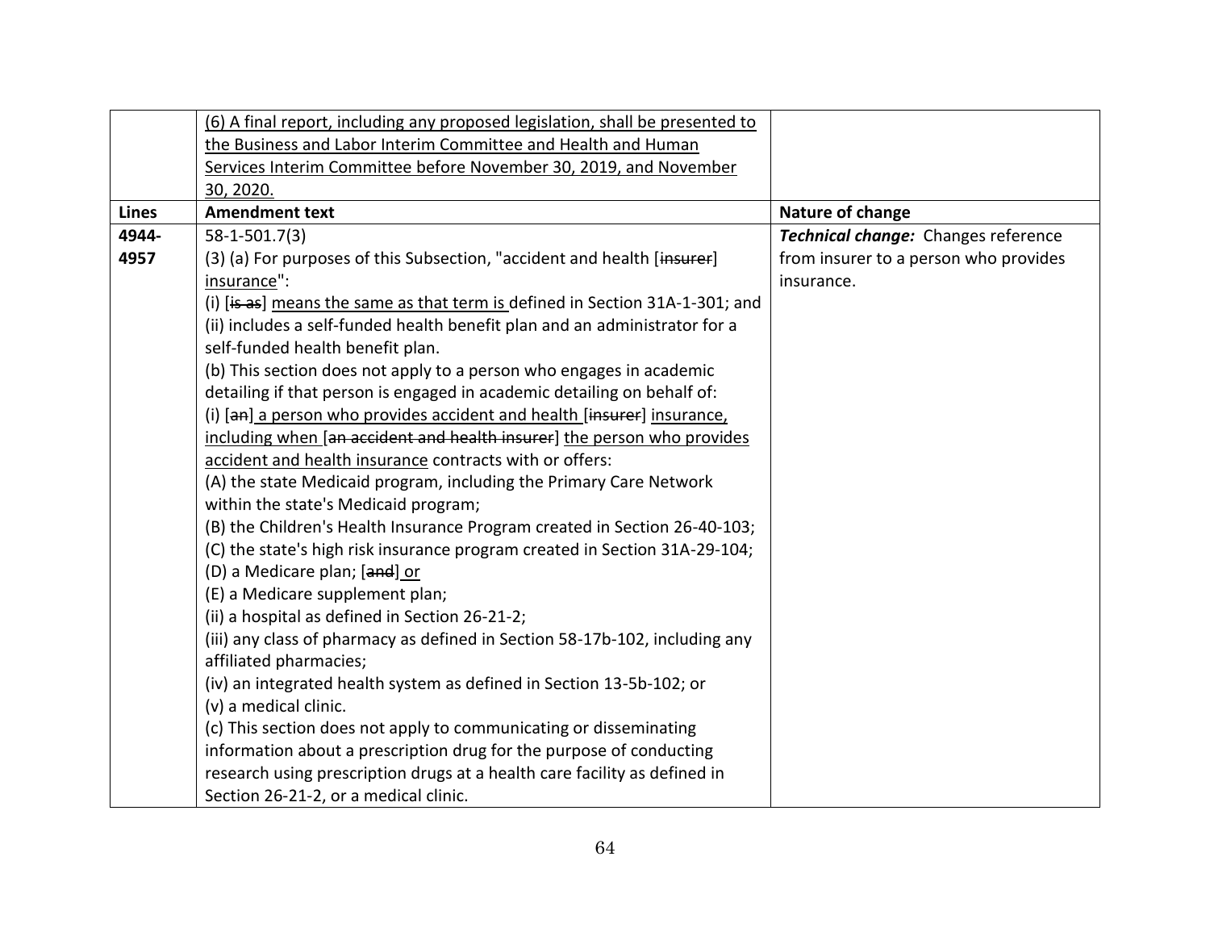| | | |
|---|---|---|
| | <u>(6) A final report, including any proposed legislation, shall be presented to the Business and Labor Interim Committee and Health and Human Services Interim Committee before November 30, 2019, and November 30, 2020.</u> | |
| **Lines** | **Amendment text** | **Nature of change** |
| **4944-4957** | 58-1-501.7(3)<br>(3) (a) For purposes of this Subsection, "accident and health [~~insurer~~] <u>insurance</u>":<br>(i) [~~is as~~] <u>means the same as that term is</u> defined in Section 31A-1-301; and<br>(ii) includes a self-funded health benefit plan and an administrator for a self-funded health benefit plan.<br>(b) This section does not apply to a person who engages in academic detailing if that person is engaged in academic detailing on behalf of:<br>(i) [~~an~~] <u>a person who provides accident and health</u> [~~insurer~~] <u>insurance, including when</u> [~~an accident and health insurer~~] <u>the person who provides accident and health insurance</u> contracts with or offers:<br>(A) the state Medicaid program, including the Primary Care Network within the state's Medicaid program;<br>(B) the Children's Health Insurance Program created in Section 26-40-103;<br>(C) the state's high risk insurance program created in Section 31A-29-104;<br>(D) a Medicare plan; [~~and~~] <u>or</u><br>(E) a Medicare supplement plan;<br>(ii) a hospital as defined in Section 26-21-2;<br>(iii) any class of pharmacy as defined in Section 58-17b-102, including any affiliated pharmacies;<br>(iv) an integrated health system as defined in Section 13-5b-102; or<br>(v) a medical clinic.<br>(c) This section does not apply to communicating or disseminating information about a prescription drug for the purpose of conducting research using prescription drugs at a health care facility as defined in Section 26-21-2, or a medical clinic. | ***Technical change:*** Changes reference from insurer to a person who provides insurance. |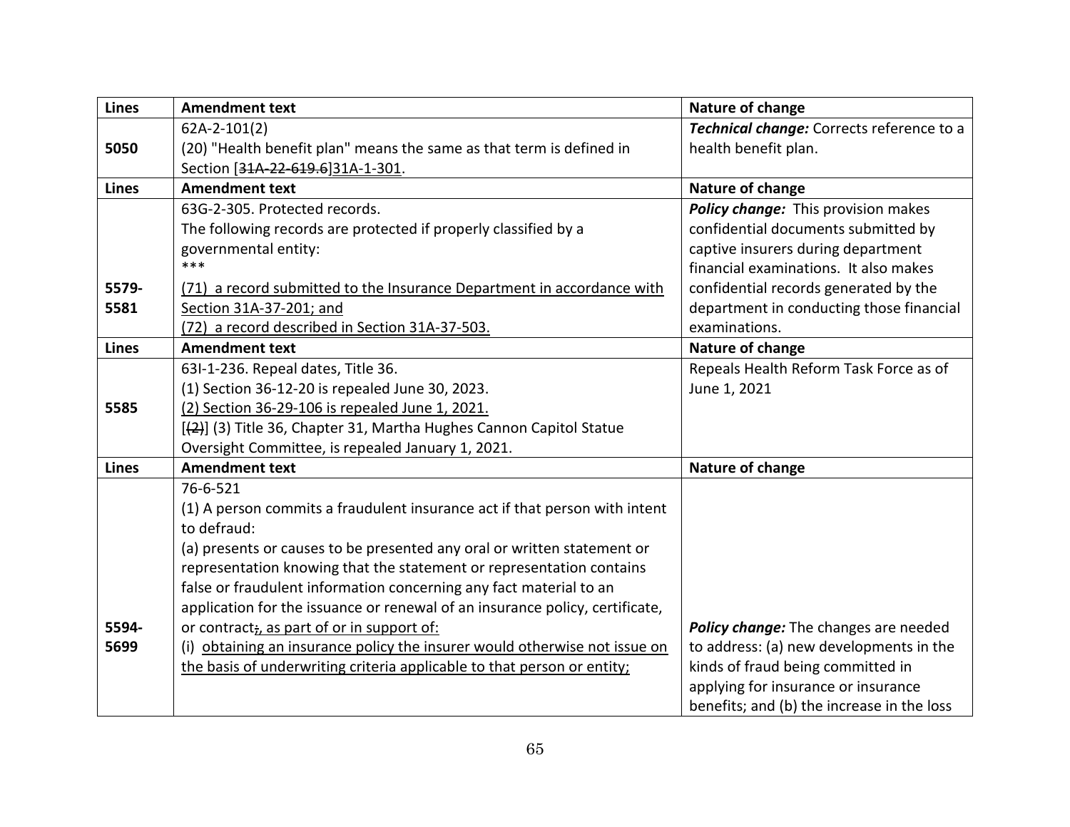| Lines | Amendment text | Nature of change |
|---|---|---|
| 5050 | 62A-2-101(2)<br>(20) "Health benefit plan" means the same as that term is defined in Section [~~31A-22-619.6~~]<u>31A-1-301</u>. | ***Technical change:*** Corrects reference to a health benefit plan. |
| **Lines** | **Amendment text** | **Nature of change** |
| 5579-5581 | 63G-2-305. Protected records.<br>The following records are protected if properly classified by a governmental entity:<br>***<br><u>(71) a record submitted to the Insurance Department in accordance with Section 31A-37-201; and</u><br><u>(72) a record described in Section 31A-37-503.</u> | ***Policy change:*** This provision makes confidential documents submitted by captive insurers during department financial examinations. It also makes confidential records generated by the department in conducting those financial examinations. |
| **Lines** | **Amendment text** | **Nature of change** |
| 5585 | 63I-1-236. Repeal dates, Title 36.<br>(1) Section 36-12-20 is repealed June 30, 2023.<br><u>(2) Section 36-29-106 is repealed June 1, 2021.</u><br>[~~(2)~~] (3) Title 36, Chapter 31, Martha Hughes Cannon Capitol Statue Oversight Committee, is repealed January 1, 2021. | Repeals Health Reform Task Force as of June 1, 2021 |
| **Lines** | **Amendment text** | **Nature of change** |
| 5594-5699 | 76-6-521<br>(1) A person commits a fraudulent insurance act if that person with intent to defraud:<br>(a) presents or causes to be presented any oral or written statement or representation knowing that the statement or representation contains false or fraudulent information concerning any fact material to an application for the issuance or renewal of an insurance policy, certificate, or contract~~;~~<u>, as part of or in support of:</u><br><u>(i) obtaining an insurance policy the insurer would otherwise not issue on the basis of underwriting criteria applicable to that person or entity;</u> | ***Policy change:*** The changes are needed to address: (a) new developments in the kinds of fraud being committed in applying for insurance or insurance benefits; and (b) the increase in the loss |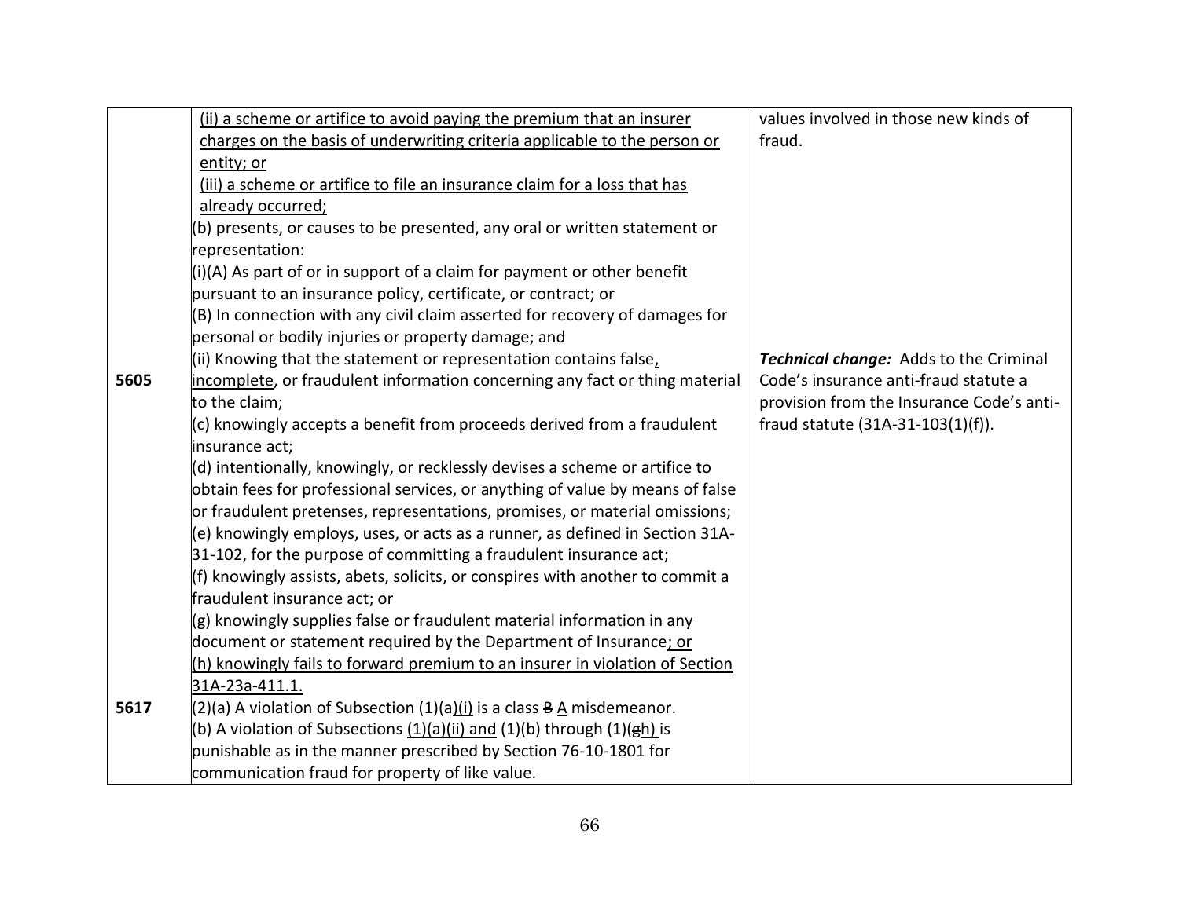| | | |
|---|---|---|
| 5605 | <u>(ii) a scheme or artifice to avoid paying the premium that an insurer charges on the basis of underwriting criteria applicable to the person or entity; or</u><br><u>(iii) a scheme or artifice to file an insurance claim for a loss that has already occurred;</u><br>(b) presents, or causes to be presented, any oral or written statement or representation:<br>(i)(A) As part of or in support of a claim for payment or other benefit pursuant to an insurance policy, certificate, or contract; or<br>(B) In connection with any civil claim asserted for recovery of damages for personal or bodily injuries or property damage; and<br>(ii) Knowing that the statement or representation contains false<u>, incomplete</u>, or fraudulent information concerning any fact or thing material to the claim;<br>(c) knowingly accepts a benefit from proceeds derived from a fraudulent insurance act;<br>(d) intentionally, knowingly, or recklessly devises a scheme or artifice to obtain fees for professional services, or anything of value by means of false or fraudulent pretenses, representations, promises, or material omissions;<br>(e) knowingly employs, uses, or acts as a runner, as defined in Section 31A-31-102, for the purpose of committing a fraudulent insurance act;<br>(f) knowingly assists, abets, solicits, or conspires with another to commit a fraudulent insurance act; or<br>(g) knowingly supplies false or fraudulent material information in any document or statement required by the Department of Insurance<u>; or</u><br><u>(h) knowingly fails to forward premium to an insurer in violation of Section 31A-23a-411.1.</u> | values involved in those new kinds of fraud.<br><br>***Technical change:*** Adds to the Criminal Code's insurance anti-fraud statute a provision from the Insurance Code's anti-fraud statute (31A-31-103(1)(f)). |
| 5617 | (2)(a) A violation of Subsection (1)(a)<u>(i)</u> is a class ~~B~~ <u>A</u> misdemeanor.<br>(b) A violation of Subsections <u>(1)(a)(ii) and</u> (1)(b) through (1)(~~g~~<u>h)</u> is punishable as in the manner prescribed by Section 76-10-1801 for communication fraud for property of like value. | |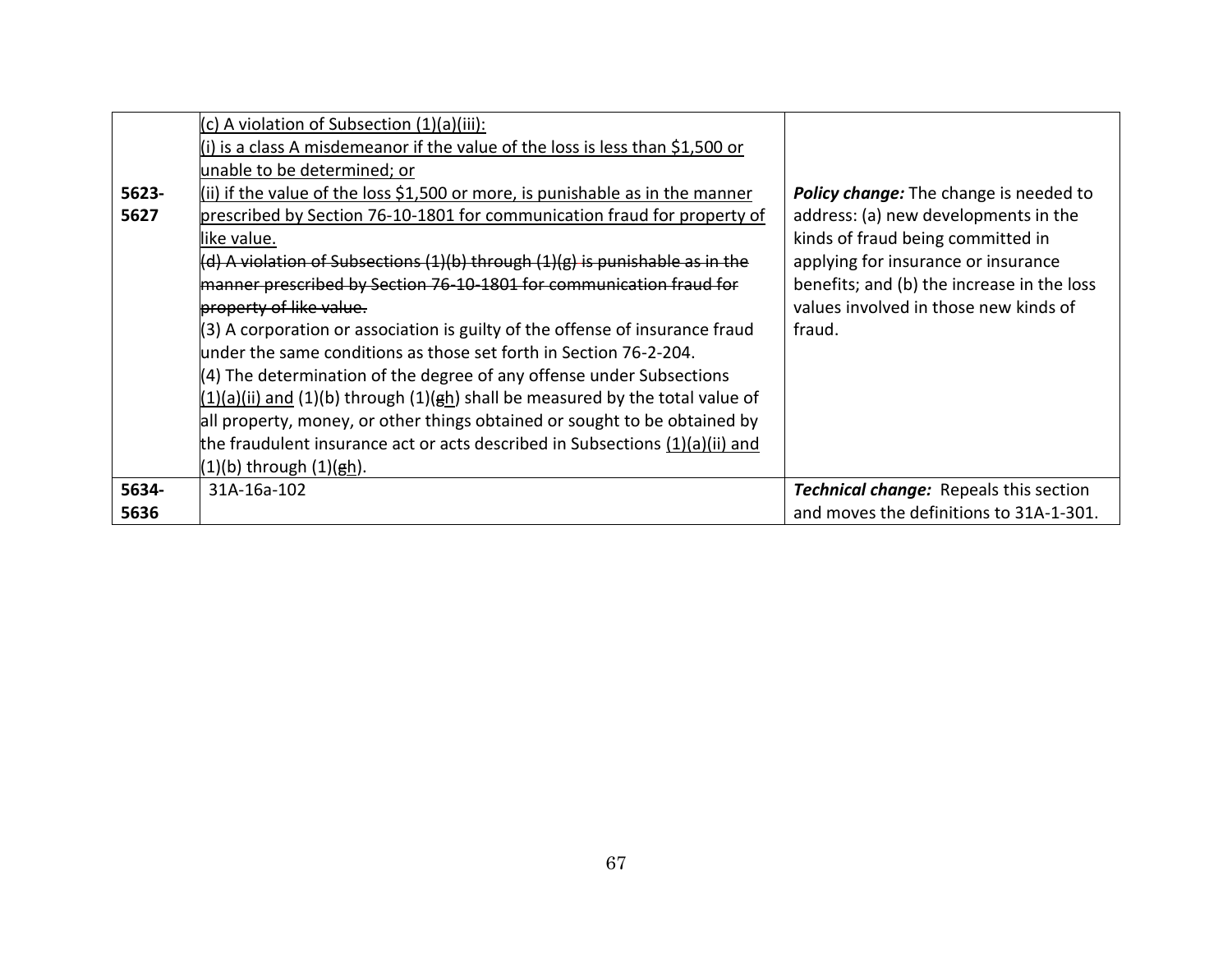| | | |
|---|---|---|
| 5623-5627 | (c) A violation of Subsection (1)(a)(iii):<br>(i) is a class A misdemeanor if the value of the loss is less than $1,500 or unable to be determined; or<br>(ii) if the value of the loss $1,500 or more, is punishable as in the manner prescribed by Section 76-10-1801 for communication fraud for property of like value.<br>~~(d) A violation of Subsections (1)(b) through (1)(g) is punishable as in the manner prescribed by Section 76-10-1801 for communication fraud for property of like value.~~<br>(3) A corporation or association is guilty of the offense of insurance fraud under the same conditions as those set forth in Section 76-2-204.<br>(4) The determination of the degree of any offense under Subsections (1)(a)(ii) and (1)(b) through (1)(~~g~~h) shall be measured by the total value of all property, money, or other things obtained or sought to be obtained by the fraudulent insurance act or acts described in Subsections (1)(a)(ii) and (1)(b) through (1)(~~g~~h). | ***Policy change:*** The change is needed to address: (a) new developments in the kinds of fraud being committed in applying for insurance or insurance benefits; and (b) the increase in the loss values involved in those new kinds of fraud. |
| 5634-5636 | 31A-16a-102 | ***Technical change:*** Repeals this section and moves the definitions to 31A-1-301. |